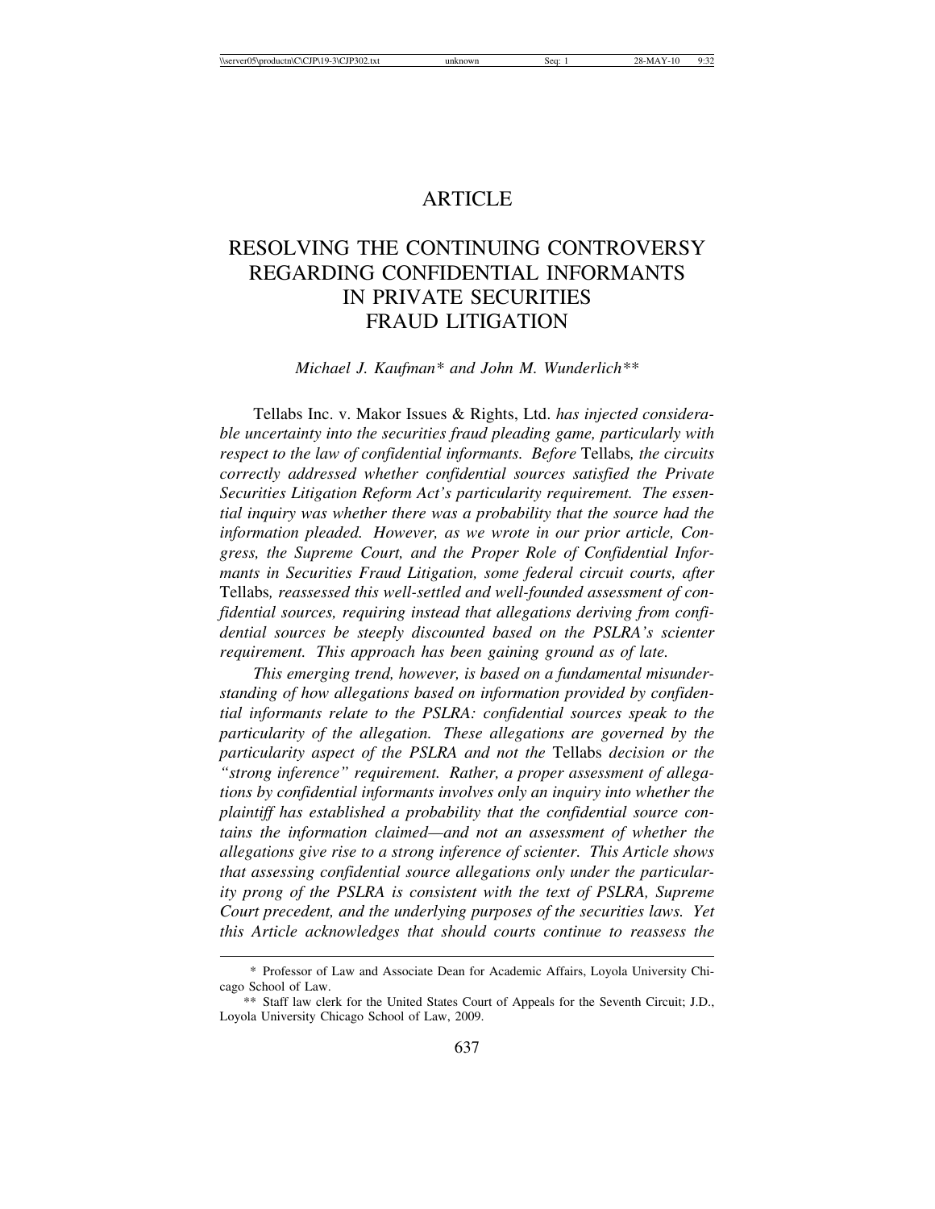# ARTICLE

# RESOLVING THE CONTINUING CONTROVERSY REGARDING CONFIDENTIAL INFORMANTS IN PRIVATE SECURITIES FRAUD LITIGATION

*Michael J. Kaufman\* and John M. Wunderlich\*\**

*Tellabs Inc. v. Makor Issues & Rights, Ltd. has injected considerable uncertainty into the securities fraud pleading game, particularly with respect to the law of confidential informants. Before Tellabs, the circuits correctly addressed whether confidential sources satisfied the Private Securities Litigation Reform Act's particularity requirement. The essential inquiry was whether there was a probability that the source had the information pleaded. However, as we wrote in our prior article, Congress, the Supreme Court, and the Proper Role of Confidential Informants in Securities Fraud Litigation, some federal circuit courts, after Tellabs, reassessed this well-settled and well-founded assessment of confidential sources, requiring instead that allegations deriving from confidential sources be steeply discounted based on the PSLRA's scienter requirement. This approach has been gaining ground as of late.*

*This emerging trend, however, is based on a fundamental misunderstanding of how allegations based on information provided by confidential informants relate to the PSLRA: confidential sources speak to the particularity of the allegation. These allegations are governed by the particularity aspect of the PSLRA and not the Tellabs decision or the "strong inference" requirement. Rather, a proper assessment of allegations by confidential informants involves only an inquiry into whether the plaintiff has established a probability that the confidential source contains the information claimed—and not an assessment of whether the allegations give rise to a strong inference of scienter. This Article shows that assessing confidential source allegations only under the particularity prong of the PSLRA is consistent with the text of PSLRA, Supreme Court precedent, and the underlying purposes of the securities laws. Yet this Article acknowledges that should courts continue to reassess the*

---

\* Professor of Law and Associate Dean for Academic Affairs, Loyola University Chicago School of Law.

\*\* Staff law clerk for the United States Court of Appeals for the Seventh Circuit; J.D., Loyola University Chicago School of Law, 2009.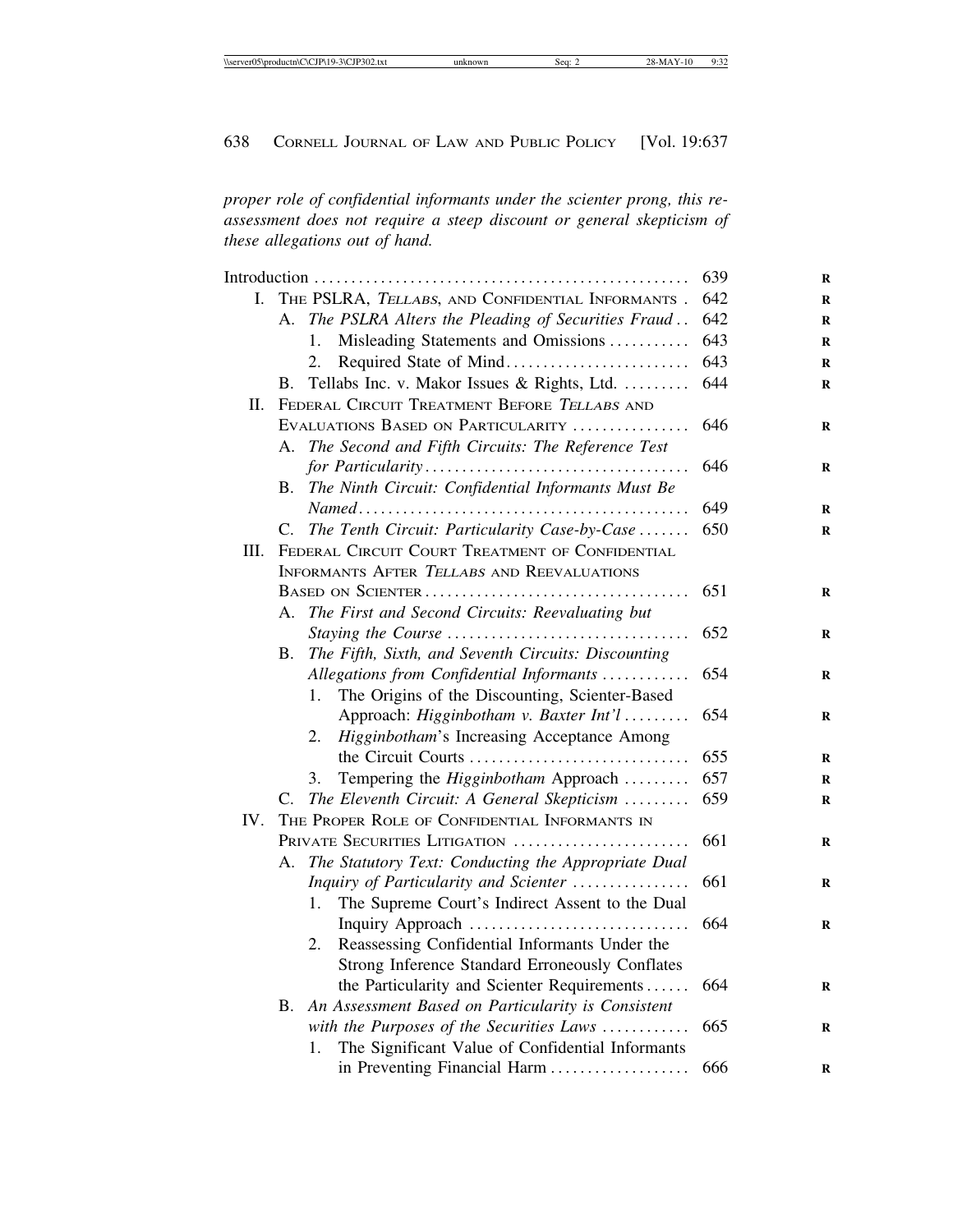*proper role of confidential informants under the scienter prong, this reassessment does not require a steep discount or general skepticism of these allegations out of hand.*

| | |
|---|---|
| Introduction | 639 |
| I. The PSLRA, *Tellabs*, and Confidential Informants | 642 |
| A. *The PSLRA Alters the Pleading of Securities Fraud* | 642 |
| 1. Misleading Statements and Omissions | 643 |
| 2. Required State of Mind | 643 |
| B. Tellabs Inc. v. Makor Issues & Rights, Ltd. | 644 |
| II. Federal Circuit Treatment Before *Tellabs* and Evaluations Based on Particularity | 646 |
| A. *The Second and Fifth Circuits: The Reference Test for Particularity* | 646 |
| B. *The Ninth Circuit: Confidential Informants Must Be Named* | 649 |
| C. *The Tenth Circuit: Particularity Case-by-Case* | 650 |
| III. Federal Circuit Court Treatment of Confidential Informants After *Tellabs* and Reevaluations Based on Scienter | 651 |
| A. *The First and Second Circuits: Reevaluating but Staying the Course* | 652 |
| B. *The Fifth, Sixth, and Seventh Circuits: Discounting Allegations from Confidential Informants* | 654 |
| 1. The Origins of the Discounting, Scienter-Based Approach: *Higginbotham v. Baxter Int'l* | 654 |
| 2. *Higginbotham*'s Increasing Acceptance Among the Circuit Courts | 655 |
| 3. Tempering the *Higginbotham* Approach | 657 |
| C. *The Eleventh Circuit: A General Skepticism* | 659 |
| IV. The Proper Role of Confidential Informants in Private Securities Litigation | 661 |
| A. *The Statutory Text: Conducting the Appropriate Dual Inquiry of Particularity and Scienter* | 661 |
| 1. The Supreme Court's Indirect Assent to the Dual Inquiry Approach | 664 |
| 2. Reassessing Confidential Informants Under the Strong Inference Standard Erroneously Conflates the Particularity and Scienter Requirements | 664 |
| B. *An Assessment Based on Particularity is Consistent with the Purposes of the Securities Laws* | 665 |
| 1. The Significant Value of Confidential Informants in Preventing Financial Harm | 666 |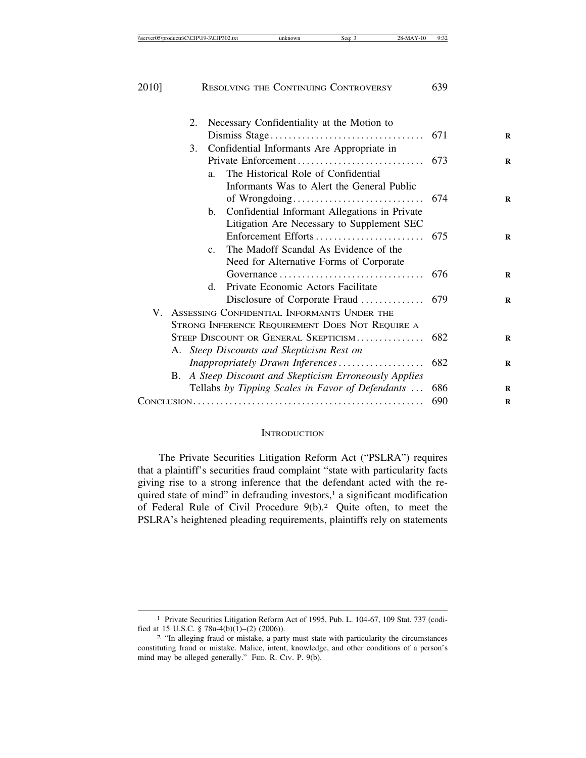2. Necessary Confidentiality at the Motion to Dismiss Stage .................................. 671
3. Confidential Informants Are Appropriate in Private Enforcement ............................ 673
   a. The Historical Role of Confidential Informants Was to Alert the General Public of Wrongdoing ............................ 674
   b. Confidential Informant Allegations in Private Litigation Are Necessary to Supplement SEC Enforcement Efforts ........................ 675
   c. The Madoff Scandal As Evidence of the Need for Alternative Forms of Corporate Governance ................................ 676
   d. Private Economic Actors Facilitate Disclosure of Corporate Fraud ............. 679

V. ASSESSING CONFIDENTIAL INFORMANTS UNDER THE STRONG INFERENCE REQUIREMENT DOES NOT REQUIRE A STEEP DISCOUNT OR GENERAL SKEPTICISM ............... 682
   A. *Steep Discounts and Skepticism Rest on Inappropriately Drawn Inferences* ................... 682
   B. *A Steep Discount and Skepticism Erroneously Applies* Tellabs *by Tipping Scales in Favor of Defendants* ... 686

CONCLUSION .................................................. 690

## INTRODUCTION

The Private Securities Litigation Reform Act ("PSLRA") requires that a plaintiff's securities fraud complaint "state with particularity facts giving rise to a strong inference that the defendant acted with the required state of mind" in defrauding investors,[1] a significant modification of Federal Rule of Civil Procedure 9(b).[2] Quite often, to meet the PSLRA's heightened pleading requirements, plaintiffs rely on statements

---

[1] Private Securities Litigation Reform Act of 1995, Pub. L. 104-67, 109 Stat. 737 (codified at 15 U.S.C. § 78u-4(b)(1)–(2) (2006)).

[2] "In alleging fraud or mistake, a party must state with particularity the circumstances constituting fraud or mistake. Malice, intent, knowledge, and other conditions of a person's mind may be alleged generally." FED. R. CIV. P. 9(b).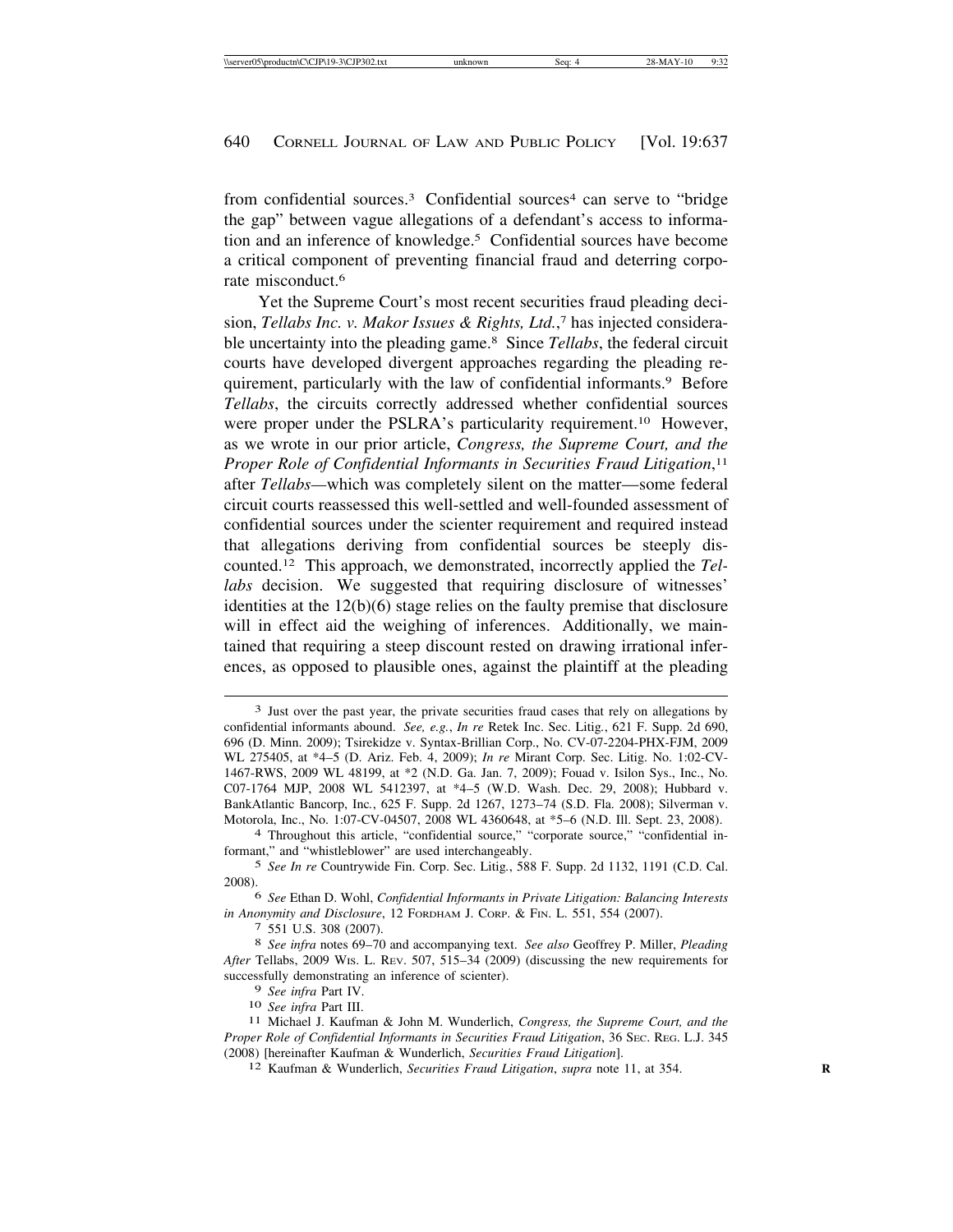from confidential sources.[3] Confidential sources[4] can serve to "bridge the gap" between vague allegations of a defendant's access to information and an inference of knowledge.[5] Confidential sources have become a critical component of preventing financial fraud and deterring corporate misconduct.[6]

Yet the Supreme Court's most recent securities fraud pleading decision, *Tellabs Inc. v. Makor Issues & Rights, Ltd.*,[7] has injected considerable uncertainty into the pleading game.[8] Since *Tellabs*, the federal circuit courts have developed divergent approaches regarding the pleading requirement, particularly with the law of confidential informants.[9] Before *Tellabs*, the circuits correctly addressed whether confidential sources were proper under the PSLRA's particularity requirement.[10] However, as we wrote in our prior article, *Congress, the Supreme Court, and the Proper Role of Confidential Informants in Securities Fraud Litigation*,[11] after *Tellabs*—which was completely silent on the matter—some federal circuit courts reassessed this well-settled and well-founded assessment of confidential sources under the scienter requirement and required instead that allegations deriving from confidential sources be steeply discounted.[12] This approach, we demonstrated, incorrectly applied the *Tellabs* decision. We suggested that requiring disclosure of witnesses' identities at the 12(b)(6) stage relies on the faulty premise that disclosure will in effect aid the weighing of inferences. Additionally, we maintained that requiring a steep discount rested on drawing irrational inferences, as opposed to plausible ones, against the plaintiff at the pleading

---

[3] Just over the past year, the private securities fraud cases that rely on allegations by confidential informants abound. *See, e.g.*, *In re* Retek Inc. Sec. Litig., 621 F. Supp. 2d 690, 696 (D. Minn. 2009); Tsirekidze v. Syntax-Brillian Corp., No. CV-07-2204-PHX-FJM, 2009 WL 275405, at *4–5 (D. Ariz. Feb. 4, 2009); *In re* Mirant Corp. Sec. Litig. No. 1:02-CV-1467-RWS, 2009 WL 48199, at *2 (N.D. Ga. Jan. 7, 2009); Fouad v. Isilon Sys., Inc., No. C07-1764 MJP, 2008 WL 5412397, at *4–5 (W.D. Wash. Dec. 29, 2008); Hubbard v. BankAtlantic Bancorp, Inc., 625 F. Supp. 2d 1267, 1273–74 (S.D. Fla. 2008); Silverman v. Motorola, Inc., No. 1:07-CV-04507, 2008 WL 4360648, at *5–6 (N.D. Ill. Sept. 23, 2008).

[4] Throughout this article, "confidential source," "corporate source," "confidential informant," and "whistleblower" are used interchangeably.

[5] *See In re* Countrywide Fin. Corp. Sec. Litig., 588 F. Supp. 2d 1132, 1191 (C.D. Cal. 2008).

[6] *See* Ethan D. Wohl, *Confidential Informants in Private Litigation: Balancing Interests in Anonymity and Disclosure*, 12 FORDHAM J. CORP. & FIN. L. 551, 554 (2007).

[7] 551 U.S. 308 (2007).

[8] *See infra* notes 69–70 and accompanying text. *See also* Geoffrey P. Miller, *Pleading After* Tellabs, 2009 WIS. L. REV. 507, 515–34 (2009) (discussing the new requirements for successfully demonstrating an inference of scienter).

[9] *See infra* Part IV.

[10] *See infra* Part III.

[11] Michael J. Kaufman & John M. Wunderlich, *Congress, the Supreme Court, and the Proper Role of Confidential Informants in Securities Fraud Litigation*, 36 SEC. REG. L.J. 345 (2008) [hereinafter Kaufman & Wunderlich, *Securities Fraud Litigation*].

[12] Kaufman & Wunderlich, *Securities Fraud Litigation*, *supra* note 11, at 354.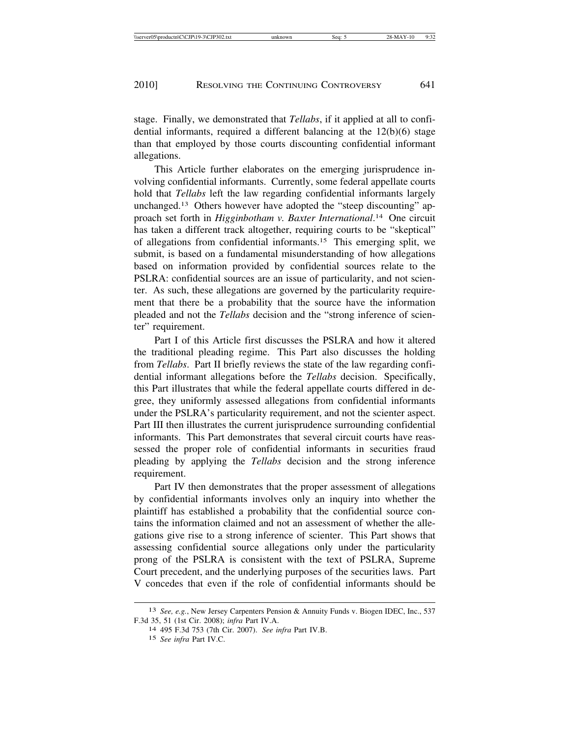stage. Finally, we demonstrated that *Tellabs*, if it applied at all to confidential informants, required a different balancing at the 12(b)(6) stage than that employed by those courts discounting confidential informant allegations.

This Article further elaborates on the emerging jurisprudence involving confidential informants. Currently, some federal appellate courts hold that *Tellabs* left the law regarding confidential informants largely unchanged.[13] Others however have adopted the "steep discounting" approach set forth in *Higginbotham v. Baxter International*.[14] One circuit has taken a different track altogether, requiring courts to be "skeptical" of allegations from confidential informants.[15] This emerging split, we submit, is based on a fundamental misunderstanding of how allegations based on information provided by confidential sources relate to the PSLRA: confidential sources are an issue of particularity, and not scienter. As such, these allegations are governed by the particularity requirement that there be a probability that the source have the information pleaded and not the *Tellabs* decision and the "strong inference of scienter" requirement.

Part I of this Article first discusses the PSLRA and how it altered the traditional pleading regime. This Part also discusses the holding from *Tellabs*. Part II briefly reviews the state of the law regarding confidential informant allegations before the *Tellabs* decision. Specifically, this Part illustrates that while the federal appellate courts differed in degree, they uniformly assessed allegations from confidential informants under the PSLRA's particularity requirement, and not the scienter aspect. Part III then illustrates the current jurisprudence surrounding confidential informants. This Part demonstrates that several circuit courts have reassessed the proper role of confidential informants in securities fraud pleading by applying the *Tellabs* decision and the strong inference requirement.

Part IV then demonstrates that the proper assessment of allegations by confidential informants involves only an inquiry into whether the plaintiff has established a probability that the confidential source contains the information claimed and not an assessment of whether the allegations give rise to a strong inference of scienter. This Part shows that assessing confidential source allegations only under the particularity prong of the PSLRA is consistent with the text of PSLRA, Supreme Court precedent, and the underlying purposes of the securities laws. Part V concedes that even if the role of confidential informants should be

---

13 *See, e.g.*, New Jersey Carpenters Pension & Annuity Funds v. Biogen IDEC, Inc., 537 F.3d 35, 51 (1st Cir. 2008); *infra* Part IV.A.

14 495 F.3d 753 (7th Cir. 2007). *See infra* Part IV.B.

15 *See infra* Part IV.C.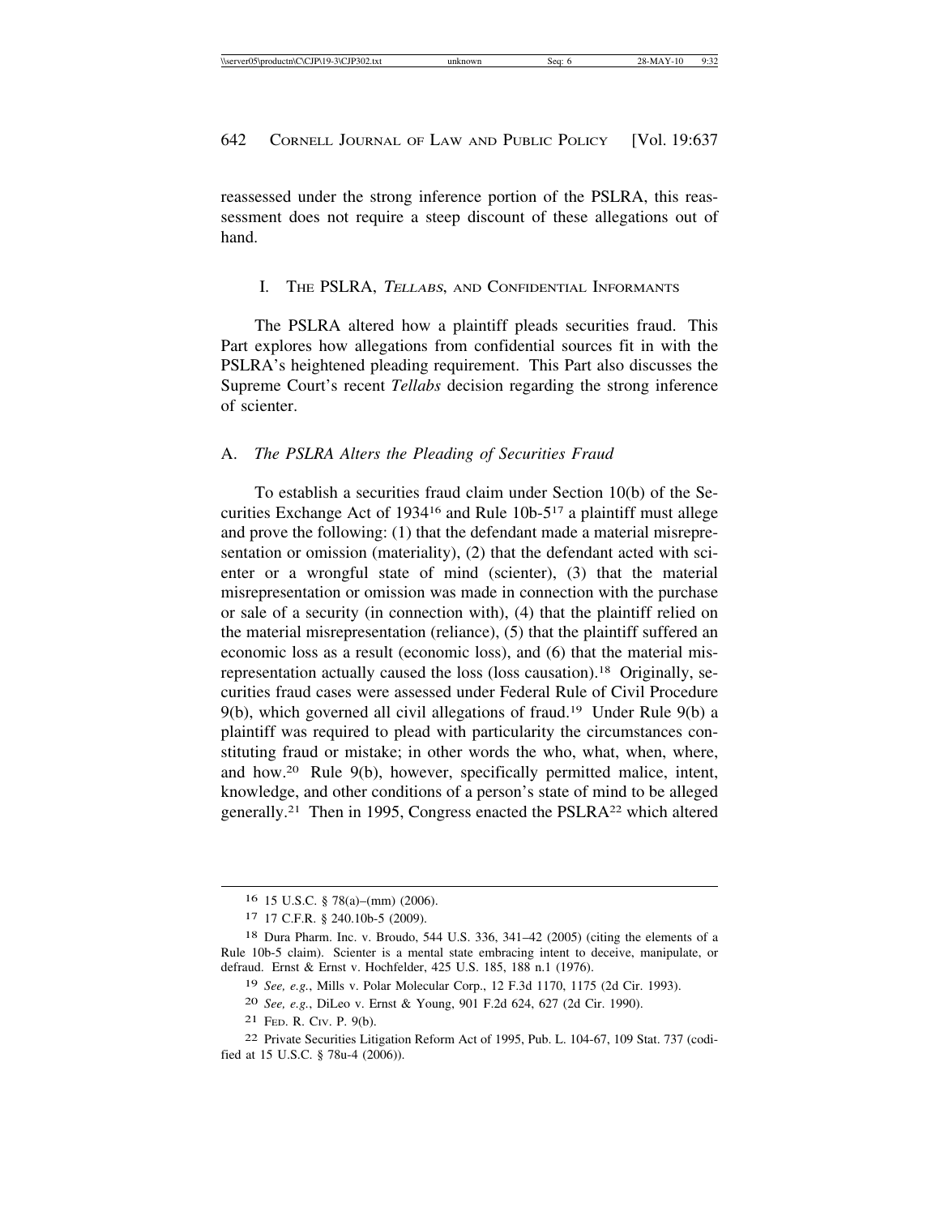reassessed under the strong inference portion of the PSLRA, this reassessment does not require a steep discount of these allegations out of hand.

## I. The PSLRA, *Tellabs*, and Confidential Informants

The PSLRA altered how a plaintiff pleads securities fraud. This Part explores how allegations from confidential sources fit in with the PSLRA's heightened pleading requirement. This Part also discusses the Supreme Court's recent *Tellabs* decision regarding the strong inference of scienter.

### A. *The PSLRA Alters the Pleading of Securities Fraud*

To establish a securities fraud claim under Section 10(b) of the Securities Exchange Act of 1934[16] and Rule 10b-5[17] a plaintiff must allege and prove the following: (1) that the defendant made a material misrepresentation or omission (materiality), (2) that the defendant acted with scienter or a wrongful state of mind (scienter), (3) that the material misrepresentation or omission was made in connection with the purchase or sale of a security (in connection with), (4) that the plaintiff relied on the material misrepresentation (reliance), (5) that the plaintiff suffered an economic loss as a result (economic loss), and (6) that the material misrepresentation actually caused the loss (loss causation).[18] Originally, securities fraud cases were assessed under Federal Rule of Civil Procedure 9(b), which governed all civil allegations of fraud.[19] Under Rule 9(b) a plaintiff was required to plead with particularity the circumstances constituting fraud or mistake; in other words the who, what, when, where, and how.[20] Rule 9(b), however, specifically permitted malice, intent, knowledge, and other conditions of a person's state of mind to be alleged generally.[21] Then in 1995, Congress enacted the PSLRA[22] which altered

---

16 15 U.S.C. § 78(a)–(mm) (2006).

17 17 C.F.R. § 240.10b-5 (2009).

18 Dura Pharm. Inc. v. Broudo, 544 U.S. 336, 341–42 (2005) (citing the elements of a Rule 10b-5 claim). Scienter is a mental state embracing intent to deceive, manipulate, or defraud. Ernst & Ernst v. Hochfelder, 425 U.S. 185, 188 n.1 (1976).

19 *See, e.g.*, Mills v. Polar Molecular Corp., 12 F.3d 1170, 1175 (2d Cir. 1993).

20 *See, e.g.*, DiLeo v. Ernst & Young, 901 F.2d 624, 627 (2d Cir. 1990).

21 Fed. R. Civ. P. 9(b).

22 Private Securities Litigation Reform Act of 1995, Pub. L. 104-67, 109 Stat. 737 (codified at 15 U.S.C. § 78u-4 (2006)).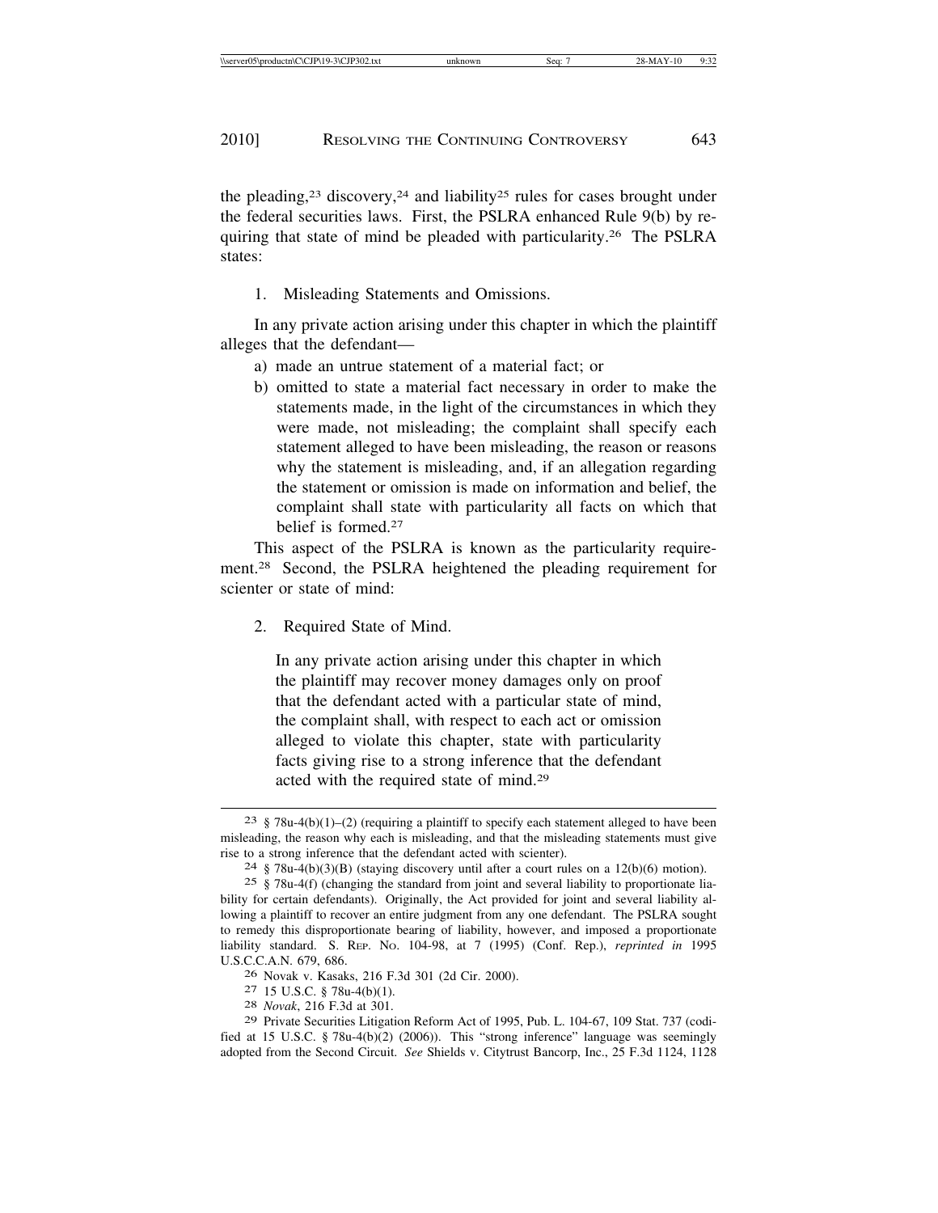the pleading,[23] discovery,[24] and liability[25] rules for cases brought under the federal securities laws. First, the PSLRA enhanced Rule 9(b) by requiring that state of mind be pleaded with particularity.[26] The PSLRA states:

1. Misleading Statements and Omissions.

In any private action arising under this chapter in which the plaintiff alleges that the defendant—

a) made an untrue statement of a material fact; or
b) omitted to state a material fact necessary in order to make the statements made, in the light of the circumstances in which they were made, not misleading; the complaint shall specify each statement alleged to have been misleading, the reason or reasons why the statement is misleading, and, if an allegation regarding the statement or omission is made on information and belief, the complaint shall state with particularity all facts on which that belief is formed.[27]

This aspect of the PSLRA is known as the particularity requirement.[28] Second, the PSLRA heightened the pleading requirement for scienter or state of mind:

2. Required State of Mind.

> In any private action arising under this chapter in which the plaintiff may recover money damages only on proof that the defendant acted with a particular state of mind, the complaint shall, with respect to each act or omission alleged to violate this chapter, state with particularity facts giving rise to a strong inference that the defendant acted with the required state of mind.[29]

---

[23] § 78u-4(b)(1)–(2) (requiring a plaintiff to specify each statement alleged to have been misleading, the reason why each is misleading, and that the misleading statements must give rise to a strong inference that the defendant acted with scienter).

[24] § 78u-4(b)(3)(B) (staying discovery until after a court rules on a 12(b)(6) motion).

[25] § 78u-4(f) (changing the standard from joint and several liability to proportionate liability for certain defendants). Originally, the Act provided for joint and several liability allowing a plaintiff to recover an entire judgment from any one defendant. The PSLRA sought to remedy this disproportionate bearing of liability, however, and imposed a proportionate liability standard. S. Rep. No. 104-98, at 7 (1995) (Conf. Rep.), *reprinted in* 1995 U.S.C.C.A.N. 679, 686.

[26] Novak v. Kasaks, 216 F.3d 301 (2d Cir. 2000).

[27] 15 U.S.C. § 78u-4(b)(1).

[28] *Novak*, 216 F.3d at 301.

[29] Private Securities Litigation Reform Act of 1995, Pub. L. 104-67, 109 Stat. 737 (codified at 15 U.S.C. § 78u-4(b)(2) (2006)). This "strong inference" language was seemingly adopted from the Second Circuit. *See* Shields v. Citytrust Bancorp, Inc., 25 F.3d 1124, 1128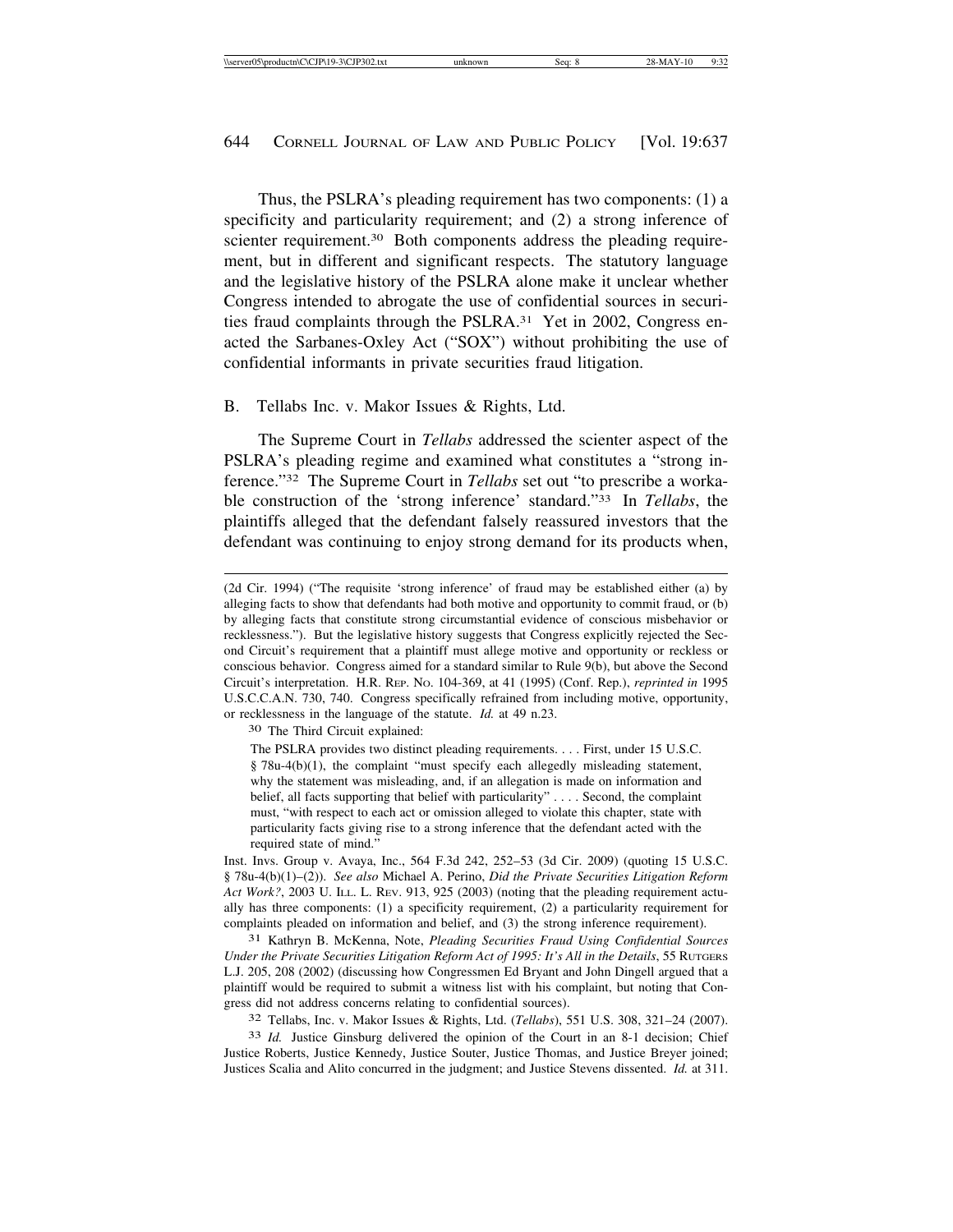Thus, the PSLRA's pleading requirement has two components: (1) a specificity and particularity requirement; and (2) a strong inference of scienter requirement.[30] Both components address the pleading requirement, but in different and significant respects. The statutory language and the legislative history of the PSLRA alone make it unclear whether Congress intended to abrogate the use of confidential sources in securities fraud complaints through the PSLRA.[31] Yet in 2002, Congress enacted the Sarbanes-Oxley Act ("SOX") without prohibiting the use of confidential informants in private securities fraud litigation.

## B. Tellabs Inc. v. Makor Issues & Rights, Ltd.

The Supreme Court in *Tellabs* addressed the scienter aspect of the PSLRA's pleading regime and examined what constitutes a "strong inference."[32] The Supreme Court in *Tellabs* set out "to prescribe a workable construction of the 'strong inference' standard."[33] In *Tellabs*, the plaintiffs alleged that the defendant falsely reassured investors that the defendant was continuing to enjoy strong demand for its products when,

---

(2d Cir. 1994) ("The requisite 'strong inference' of fraud may be established either (a) by alleging facts to show that defendants had both motive and opportunity to commit fraud, or (b) by alleging facts that constitute strong circumstantial evidence of conscious misbehavior or recklessness."). But the legislative history suggests that Congress explicitly rejected the Second Circuit's requirement that a plaintiff must allege motive and opportunity or reckless or conscious behavior. Congress aimed for a standard similar to Rule 9(b), but above the Second Circuit's interpretation. H.R. REP. NO. 104-369, at 41 (1995) (Conf. Rep.), *reprinted in* 1995 U.S.C.C.A.N. 730, 740. Congress specifically refrained from including motive, opportunity, or recklessness in the language of the statute. *Id.* at 49 n.23.

[30] The Third Circuit explained:

> The PSLRA provides two distinct pleading requirements. . . . First, under 15 U.S.C. § 78u-4(b)(1), the complaint "must specify each allegedly misleading statement, why the statement was misleading, and, if an allegation is made on information and belief, all facts supporting that belief with particularity" . . . . Second, the complaint must, "with respect to each act or omission alleged to violate this chapter, state with particularity facts giving rise to a strong inference that the defendant acted with the required state of mind."

Inst. Invs. Group v. Avaya, Inc., 564 F.3d 242, 252–53 (3d Cir. 2009) (quoting 15 U.S.C. § 78u-4(b)(1)–(2)). *See also* Michael A. Perino, *Did the Private Securities Litigation Reform Act Work?*, 2003 U. ILL. L. REV. 913, 925 (2003) (noting that the pleading requirement actually has three components: (1) a specificity requirement, (2) a particularity requirement for complaints pleaded on information and belief, and (3) the strong inference requirement).

[31] Kathryn B. McKenna, Note, *Pleading Securities Fraud Using Confidential Sources Under the Private Securities Litigation Reform Act of 1995: It's All in the Details*, 55 RUTGERS L.J. 205, 208 (2002) (discussing how Congressmen Ed Bryant and John Dingell argued that a plaintiff would be required to submit a witness list with his complaint, but noting that Congress did not address concerns relating to confidential sources).

[32] Tellabs, Inc. v. Makor Issues & Rights, Ltd. (*Tellabs*), 551 U.S. 308, 321–24 (2007).

[33] *Id.* Justice Ginsburg delivered the opinion of the Court in an 8-1 decision; Chief Justice Roberts, Justice Kennedy, Justice Souter, Justice Thomas, and Justice Breyer joined; Justices Scalia and Alito concurred in the judgment; and Justice Stevens dissented. *Id.* at 311.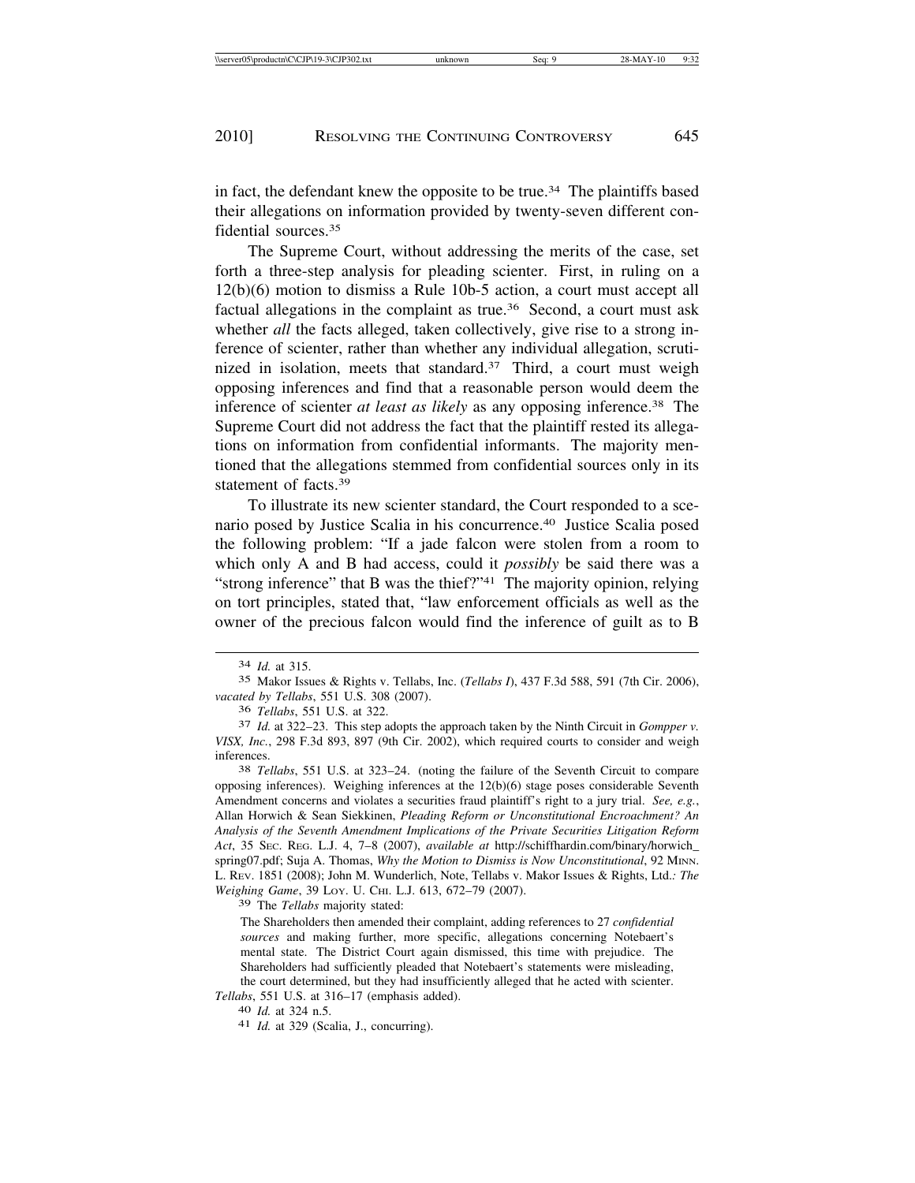in fact, the defendant knew the opposite to be true.[34] The plaintiffs based their allegations on information provided by twenty-seven different confidential sources.[35]

The Supreme Court, without addressing the merits of the case, set forth a three-step analysis for pleading scienter. First, in ruling on a 12(b)(6) motion to dismiss a Rule 10b-5 action, a court must accept all factual allegations in the complaint as true.[36] Second, a court must ask whether *all* the facts alleged, taken collectively, give rise to a strong inference of scienter, rather than whether any individual allegation, scrutinized in isolation, meets that standard.[37] Third, a court must weigh opposing inferences and find that a reasonable person would deem the inference of scienter *at least as likely* as any opposing inference.[38] The Supreme Court did not address the fact that the plaintiff rested its allegations on information from confidential informants. The majority mentioned that the allegations stemmed from confidential sources only in its statement of facts.[39]

To illustrate its new scienter standard, the Court responded to a scenario posed by Justice Scalia in his concurrence.[40] Justice Scalia posed the following problem: "If a jade falcon were stolen from a room to which only A and B had access, could it *possibly* be said there was a "strong inference" that B was the thief?"[41] The majority opinion, relying on tort principles, stated that, "law enforcement officials as well as the owner of the precious falcon would find the inference of guilt as to B

---

[34] *Id.* at 315.

[35] Makor Issues & Rights v. Tellabs, Inc. (*Tellabs I*), 437 F.3d 588, 591 (7th Cir. 2006), *vacated by Tellabs*, 551 U.S. 308 (2007).

[36] *Tellabs*, 551 U.S. at 322.

[37] *Id.* at 322–23. This step adopts the approach taken by the Ninth Circuit in *Gompper v. VISX, Inc.*, 298 F.3d 893, 897 (9th Cir. 2002), which required courts to consider and weigh inferences.

[38] *Tellabs*, 551 U.S. at 323–24. (noting the failure of the Seventh Circuit to compare opposing inferences). Weighing inferences at the 12(b)(6) stage poses considerable Seventh Amendment concerns and violates a securities fraud plaintiff's right to a jury trial. *See, e.g.*, Allan Horwich & Sean Siekkinen, *Pleading Reform or Unconstitutional Encroachment? An Analysis of the Seventh Amendment Implications of the Private Securities Litigation Reform Act*, 35 SEC. REG. L.J. 4, 7–8 (2007), *available at* http://schiffhardin.com/binary/horwich_spring07.pdf; Suja A. Thomas, *Why the Motion to Dismiss is Now Unconstitutional*, 92 MINN. L. REV. 1851 (2008); John M. Wunderlich, Note, Tellabs v. Makor Issues & Rights, Ltd.*: The Weighing Game*, 39 LOY. U. CHI. L.J. 613, 672–79 (2007).

[39] The *Tellabs* majority stated:

> The Shareholders then amended their complaint, adding references to 27 *confidential sources* and making further, more specific, allegations concerning Notebaert's mental state. The District Court again dismissed, this time with prejudice. The Shareholders had sufficiently pleaded that Notebaert's statements were misleading, the court determined, but they had insufficiently alleged that he acted with scienter.

*Tellabs*, 551 U.S. at 316–17 (emphasis added).

[40] *Id.* at 324 n.5.

[41] *Id.* at 329 (Scalia, J., concurring).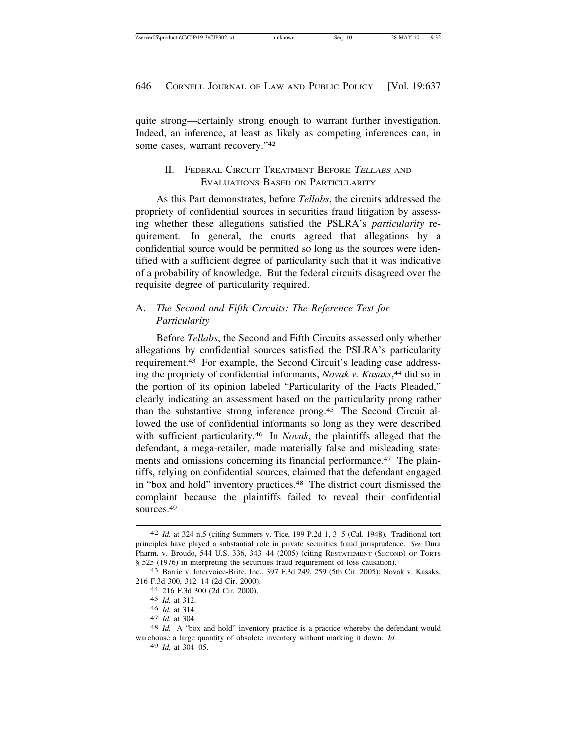quite strong—certainly strong enough to warrant further investigation. Indeed, an inference, at least as likely as competing inferences can, in some cases, warrant recovery."[42]

## II. Federal Circuit Treatment Before *Tellabs* and Evaluations Based on Particularity

As this Part demonstrates, before *Tellabs*, the circuits addressed the propriety of confidential sources in securities fraud litigation by assessing whether these allegations satisfied the PSLRA's *particularity* requirement. In general, the courts agreed that allegations by a confidential source would be permitted so long as the sources were identified with a sufficient degree of particularity such that it was indicative of a probability of knowledge. But the federal circuits disagreed over the requisite degree of particularity required.

### A. *The Second and Fifth Circuits: The Reference Test for Particularity*

Before *Tellabs*, the Second and Fifth Circuits assessed only whether allegations by confidential sources satisfied the PSLRA's particularity requirement.[43] For example, the Second Circuit's leading case addressing the propriety of confidential informants, *Novak v. Kasaks*,[44] did so in the portion of its opinion labeled "Particularity of the Facts Pleaded," clearly indicating an assessment based on the particularity prong rather than the substantive strong inference prong.[45] The Second Circuit allowed the use of confidential informants so long as they were described with sufficient particularity.[46] In *Novak*, the plaintiffs alleged that the defendant, a mega-retailer, made materially false and misleading statements and omissions concerning its financial performance.[47] The plaintiffs, relying on confidential sources, claimed that the defendant engaged in "box and hold" inventory practices.[48] The district court dismissed the complaint because the plaintiffs failed to reveal their confidential sources.[49]

---

[42] *Id.* at 324 n.5 (citing Summers v. Tice, 199 P.2d 1, 3–5 (Cal. 1948). Traditional tort principles have played a substantial role in private securities fraud jurisprudence. *See* Dura Pharm. v. Broudo, 544 U.S. 336, 343–44 (2005) (citing Restatement (Second) of Torts § 525 (1976) in interpreting the securities fraud requirement of loss causation).

[43] Barrie v. Intervoice-Brite, Inc., 397 F.3d 249, 259 (5th Cir. 2005); Novak v. Kasaks, 216 F.3d 300, 312–14 (2d Cir. 2000).

[44] 216 F.3d 300 (2d Cir. 2000).

[45] *Id.* at 312.

[46] *Id.* at 314.

[47] *Id.* at 304.

[48] *Id.* A "box and hold" inventory practice is a practice whereby the defendant would warehouse a large quantity of obsolete inventory without marking it down. *Id.*

[49] *Id.* at 304–05.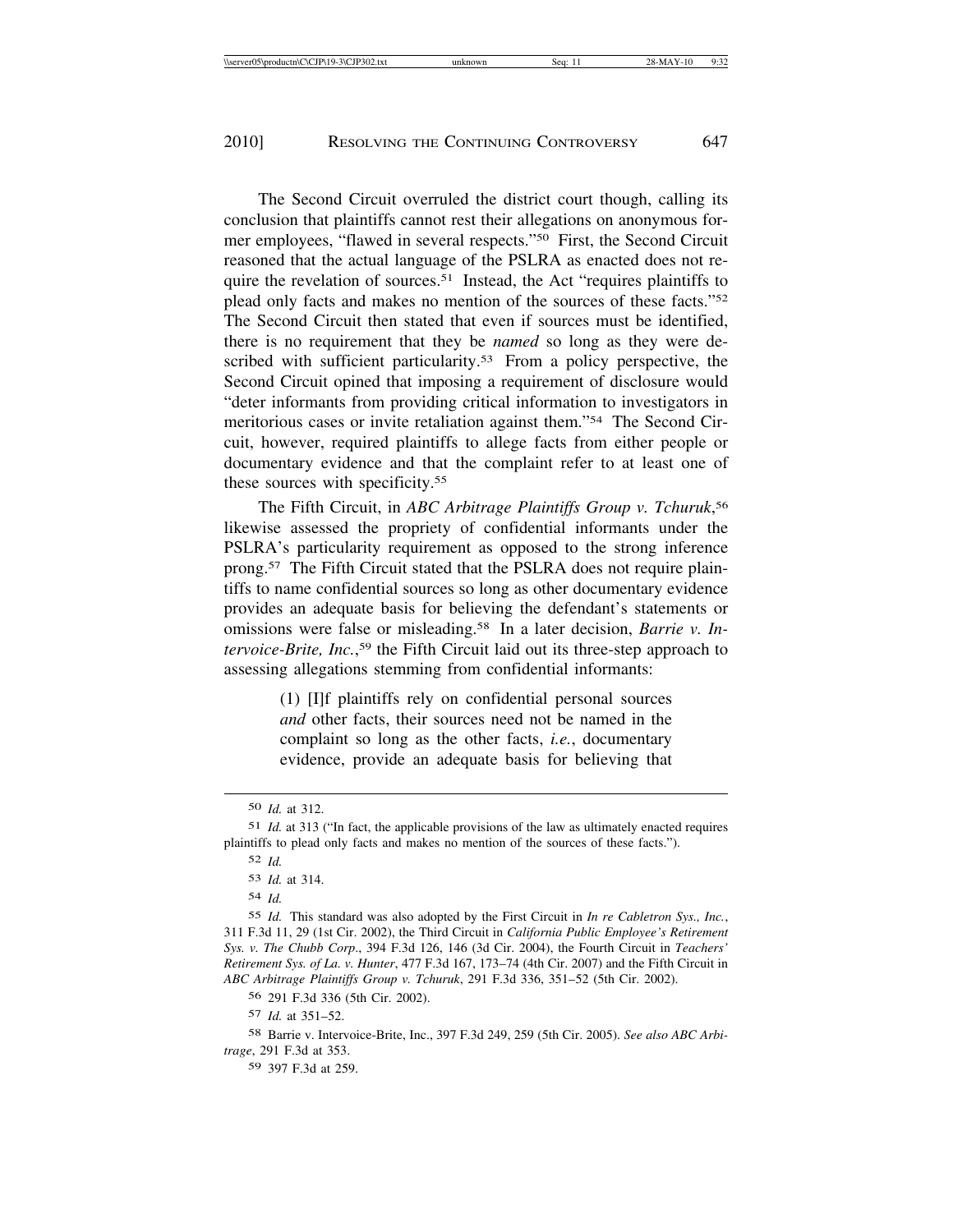The Second Circuit overruled the district court though, calling its conclusion that plaintiffs cannot rest their allegations on anonymous former employees, "flawed in several respects."[50] First, the Second Circuit reasoned that the actual language of the PSLRA as enacted does not require the revelation of sources.[51] Instead, the Act "requires plaintiffs to plead only facts and makes no mention of the sources of these facts."[52] The Second Circuit then stated that even if sources must be identified, there is no requirement that they be *named* so long as they were described with sufficient particularity.[53] From a policy perspective, the Second Circuit opined that imposing a requirement of disclosure would "deter informants from providing critical information to investigators in meritorious cases or invite retaliation against them."[54] The Second Circuit, however, required plaintiffs to allege facts from either people or documentary evidence and that the complaint refer to at least one of these sources with specificity.[55]

The Fifth Circuit, in *ABC Arbitrage Plaintiffs Group v. Tchuruk*,[56] likewise assessed the propriety of confidential informants under the PSLRA's particularity requirement as opposed to the strong inference prong.[57] The Fifth Circuit stated that the PSLRA does not require plaintiffs to name confidential sources so long as other documentary evidence provides an adequate basis for believing the defendant's statements or omissions were false or misleading.[58] In a later decision, *Barrie v. Intervoice-Brite, Inc.*,[59] the Fifth Circuit laid out its three-step approach to assessing allegations stemming from confidential informants:

> (1) [I]f plaintiffs rely on confidential personal sources *and* other facts, their sources need not be named in the complaint so long as the other facts, *i.e.*, documentary evidence, provide an adequate basis for believing that

---

[50] *Id.* at 312.

[51] *Id.* at 313 ("In fact, the applicable provisions of the law as ultimately enacted requires plaintiffs to plead only facts and makes no mention of the sources of these facts.").

[52] *Id.*

[53] *Id.* at 314.

[54] *Id.*

[55] *Id.* This standard was also adopted by the First Circuit in *In re Cabletron Sys., Inc.*, 311 F.3d 11, 29 (1st Cir. 2002), the Third Circuit in *California Public Employee's Retirement Sys. v. The Chubb Corp*., 394 F.3d 126, 146 (3d Cir. 2004), the Fourth Circuit in *Teachers' Retirement Sys. of La. v. Hunter*, 477 F.3d 167, 173–74 (4th Cir. 2007) and the Fifth Circuit in *ABC Arbitrage Plaintiffs Group v. Tchuruk*, 291 F.3d 336, 351–52 (5th Cir. 2002).

[56] 291 F.3d 336 (5th Cir. 2002).

[57] *Id.* at 351–52.

[58] Barrie v. Intervoice-Brite, Inc., 397 F.3d 249, 259 (5th Cir. 2005). *See also ABC Arbitrage*, 291 F.3d at 353.

[59] 397 F.3d at 259.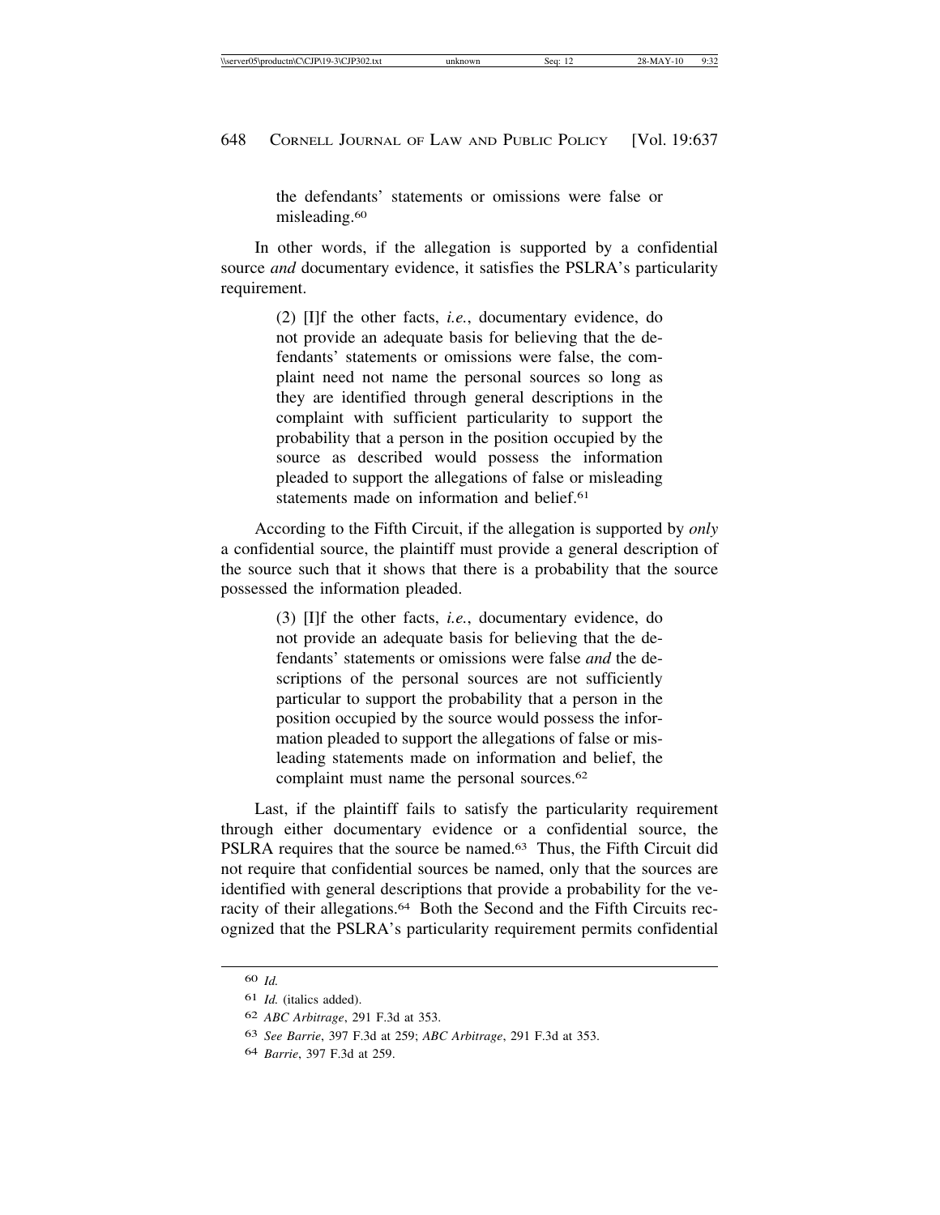> the defendants' statements or omissions were false or misleading.[60]

In other words, if the allegation is supported by a confidential source *and* documentary evidence, it satisfies the PSLRA's particularity requirement.

> (2) [I]f the other facts, *i.e.*, documentary evidence, do not provide an adequate basis for believing that the defendants' statements or omissions were false, the complaint need not name the personal sources so long as they are identified through general descriptions in the complaint with sufficient particularity to support the probability that a person in the position occupied by the source as described would possess the information pleaded to support the allegations of false or misleading statements made on information and belief.[61]

According to the Fifth Circuit, if the allegation is supported by *only* a confidential source, the plaintiff must provide a general description of the source such that it shows that there is a probability that the source possessed the information pleaded.

> (3) [I]f the other facts, *i.e.*, documentary evidence, do not provide an adequate basis for believing that the defendants' statements or omissions were false *and* the descriptions of the personal sources are not sufficiently particular to support the probability that a person in the position occupied by the source would possess the information pleaded to support the allegations of false or misleading statements made on information and belief, the complaint must name the personal sources.[62]

Last, if the plaintiff fails to satisfy the particularity requirement through either documentary evidence or a confidential source, the PSLRA requires that the source be named.[63] Thus, the Fifth Circuit did not require that confidential sources be named, only that the sources are identified with general descriptions that provide a probability for the veracity of their allegations.[64] Both the Second and the Fifth Circuits recognized that the PSLRA's particularity requirement permits confidential

---

60 *Id.*

61 *Id.* (italics added).

62 *ABC Arbitrage*, 291 F.3d at 353.

63 *See Barrie*, 397 F.3d at 259; *ABC Arbitrage*, 291 F.3d at 353.

64 *Barrie*, 397 F.3d at 259.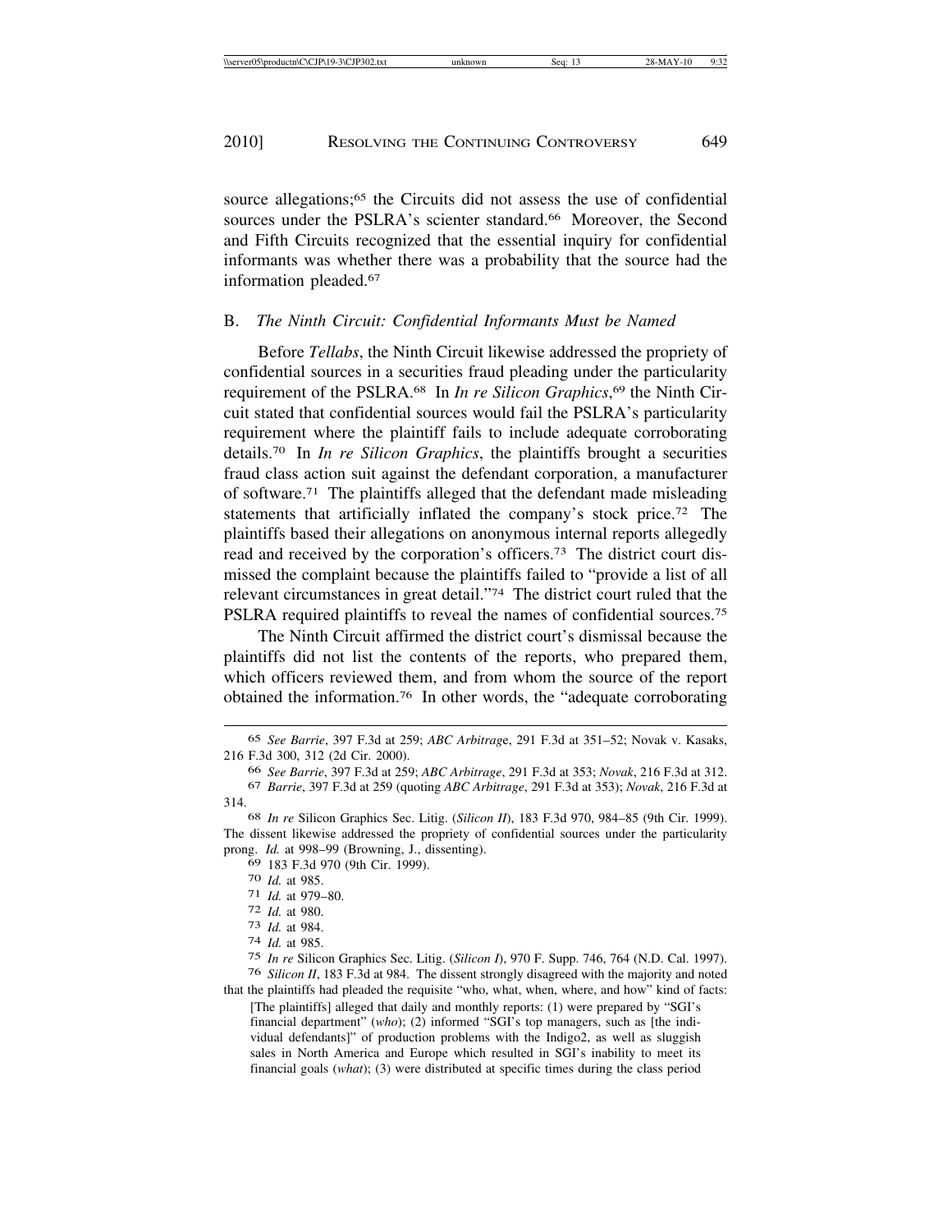source allegations;[65] the Circuits did not assess the use of confidential sources under the PSLRA's scienter standard.[66] Moreover, the Second and Fifth Circuits recognized that the essential inquiry for confidential informants was whether there was a probability that the source had the information pleaded.[67]

### B. *The Ninth Circuit: Confidential Informants Must be Named*

Before *Tellabs*, the Ninth Circuit likewise addressed the propriety of confidential sources in a securities fraud pleading under the particularity requirement of the PSLRA.[68] In *In re Silicon Graphics*,[69] the Ninth Circuit stated that confidential sources would fail the PSLRA's particularity requirement where the plaintiff fails to include adequate corroborating details.[70] In *In re Silicon Graphics*, the plaintiffs brought a securities fraud class action suit against the defendant corporation, a manufacturer of software.[71] The plaintiffs alleged that the defendant made misleading statements that artificially inflated the company's stock price.[72] The plaintiffs based their allegations on anonymous internal reports allegedly read and received by the corporation's officers.[73] The district court dismissed the complaint because the plaintiffs failed to "provide a list of all relevant circumstances in great detail."[74] The district court ruled that the PSLRA required plaintiffs to reveal the names of confidential sources.[75]

The Ninth Circuit affirmed the district court's dismissal because the plaintiffs did not list the contents of the reports, who prepared them, which officers reviewed them, and from whom the source of the report obtained the information.[76] In other words, the "adequate corroborating

---

[65] *See Barrie*, 397 F.3d at 259; *ABC Arbitrage*, 291 F.3d at 351–52; Novak v. Kasaks, 216 F.3d 300, 312 (2d Cir. 2000).

[66] *See Barrie*, 397 F.3d at 259; *ABC Arbitrage*, 291 F.3d at 353; *Novak*, 216 F.3d at 312.

[67] *Barrie*, 397 F.3d at 259 (quoting *ABC Arbitrage*, 291 F.3d at 353); *Novak*, 216 F.3d at 314.

[68] *In re* Silicon Graphics Sec. Litig. (*Silicon II*), 183 F.3d 970, 984–85 (9th Cir. 1999). The dissent likewise addressed the propriety of confidential sources under the particularity prong. *Id.* at 998–99 (Browning, J., dissenting).

[69] 183 F.3d 970 (9th Cir. 1999).

[70] *Id.* at 985.

[71] *Id.* at 979–80.

[72] *Id.* at 980.

[73] *Id.* at 984.

[74] *Id.* at 985.

[75] *In re* Silicon Graphics Sec. Litig. (*Silicon I*), 970 F. Supp. 746, 764 (N.D. Cal. 1997).

[76] *Silicon II*, 183 F.3d at 984. The dissent strongly disagreed with the majority and noted that the plaintiffs had pleaded the requisite "who, what, when, where, and how" kind of facts:

> [The plaintiffs] alleged that daily and monthly reports: (1) were prepared by "SGI's financial department" (*who*); (2) informed "SGI's top managers, such as [the individual defendants]" of production problems with the Indigo2, as well as sluggish sales in North America and Europe which resulted in SGI's inability to meet its financial goals (*what*); (3) were distributed at specific times during the class period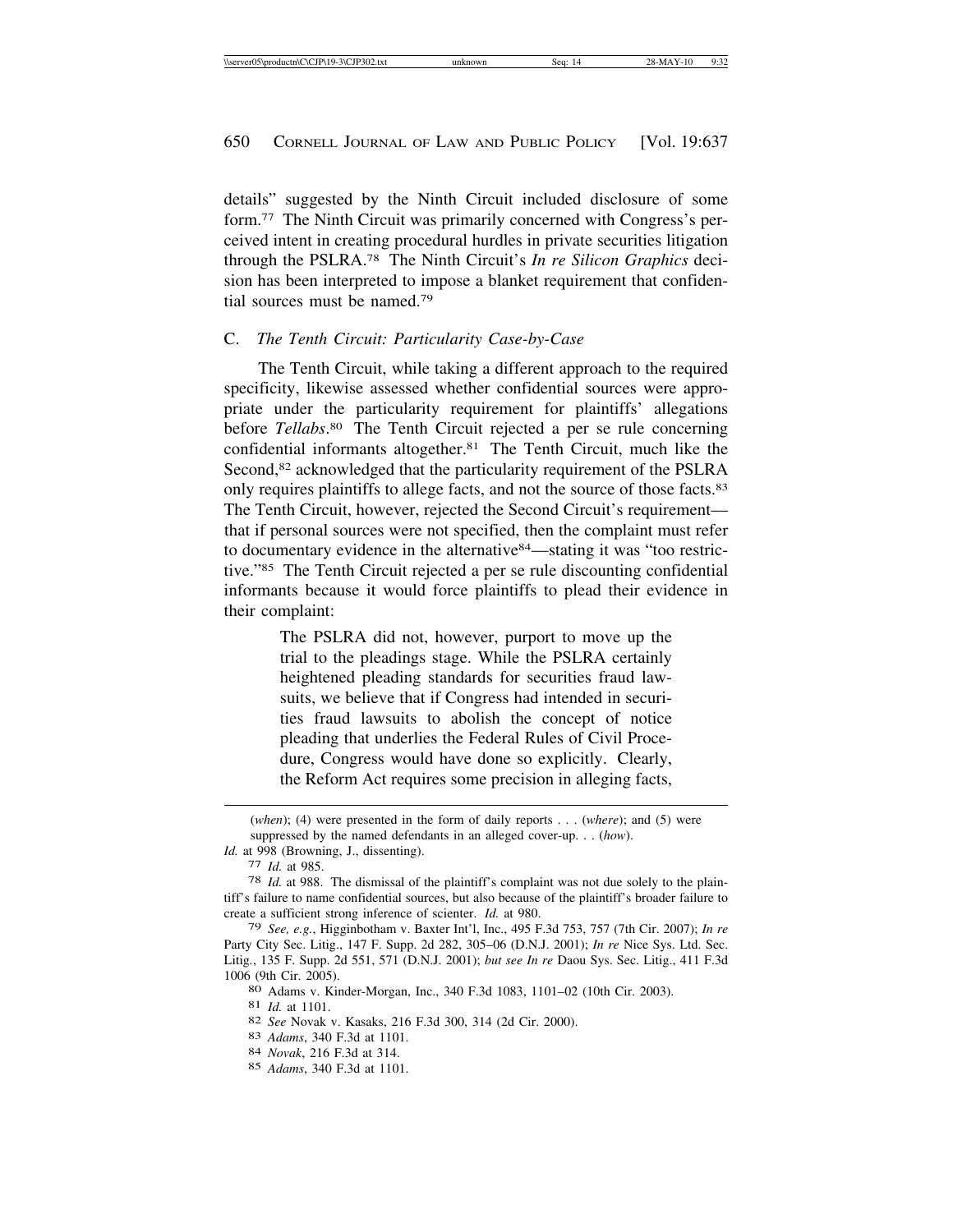details" suggested by the Ninth Circuit included disclosure of some form.[77] The Ninth Circuit was primarily concerned with Congress's perceived intent in creating procedural hurdles in private securities litigation through the PSLRA.[78] The Ninth Circuit's *In re Silicon Graphics* decision has been interpreted to impose a blanket requirement that confidential sources must be named.[79]

### C. *The Tenth Circuit: Particularity Case-by-Case*

The Tenth Circuit, while taking a different approach to the required specificity, likewise assessed whether confidential sources were appropriate under the particularity requirement for plaintiffs' allegations before *Tellabs*.[80] The Tenth Circuit rejected a per se rule concerning confidential informants altogether.[81] The Tenth Circuit, much like the Second,[82] acknowledged that the particularity requirement of the PSLRA only requires plaintiffs to allege facts, and not the source of those facts.[83] The Tenth Circuit, however, rejected the Second Circuit's requirement—that if personal sources were not specified, then the complaint must refer to documentary evidence in the alternative[84]—stating it was "too restrictive."[85] The Tenth Circuit rejected a per se rule discounting confidential informants because it would force plaintiffs to plead their evidence in their complaint:

> The PSLRA did not, however, purport to move up the trial to the pleadings stage. While the PSLRA certainly heightened pleading standards for securities fraud lawsuits, we believe that if Congress had intended in securities fraud lawsuits to abolish the concept of notice pleading that underlies the Federal Rules of Civil Procedure, Congress would have done so explicitly. Clearly, the Reform Act requires some precision in alleging facts,

---

(*when*); (4) were presented in the form of daily reports . . . (*where*); and (5) were suppressed by the named defendants in an alleged cover-up. . . (*how*).

*Id.* at 998 (Browning, J., dissenting).

[77] *Id.* at 985.

[78] *Id.* at 988. The dismissal of the plaintiff's complaint was not due solely to the plaintiff's failure to name confidential sources, but also because of the plaintiff's broader failure to create a sufficient strong inference of scienter. *Id.* at 980.

[79] *See, e.g.*, Higginbotham v. Baxter Int'l, Inc., 495 F.3d 753, 757 (7th Cir. 2007); *In re* Party City Sec. Litig., 147 F. Supp. 2d 282, 305–06 (D.N.J. 2001); *In re* Nice Sys. Ltd. Sec. Litig., 135 F. Supp. 2d 551, 571 (D.N.J. 2001); *but see In re* Daou Sys. Sec. Litig., 411 F.3d 1006 (9th Cir. 2005).

[80] Adams v. Kinder-Morgan, Inc., 340 F.3d 1083, 1101–02 (10th Cir. 2003).

[81] *Id.* at 1101.

[82] *See* Novak v. Kasaks, 216 F.3d 300, 314 (2d Cir. 2000).

[83] *Adams*, 340 F.3d at 1101.

[84] *Novak*, 216 F.3d at 314.

[85] *Adams*, 340 F.3d at 1101.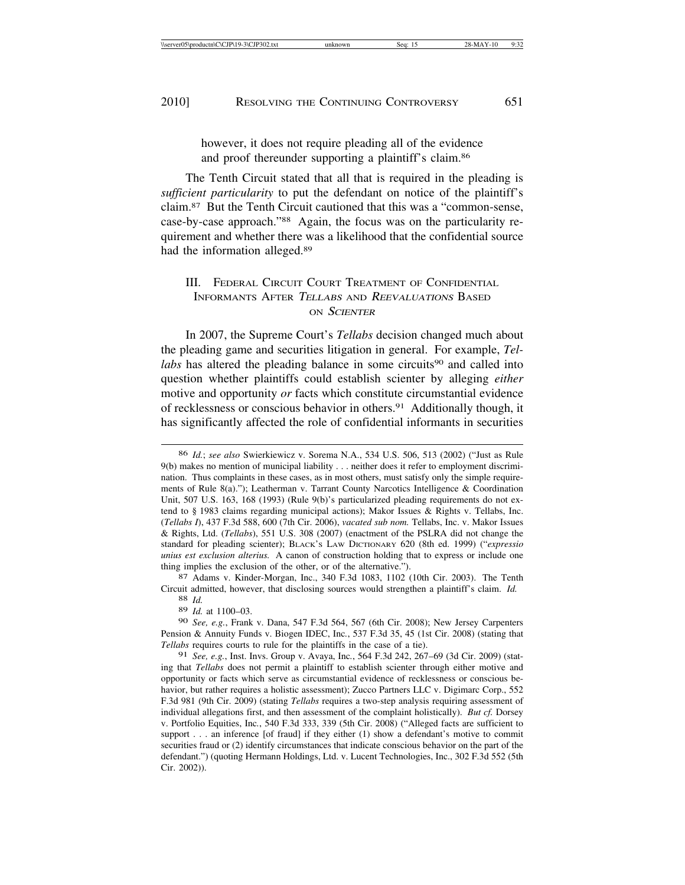however, it does not require pleading all of the evidence and proof thereunder supporting a plaintiff's claim.[86]

The Tenth Circuit stated that all that is required in the pleading is *sufficient particularity* to put the defendant on notice of the plaintiff's claim.[87] But the Tenth Circuit cautioned that this was a "common-sense, case-by-case approach."[88] Again, the focus was on the particularity requirement and whether there was a likelihood that the confidential source had the information alleged.[89]

## III. Federal Circuit Court Treatment of Confidential Informants After *Tellabs* and *Reevaluations* Based on *Scienter*

In 2007, the Supreme Court's *Tellabs* decision changed much about the pleading game and securities litigation in general. For example, *Tellabs* has altered the pleading balance in some circuits[90] and called into question whether plaintiffs could establish scienter by alleging *either* motive and opportunity *or* facts which constitute circumstantial evidence of recklessness or conscious behavior in others.[91] Additionally though, it has significantly affected the role of confidential informants in securities

---

86 *Id.*; *see also* Swierkiewicz v. Sorema N.A., 534 U.S. 506, 513 (2002) ("Just as Rule 9(b) makes no mention of municipal liability . . . neither does it refer to employment discrimination. Thus complaints in these cases, as in most others, must satisfy only the simple requirements of Rule 8(a)."); Leatherman v. Tarrant County Narcotics Intelligence & Coordination Unit, 507 U.S. 163, 168 (1993) (Rule 9(b)'s particularized pleading requirements do not extend to § 1983 claims regarding municipal actions); Makor Issues & Rights v. Tellabs, Inc. (*Tellabs I*), 437 F.3d 588, 600 (7th Cir. 2006), *vacated sub nom.* Tellabs, Inc. v. Makor Issues & Rights, Ltd. (*Tellabs*), 551 U.S. 308 (2007) (enactment of the PSLRA did not change the standard for pleading scienter); Black's Law Dictionary 620 (8th ed. 1999) ("*expressio unius est exclusion alterius.* A canon of construction holding that to express or include one thing implies the exclusion of the other, or of the alternative.").

87 Adams v. Kinder-Morgan, Inc., 340 F.3d 1083, 1102 (10th Cir. 2003). The Tenth Circuit admitted, however, that disclosing sources would strengthen a plaintiff's claim. *Id.*

88 *Id.*

89 *Id.* at 1100–03.

90 *See, e.g.*, Frank v. Dana, 547 F.3d 564, 567 (6th Cir. 2008); New Jersey Carpenters Pension & Annuity Funds v. Biogen IDEC, Inc., 537 F.3d 35, 45 (1st Cir. 2008) (stating that *Tellabs* requires courts to rule for the plaintiffs in the case of a tie).

91 *See, e.g.*, Inst. Invs. Group v. Avaya, Inc., 564 F.3d 242, 267–69 (3d Cir. 2009) (stating that *Tellabs* does not permit a plaintiff to establish scienter through either motive and opportunity or facts which serve as circumstantial evidence of recklessness or conscious behavior, but rather requires a holistic assessment); Zucco Partners LLC v. Digimarc Corp., 552 F.3d 981 (9th Cir. 2009) (stating *Tellabs* requires a two-step analysis requiring assessment of individual allegations first, and then assessment of the complaint holistically). *But cf.* Dorsey v. Portfolio Equities, Inc., 540 F.3d 333, 339 (5th Cir. 2008) ("Alleged facts are sufficient to support . . . an inference [of fraud] if they either (1) show a defendant's motive to commit securities fraud or (2) identify circumstances that indicate conscious behavior on the part of the defendant.") (quoting Hermann Holdings, Ltd. v. Lucent Technologies, Inc., 302 F.3d 552 (5th Cir. 2002)).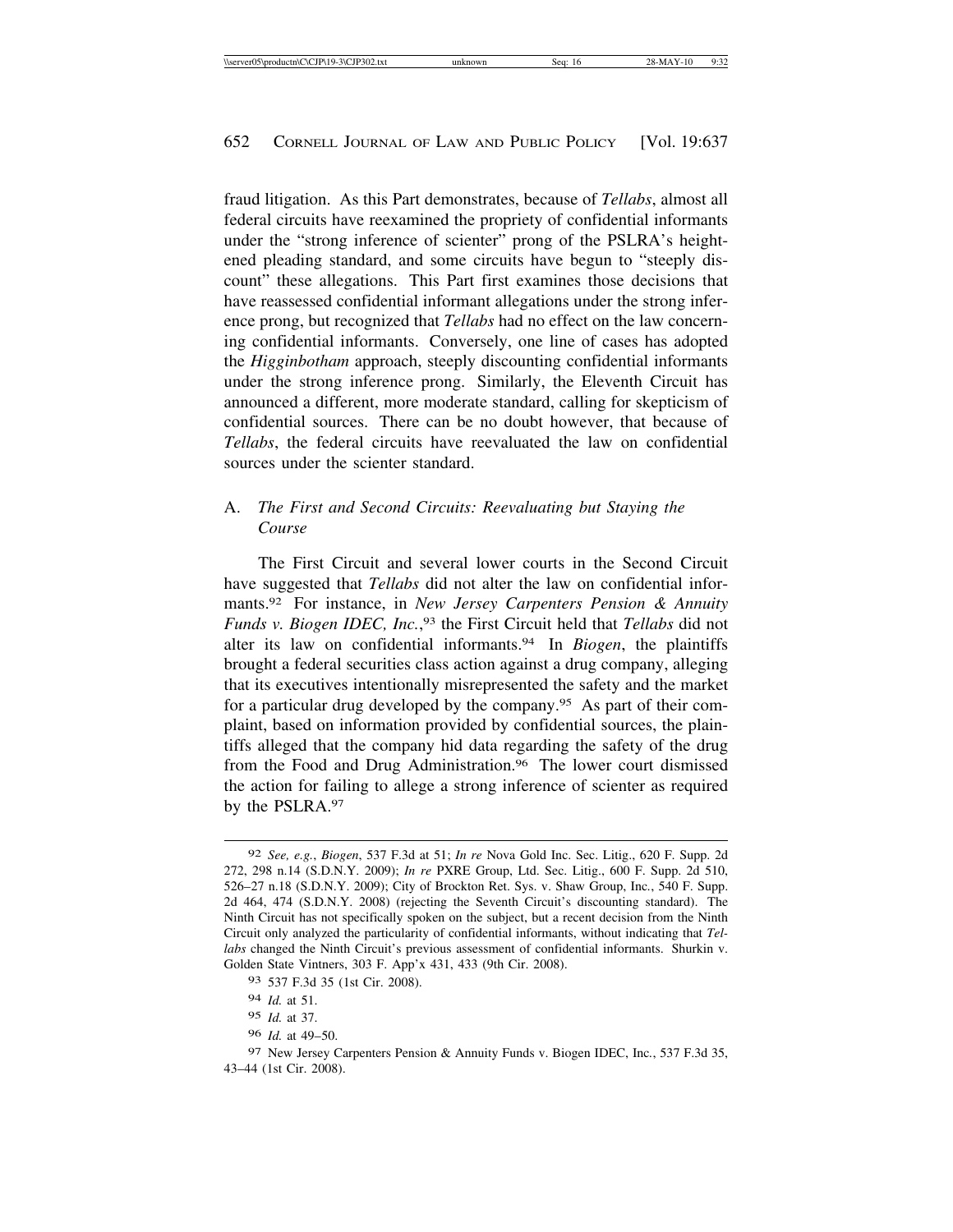fraud litigation. As this Part demonstrates, because of *Tellabs*, almost all federal circuits have reexamined the propriety of confidential informants under the "strong inference of scienter" prong of the PSLRA's heightened pleading standard, and some circuits have begun to "steeply discount" these allegations. This Part first examines those decisions that have reassessed confidential informant allegations under the strong inference prong, but recognized that *Tellabs* had no effect on the law concerning confidential informants. Conversely, one line of cases has adopted the *Higginbotham* approach, steeply discounting confidential informants under the strong inference prong. Similarly, the Eleventh Circuit has announced a different, more moderate standard, calling for skepticism of confidential sources. There can be no doubt however, that because of *Tellabs*, the federal circuits have reevaluated the law on confidential sources under the scienter standard.

## A. *The First and Second Circuits: Reevaluating but Staying the Course*

The First Circuit and several lower courts in the Second Circuit have suggested that *Tellabs* did not alter the law on confidential informants.[92] For instance, in *New Jersey Carpenters Pension & Annuity Funds v. Biogen IDEC, Inc.*,[93] the First Circuit held that *Tellabs* did not alter its law on confidential informants.[94] In *Biogen*, the plaintiffs brought a federal securities class action against a drug company, alleging that its executives intentionally misrepresented the safety and the market for a particular drug developed by the company.[95] As part of their complaint, based on information provided by confidential sources, the plaintiffs alleged that the company hid data regarding the safety of the drug from the Food and Drug Administration.[96] The lower court dismissed the action for failing to allege a strong inference of scienter as required by the PSLRA.[97]

---

92 *See, e.g.*, *Biogen*, 537 F.3d at 51; *In re* Nova Gold Inc. Sec. Litig., 620 F. Supp. 2d 272, 298 n.14 (S.D.N.Y. 2009); *In re* PXRE Group, Ltd. Sec. Litig., 600 F. Supp. 2d 510, 526–27 n.18 (S.D.N.Y. 2009); City of Brockton Ret. Sys. v. Shaw Group, Inc., 540 F. Supp. 2d 464, 474 (S.D.N.Y. 2008) (rejecting the Seventh Circuit's discounting standard). The Ninth Circuit has not specifically spoken on the subject, but a recent decision from the Ninth Circuit only analyzed the particularity of confidential informants, without indicating that *Tellabs* changed the Ninth Circuit's previous assessment of confidential informants. Shurkin v. Golden State Vintners, 303 F. App'x 431, 433 (9th Cir. 2008).

93 537 F.3d 35 (1st Cir. 2008).

94 *Id.* at 51.

95 *Id.* at 37.

96 *Id.* at 49–50.

97 New Jersey Carpenters Pension & Annuity Funds v. Biogen IDEC, Inc., 537 F.3d 35, 43–44 (1st Cir. 2008).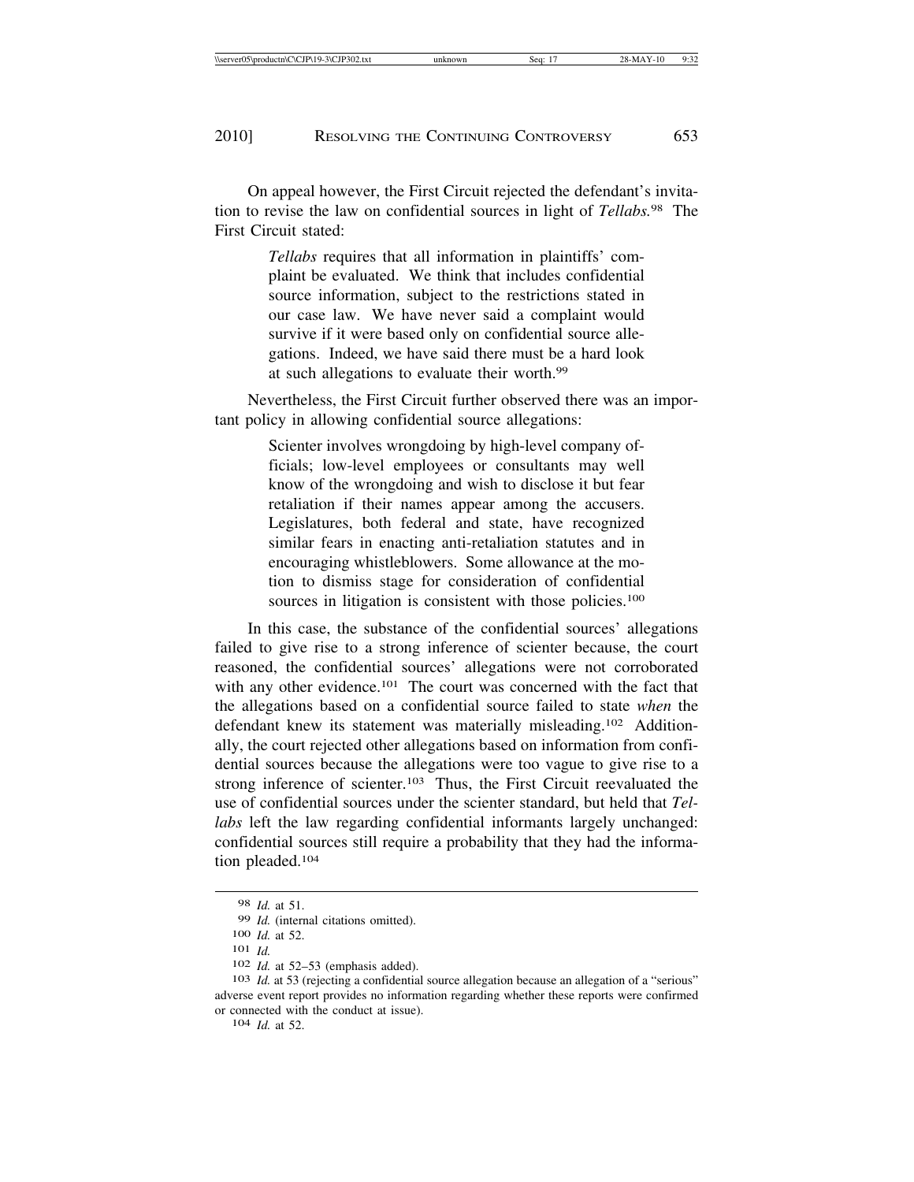On appeal however, the First Circuit rejected the defendant's invitation to revise the law on confidential sources in light of *Tellabs*.[98] The First Circuit stated:

> *Tellabs* requires that all information in plaintiffs' complaint be evaluated. We think that includes confidential source information, subject to the restrictions stated in our case law. We have never said a complaint would survive if it were based only on confidential source allegations. Indeed, we have said there must be a hard look at such allegations to evaluate their worth.[99]

Nevertheless, the First Circuit further observed there was an important policy in allowing confidential source allegations:

> Scienter involves wrongdoing by high-level company officials; low-level employees or consultants may well know of the wrongdoing and wish to disclose it but fear retaliation if their names appear among the accusers. Legislatures, both federal and state, have recognized similar fears in enacting anti-retaliation statutes and in encouraging whistleblowers. Some allowance at the motion to dismiss stage for consideration of confidential sources in litigation is consistent with those policies.[100]

In this case, the substance of the confidential sources' allegations failed to give rise to a strong inference of scienter because, the court reasoned, the confidential sources' allegations were not corroborated with any other evidence.[101] The court was concerned with the fact that the allegations based on a confidential source failed to state *when* the defendant knew its statement was materially misleading.[102] Additionally, the court rejected other allegations based on information from confidential sources because the allegations were too vague to give rise to a strong inference of scienter.[103] Thus, the First Circuit reevaluated the use of confidential sources under the scienter standard, but held that *Tellabs* left the law regarding confidential informants largely unchanged: confidential sources still require a probability that they had the information pleaded.[104]

---

[98] *Id.* at 51.

[99] *Id.* (internal citations omitted).

[100] *Id.* at 52.

[101] *Id.*

[102] *Id.* at 52–53 (emphasis added).

[103] *Id.* at 53 (rejecting a confidential source allegation because an allegation of a "serious" adverse event report provides no information regarding whether these reports were confirmed or connected with the conduct at issue).

[104] *Id.* at 52.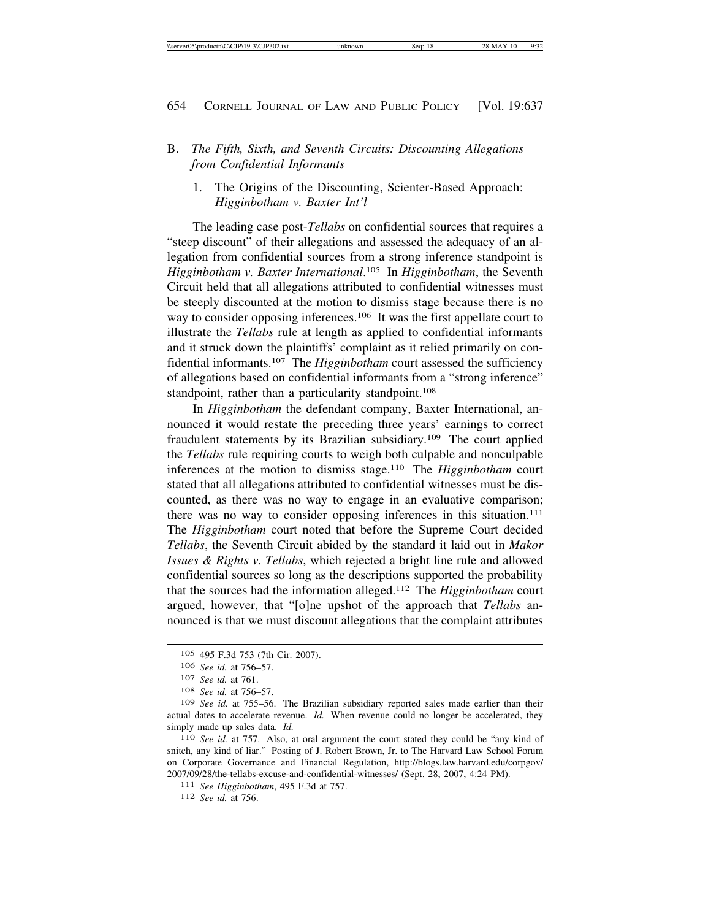## B. *The Fifth, Sixth, and Seventh Circuits: Discounting Allegations from Confidential Informants*

### 1. The Origins of the Discounting, Scienter-Based Approach: *Higginbotham v. Baxter Int'l*

The leading case post-*Tellabs* on confidential sources that requires a "steep discount" of their allegations and assessed the adequacy of an allegation from confidential sources from a strong inference standpoint is *Higginbotham v. Baxter International*.[105] In *Higginbotham*, the Seventh Circuit held that all allegations attributed to confidential witnesses must be steeply discounted at the motion to dismiss stage because there is no way to consider opposing inferences.[106] It was the first appellate court to illustrate the *Tellabs* rule at length as applied to confidential informants and it struck down the plaintiffs' complaint as it relied primarily on confidential informants.[107] The *Higginbotham* court assessed the sufficiency of allegations based on confidential informants from a "strong inference" standpoint, rather than a particularity standpoint.[108]

In *Higginbotham* the defendant company, Baxter International, announced it would restate the preceding three years' earnings to correct fraudulent statements by its Brazilian subsidiary.[109] The court applied the *Tellabs* rule requiring courts to weigh both culpable and nonculpable inferences at the motion to dismiss stage.[110] The *Higginbotham* court stated that all allegations attributed to confidential witnesses must be discounted, as there was no way to engage in an evaluative comparison; there was no way to consider opposing inferences in this situation.[111] The *Higginbotham* court noted that before the Supreme Court decided *Tellabs*, the Seventh Circuit abided by the standard it laid out in *Makor Issues & Rights v. Tellabs*, which rejected a bright line rule and allowed confidential sources so long as the descriptions supported the probability that the sources had the information alleged.[112] The *Higginbotham* court argued, however, that "[o]ne upshot of the approach that *Tellabs* announced is that we must discount allegations that the complaint attributes

---

105 495 F.3d 753 (7th Cir. 2007).

106 *See id.* at 756–57.

107 *See id.* at 761.

108 *See id.* at 756–57.

109 *See id.* at 755–56. The Brazilian subsidiary reported sales made earlier than their actual dates to accelerate revenue. *Id.* When revenue could no longer be accelerated, they simply made up sales data. *Id.*

110 *See id.* at 757. Also, at oral argument the court stated they could be "any kind of snitch, any kind of liar." Posting of J. Robert Brown, Jr. to The Harvard Law School Forum on Corporate Governance and Financial Regulation, http://blogs.law.harvard.edu/corpgov/2007/09/28/the-tellabs-excuse-and-confidential-witnesses/ (Sept. 28, 2007, 4:24 PM).

111 *See Higginbotham*, 495 F.3d at 757.

112 *See id.* at 756.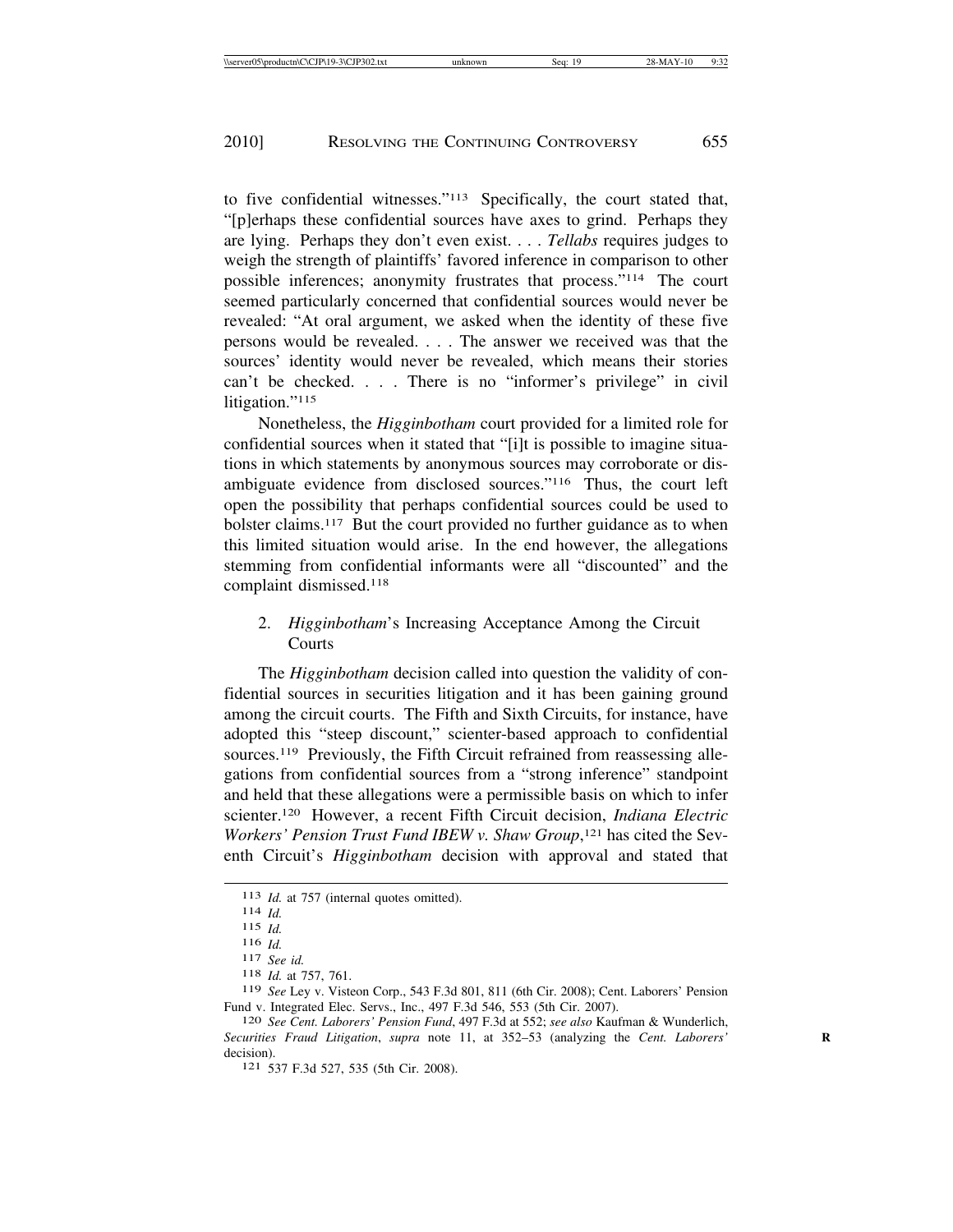to five confidential witnesses."[113] Specifically, the court stated that, "[p]erhaps these confidential sources have axes to grind. Perhaps they are lying. Perhaps they don't even exist. . . . *Tellabs* requires judges to weigh the strength of plaintiffs' favored inference in comparison to other possible inferences; anonymity frustrates that process."[114] The court seemed particularly concerned that confidential sources would never be revealed: "At oral argument, we asked when the identity of these five persons would be revealed. . . . The answer we received was that the sources' identity would never be revealed, which means their stories can't be checked. . . . There is no "informer's privilege" in civil litigation."[115]

Nonetheless, the *Higginbotham* court provided for a limited role for confidential sources when it stated that "[i]t is possible to imagine situations in which statements by anonymous sources may corroborate or disambiguate evidence from disclosed sources."[116] Thus, the court left open the possibility that perhaps confidential sources could be used to bolster claims.[117] But the court provided no further guidance as to when this limited situation would arise. In the end however, the allegations stemming from confidential informants were all "discounted" and the complaint dismissed.[118]

### 2. *Higginbotham*'s Increasing Acceptance Among the Circuit Courts

The *Higginbotham* decision called into question the validity of confidential sources in securities litigation and it has been gaining ground among the circuit courts. The Fifth and Sixth Circuits, for instance, have adopted this "steep discount," scienter-based approach to confidential sources.[119] Previously, the Fifth Circuit refrained from reassessing allegations from confidential sources from a "strong inference" standpoint and held that these allegations were a permissible basis on which to infer scienter.[120] However, a recent Fifth Circuit decision, *Indiana Electric Workers' Pension Trust Fund IBEW v. Shaw Group*,[121] has cited the Seventh Circuit's *Higginbotham* decision with approval and stated that

---

[113] *Id.* at 757 (internal quotes omitted).

[114] *Id.*

[115] *Id.*

[116] *Id.*

[117] *See id.*

[118] *Id.* at 757, 761.

[119] *See* Ley v. Visteon Corp., 543 F.3d 801, 811 (6th Cir. 2008); Cent. Laborers' Pension Fund v. Integrated Elec. Servs., Inc., 497 F.3d 546, 553 (5th Cir. 2007).

[120] *See Cent. Laborers' Pension Fund*, 497 F.3d at 552; *see also* Kaufman & Wunderlich, *Securities Fraud Litigation*, *supra* note 11, at 352–53 (analyzing the *Cent. Laborers'* decision).

[121] 537 F.3d 527, 535 (5th Cir. 2008).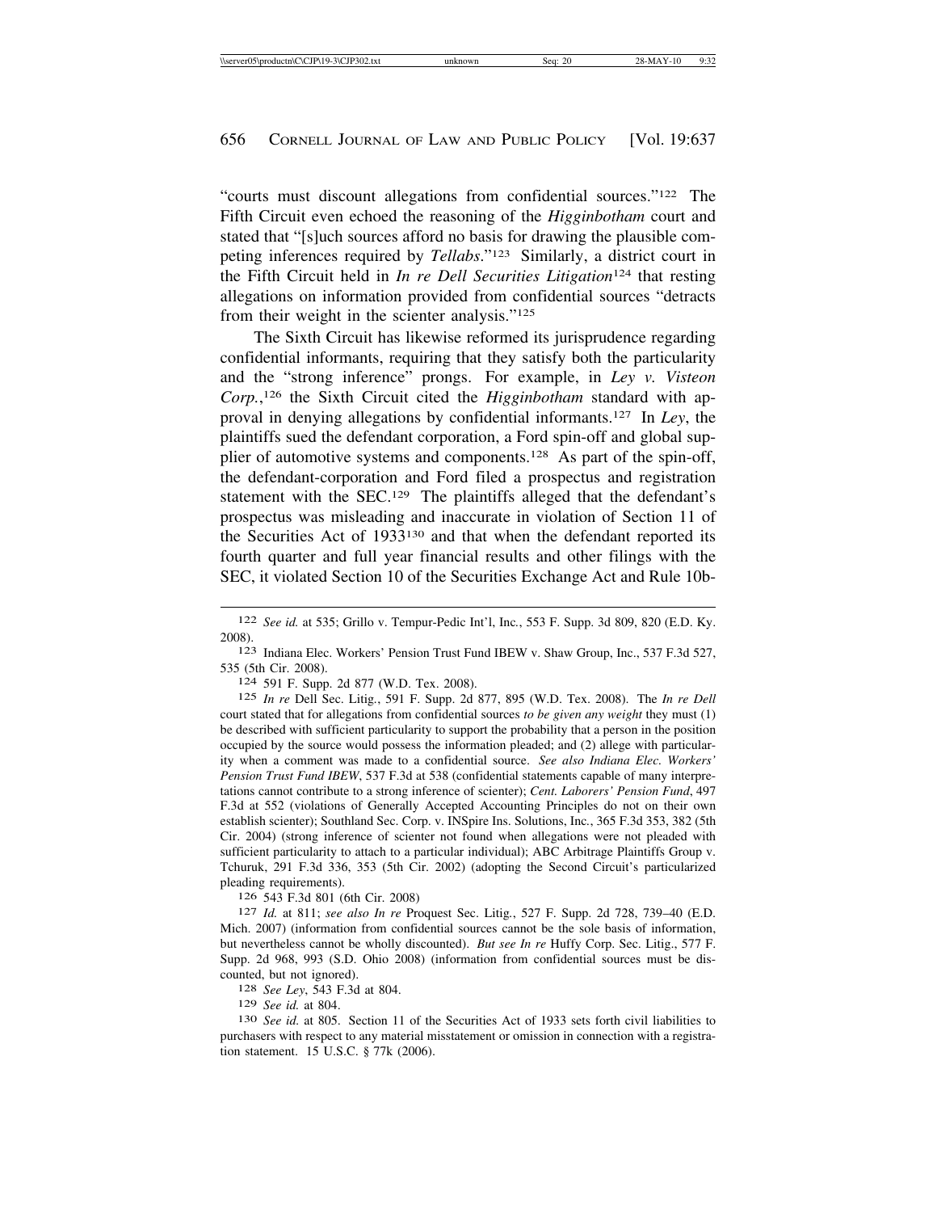"courts must discount allegations from confidential sources."[122] The Fifth Circuit even echoed the reasoning of the *Higginbotham* court and stated that "[s]uch sources afford no basis for drawing the plausible competing inferences required by *Tellabs*."[123] Similarly, a district court in the Fifth Circuit held in *In re Dell Securities Litigation*[124] that resting allegations on information provided from confidential sources "detracts from their weight in the scienter analysis."[125]

The Sixth Circuit has likewise reformed its jurisprudence regarding confidential informants, requiring that they satisfy both the particularity and the "strong inference" prongs. For example, in *Ley v. Visteon Corp.*,[126] the Sixth Circuit cited the *Higginbotham* standard with approval in denying allegations by confidential informants.[127] In *Ley*, the plaintiffs sued the defendant corporation, a Ford spin-off and global supplier of automotive systems and components.[128] As part of the spin-off, the defendant-corporation and Ford filed a prospectus and registration statement with the SEC.[129] The plaintiffs alleged that the defendant's prospectus was misleading and inaccurate in violation of Section 11 of the Securities Act of 1933[130] and that when the defendant reported its fourth quarter and full year financial results and other filings with the SEC, it violated Section 10 of the Securities Exchange Act and Rule 10b-

---

[122] *See id.* at 535; Grillo v. Tempur-Pedic Int'l, Inc., 553 F. Supp. 3d 809, 820 (E.D. Ky. 2008).

[123] Indiana Elec. Workers' Pension Trust Fund IBEW v. Shaw Group, Inc., 537 F.3d 527, 535 (5th Cir. 2008).

[124] 591 F. Supp. 2d 877 (W.D. Tex. 2008).

[125] *In re* Dell Sec. Litig., 591 F. Supp. 2d 877, 895 (W.D. Tex. 2008). The *In re Dell* court stated that for allegations from confidential sources *to be given any weight* they must (1) be described with sufficient particularity to support the probability that a person in the position occupied by the source would possess the information pleaded; and (2) allege with particularity when a comment was made to a confidential source. *See also Indiana Elec. Workers' Pension Trust Fund IBEW*, 537 F.3d at 538 (confidential statements capable of many interpretations cannot contribute to a strong inference of scienter); *Cent. Laborers' Pension Fund*, 497 F.3d at 552 (violations of Generally Accepted Accounting Principles do not on their own establish scienter); Southland Sec. Corp. v. INSpire Ins. Solutions, Inc., 365 F.3d 353, 382 (5th Cir. 2004) (strong inference of scienter not found when allegations were not pleaded with sufficient particularity to attach to a particular individual); ABC Arbitrage Plaintiffs Group v. Tchuruk, 291 F.3d 336, 353 (5th Cir. 2002) (adopting the Second Circuit's particularized pleading requirements).

[126] 543 F.3d 801 (6th Cir. 2008)

[127] *Id.* at 811; *see also In re* Proquest Sec. Litig., 527 F. Supp. 2d 728, 739–40 (E.D. Mich. 2007) (information from confidential sources cannot be the sole basis of information, but nevertheless cannot be wholly discounted). *But see In re* Huffy Corp. Sec. Litig., 577 F. Supp. 2d 968, 993 (S.D. Ohio 2008) (information from confidential sources must be discounted, but not ignored).

[128] *See Ley*, 543 F.3d at 804.

[129] *See id.* at 804.

[130] *See id.* at 805. Section 11 of the Securities Act of 1933 sets forth civil liabilities to purchasers with respect to any material misstatement or omission in connection with a registration statement. 15 U.S.C. § 77k (2006).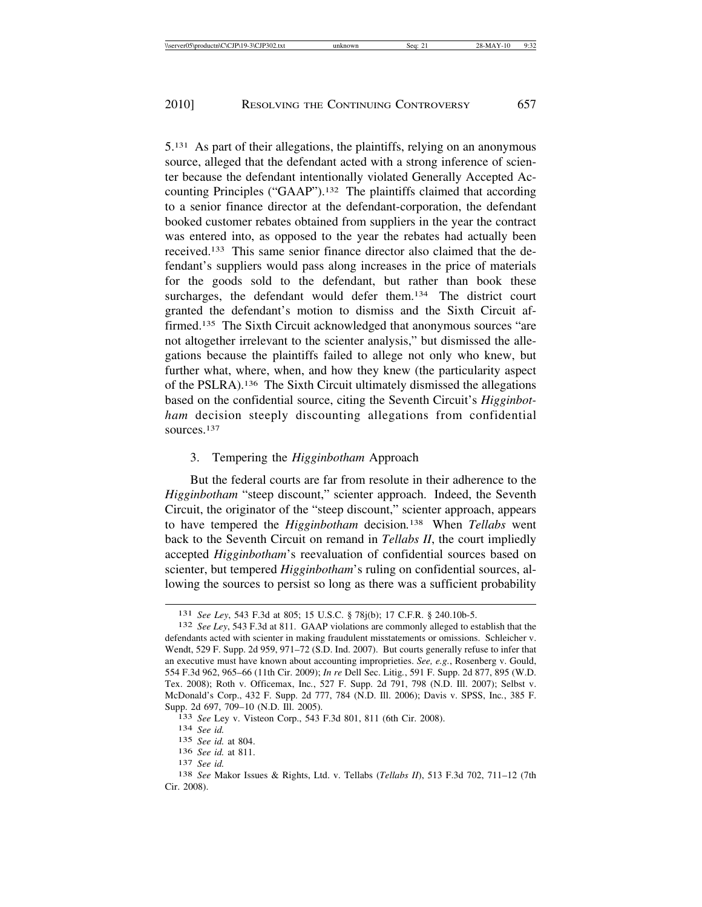5.[131] As part of their allegations, the plaintiffs, relying on an anonymous source, alleged that the defendant acted with a strong inference of scienter because the defendant intentionally violated Generally Accepted Accounting Principles ("GAAP").[132] The plaintiffs claimed that according to a senior finance director at the defendant-corporation, the defendant booked customer rebates obtained from suppliers in the year the contract was entered into, as opposed to the year the rebates had actually been received.[133] This same senior finance director also claimed that the defendant's suppliers would pass along increases in the price of materials for the goods sold to the defendant, but rather than book these surcharges, the defendant would defer them.[134] The district court granted the defendant's motion to dismiss and the Sixth Circuit affirmed.[135] The Sixth Circuit acknowledged that anonymous sources "are not altogether irrelevant to the scienter analysis," but dismissed the allegations because the plaintiffs failed to allege not only who knew, but further what, where, when, and how they knew (the particularity aspect of the PSLRA).[136] The Sixth Circuit ultimately dismissed the allegations based on the confidential source, citing the Seventh Circuit's *Higginbotham* decision steeply discounting allegations from confidential sources.[137]

### 3. Tempering the *Higginbotham* Approach

But the federal courts are far from resolute in their adherence to the *Higginbotham* "steep discount," scienter approach. Indeed, the Seventh Circuit, the originator of the "steep discount," scienter approach, appears to have tempered the *Higginbotham* decision.[138] When *Tellabs* went back to the Seventh Circuit on remand in *Tellabs II*, the court impliedly accepted *Higginbotham*'s reevaluation of confidential sources based on scienter, but tempered *Higginbotham*'s ruling on confidential sources, allowing the sources to persist so long as there was a sufficient probability

---

131 *See Ley*, 543 F.3d at 805; 15 U.S.C. § 78j(b); 17 C.F.R. § 240.10b-5.

132 *See Ley*, 543 F.3d at 811. GAAP violations are commonly alleged to establish that the defendants acted with scienter in making fraudulent misstatements or omissions. Schleicher v. Wendt, 529 F. Supp. 2d 959, 971–72 (S.D. Ind. 2007). But courts generally refuse to infer that an executive must have known about accounting improprieties. *See, e.g.*, Rosenberg v. Gould, 554 F.3d 962, 965–66 (11th Cir. 2009); *In re* Dell Sec. Litig., 591 F. Supp. 2d 877, 895 (W.D. Tex. 2008); Roth v. Officemax, Inc., 527 F. Supp. 2d 791, 798 (N.D. Ill. 2007); Selbst v. McDonald's Corp., 432 F. Supp. 2d 777, 784 (N.D. Ill. 2006); Davis v. SPSS, Inc., 385 F. Supp. 2d 697, 709–10 (N.D. Ill. 2005).

133 *See* Ley v. Visteon Corp., 543 F.3d 801, 811 (6th Cir. 2008).

134 *See id.*

135 *See id.* at 804.

136 *See id.* at 811.

137 *See id.*

138 *See* Makor Issues & Rights, Ltd. v. Tellabs (*Tellabs II*), 513 F.3d 702, 711–12 (7th Cir. 2008).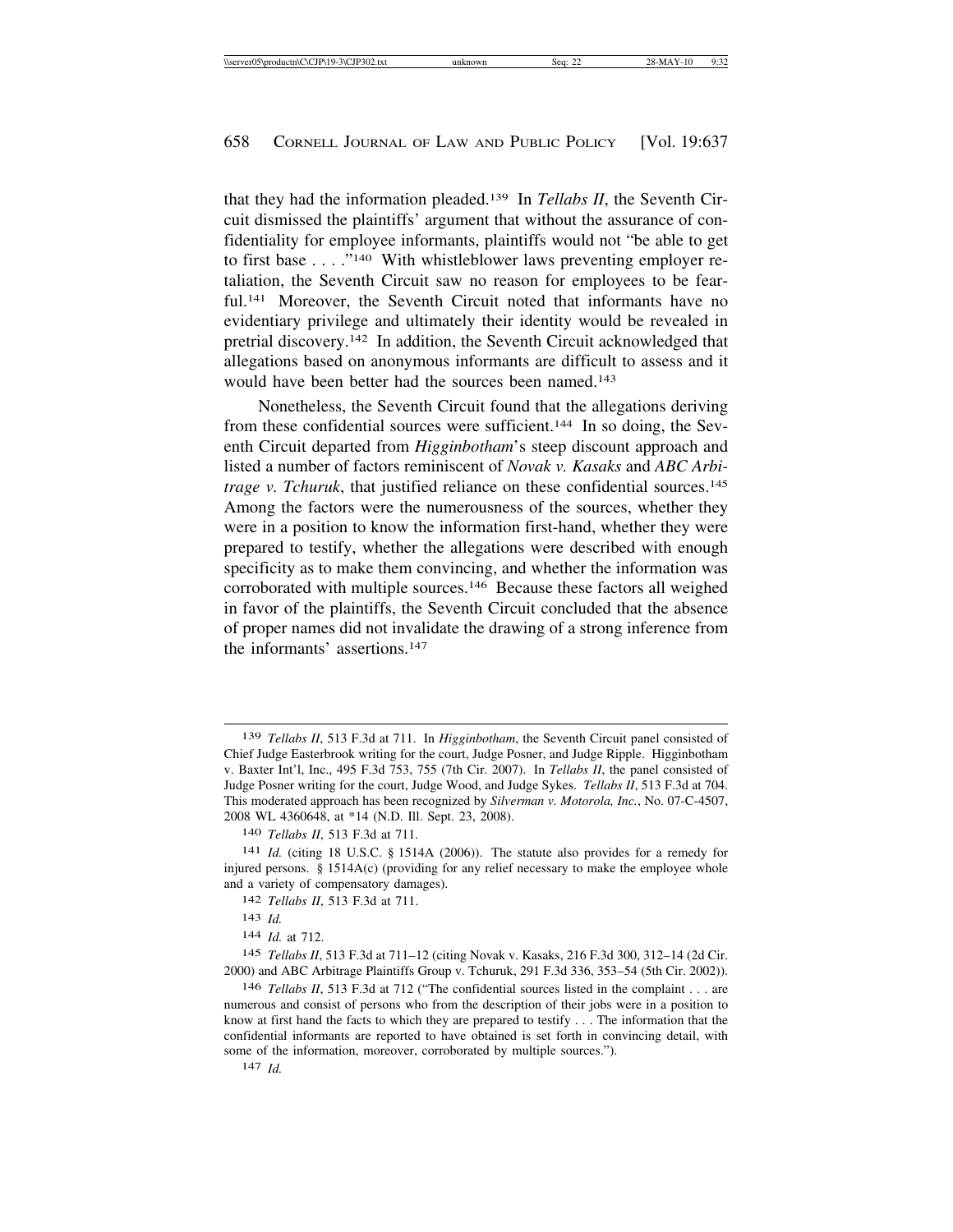that they had the information pleaded.[139] In *Tellabs II*, the Seventh Circuit dismissed the plaintiffs' argument that without the assurance of confidentiality for employee informants, plaintiffs would not "be able to get to first base . . . ."[140] With whistleblower laws preventing employer retaliation, the Seventh Circuit saw no reason for employees to be fearful.[141] Moreover, the Seventh Circuit noted that informants have no evidentiary privilege and ultimately their identity would be revealed in pretrial discovery.[142] In addition, the Seventh Circuit acknowledged that allegations based on anonymous informants are difficult to assess and it would have been better had the sources been named.[143]

Nonetheless, the Seventh Circuit found that the allegations deriving from these confidential sources were sufficient.[144] In so doing, the Seventh Circuit departed from *Higginbotham*'s steep discount approach and listed a number of factors reminiscent of *Novak v. Kasaks* and *ABC Arbitrage v. Tchuruk*, that justified reliance on these confidential sources.[145] Among the factors were the numerousness of the sources, whether they were in a position to know the information first-hand, whether they were prepared to testify, whether the allegations were described with enough specificity as to make them convincing, and whether the information was corroborated with multiple sources.[146] Because these factors all weighed in favor of the plaintiffs, the Seventh Circuit concluded that the absence of proper names did not invalidate the drawing of a strong inference from the informants' assertions.[147]

---

[139] *Tellabs II*, 513 F.3d at 711. In *Higginbotham*, the Seventh Circuit panel consisted of Chief Judge Easterbrook writing for the court, Judge Posner, and Judge Ripple. Higginbotham v. Baxter Int'l, Inc., 495 F.3d 753, 755 (7th Cir. 2007). In *Tellabs II*, the panel consisted of Judge Posner writing for the court, Judge Wood, and Judge Sykes. *Tellabs II*, 513 F.3d at 704. This moderated approach has been recognized by *Silverman v. Motorola, Inc.*, No. 07-C-4507, 2008 WL 4360648, at *14 (N.D. Ill. Sept. 23, 2008).

[140] *Tellabs II*, 513 F.3d at 711.

[141] *Id.* (citing 18 U.S.C. § 1514A (2006)). The statute also provides for a remedy for injured persons. § 1514A(c) (providing for any relief necessary to make the employee whole and a variety of compensatory damages).

[142] *Tellabs II*, 513 F.3d at 711.

[143] *Id.*

[144] *Id.* at 712.

[145] *Tellabs II*, 513 F.3d at 711–12 (citing Novak v. Kasaks, 216 F.3d 300, 312–14 (2d Cir. 2000) and ABC Arbitrage Plaintiffs Group v. Tchuruk, 291 F.3d 336, 353–54 (5th Cir. 2002)).

[146] *Tellabs II*, 513 F.3d at 712 ("The confidential sources listed in the complaint . . . are numerous and consist of persons who from the description of their jobs were in a position to know at first hand the facts to which they are prepared to testify . . . The information that the confidential informants are reported to have obtained is set forth in convincing detail, with some of the information, moreover, corroborated by multiple sources.").

[147] *Id.*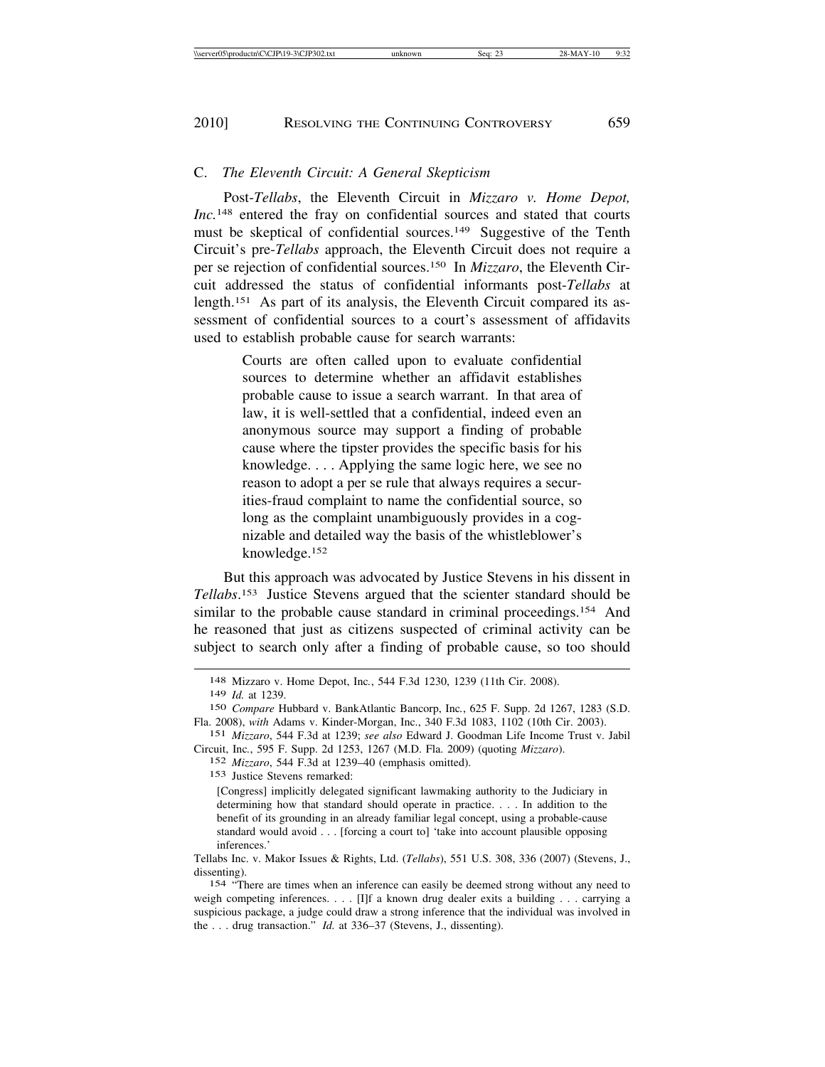### C. *The Eleventh Circuit: A General Skepticism*

Post-*Tellabs*, the Eleventh Circuit in *Mizzaro v. Home Depot, Inc.*[148] entered the fray on confidential sources and stated that courts must be skeptical of confidential sources.[149] Suggestive of the Tenth Circuit's pre-*Tellabs* approach, the Eleventh Circuit does not require a per se rejection of confidential sources.[150] In *Mizzaro*, the Eleventh Circuit addressed the status of confidential informants post-*Tellabs* at length.[151] As part of its analysis, the Eleventh Circuit compared its assessment of confidential sources to a court's assessment of affidavits used to establish probable cause for search warrants:

> Courts are often called upon to evaluate confidential sources to determine whether an affidavit establishes probable cause to issue a search warrant. In that area of law, it is well-settled that a confidential, indeed even an anonymous source may support a finding of probable cause where the tipster provides the specific basis for his knowledge. . . . Applying the same logic here, we see no reason to adopt a per se rule that always requires a securities-fraud complaint to name the confidential source, so long as the complaint unambiguously provides in a cognizable and detailed way the basis of the whistleblower's knowledge.[152]

But this approach was advocated by Justice Stevens in his dissent in *Tellabs*.[153] Justice Stevens argued that the scienter standard should be similar to the probable cause standard in criminal proceedings.[154] And he reasoned that just as citizens suspected of criminal activity can be subject to search only after a finding of probable cause, so too should

---

[148] Mizzaro v. Home Depot, Inc., 544 F.3d 1230, 1239 (11th Cir. 2008).

[149] *Id.* at 1239.

[150] *Compare* Hubbard v. BankAtlantic Bancorp, Inc., 625 F. Supp. 2d 1267, 1283 (S.D. Fla. 2008), *with* Adams v. Kinder-Morgan, Inc., 340 F.3d 1083, 1102 (10th Cir. 2003).

[151] *Mizzaro*, 544 F.3d at 1239; *see also* Edward J. Goodman Life Income Trust v. Jabil Circuit, Inc., 595 F. Supp. 2d 1253, 1267 (M.D. Fla. 2009) (quoting *Mizzaro*).

[152] *Mizzaro*, 544 F.3d at 1239–40 (emphasis omitted).

[153] Justice Stevens remarked:

> [Congress] implicitly delegated significant lawmaking authority to the Judiciary in determining how that standard should operate in practice. . . . In addition to the benefit of its grounding in an already familiar legal concept, using a probable-cause standard would avoid . . . [forcing a court to] 'take into account plausible opposing inferences.'

Tellabs Inc. v. Makor Issues & Rights, Ltd. (*Tellabs*), 551 U.S. 308, 336 (2007) (Stevens, J., dissenting).

[154] "There are times when an inference can easily be deemed strong without any need to weigh competing inferences. . . . [I]f a known drug dealer exits a building . . . carrying a suspicious package, a judge could draw a strong inference that the individual was involved in the . . . drug transaction." *Id.* at 336–37 (Stevens, J., dissenting).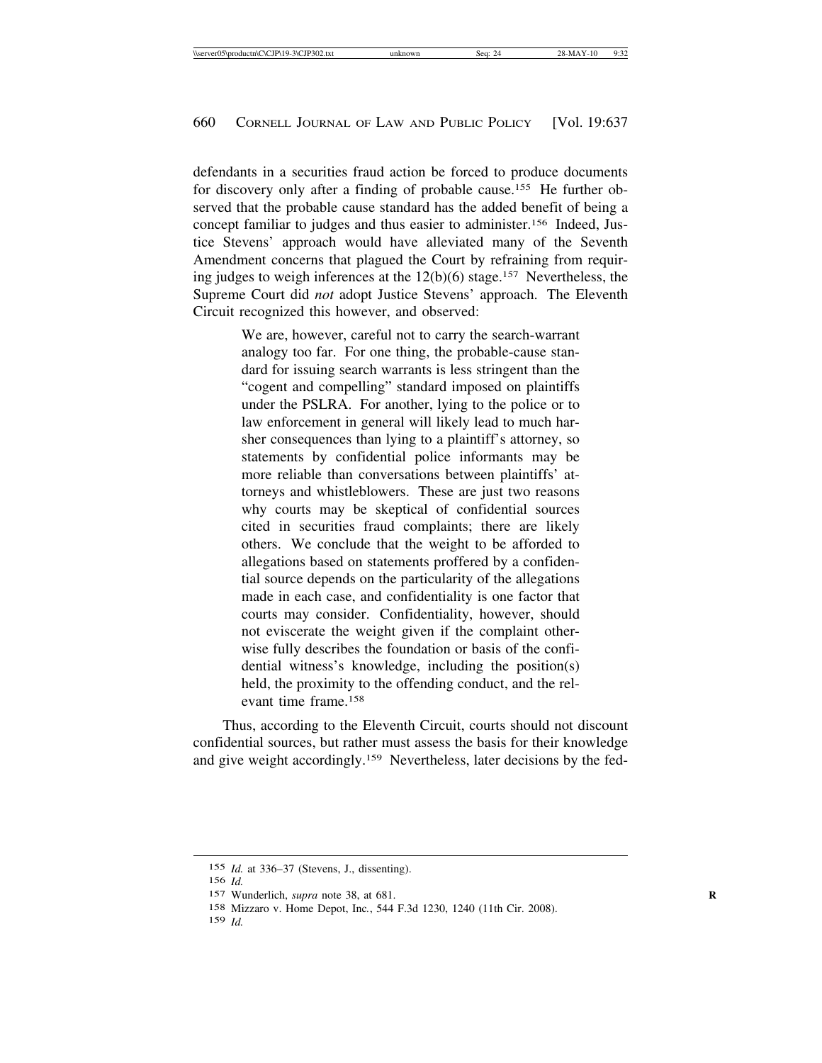defendants in a securities fraud action be forced to produce documents for discovery only after a finding of probable cause.[155] He further observed that the probable cause standard has the added benefit of being a concept familiar to judges and thus easier to administer.[156] Indeed, Justice Stevens' approach would have alleviated many of the Seventh Amendment concerns that plagued the Court by refraining from requiring judges to weigh inferences at the 12(b)(6) stage.[157] Nevertheless, the Supreme Court did *not* adopt Justice Stevens' approach. The Eleventh Circuit recognized this however, and observed:

> We are, however, careful not to carry the search-warrant analogy too far. For one thing, the probable-cause standard for issuing search warrants is less stringent than the "cogent and compelling" standard imposed on plaintiffs under the PSLRA. For another, lying to the police or to law enforcement in general will likely lead to much harsher consequences than lying to a plaintiff's attorney, so statements by confidential police informants may be more reliable than conversations between plaintiffs' attorneys and whistleblowers. These are just two reasons why courts may be skeptical of confidential sources cited in securities fraud complaints; there are likely others. We conclude that the weight to be afforded to allegations based on statements proffered by a confidential source depends on the particularity of the allegations made in each case, and confidentiality is one factor that courts may consider. Confidentiality, however, should not eviscerate the weight given if the complaint otherwise fully describes the foundation or basis of the confidential witness's knowledge, including the position(s) held, the proximity to the offending conduct, and the relevant time frame.[158]

Thus, according to the Eleventh Circuit, courts should not discount confidential sources, but rather must assess the basis for their knowledge and give weight accordingly.[159] Nevertheless, later decisions by the fed-

---

155 *Id.* at 336–37 (Stevens, J., dissenting).

156 *Id.*

157 Wunderlich, *supra* note 38, at 681.

158 Mizzaro v. Home Depot, Inc., 544 F.3d 1230, 1240 (11th Cir. 2008).

159 *Id.*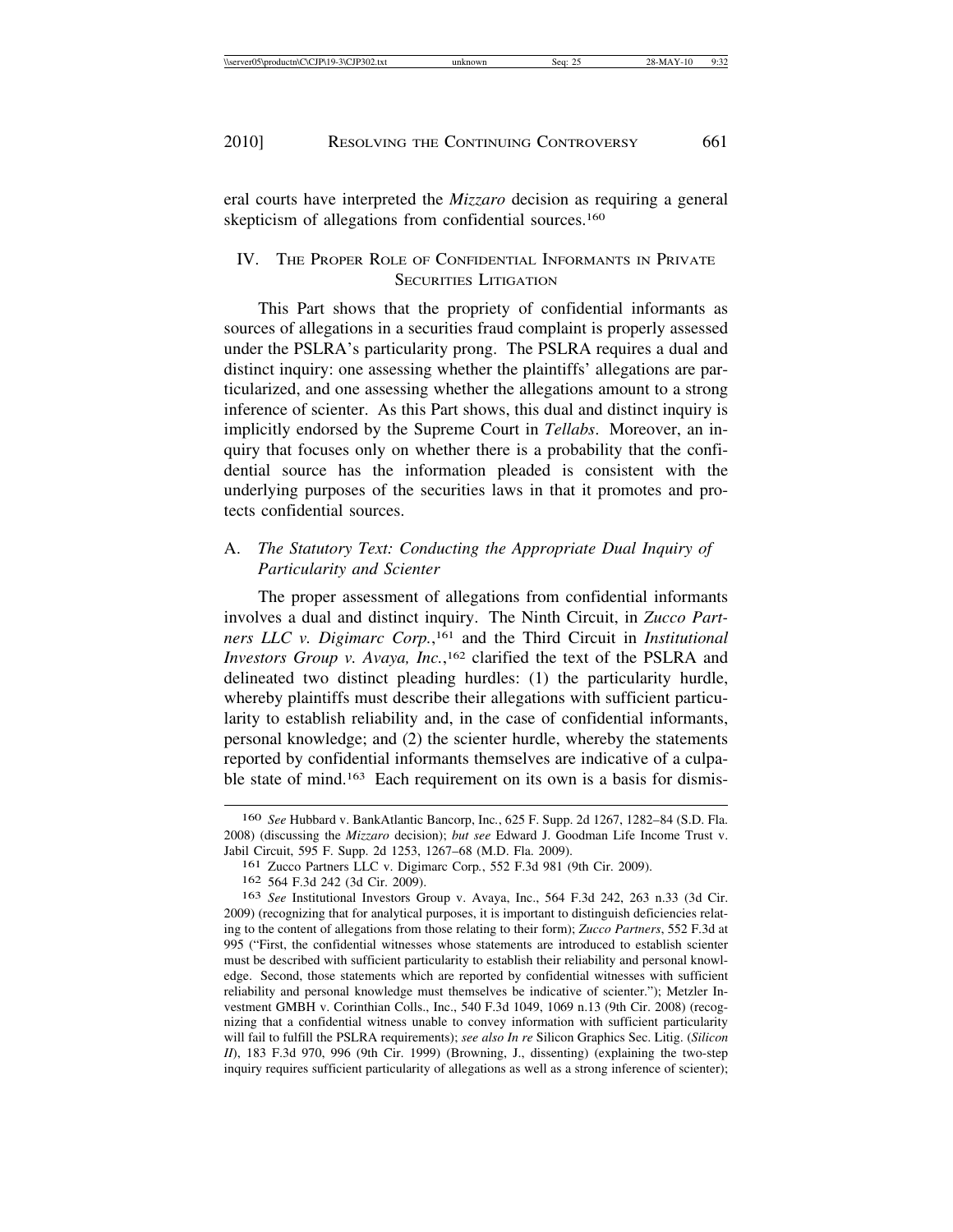eral courts have interpreted the *Mizzaro* decision as requiring a general skepticism of allegations from confidential sources.[160]

## IV. The Proper Role of Confidential Informants in Private Securities Litigation

This Part shows that the propriety of confidential informants as sources of allegations in a securities fraud complaint is properly assessed under the PSLRA's particularity prong. The PSLRA requires a dual and distinct inquiry: one assessing whether the plaintiffs' allegations are particularized, and one assessing whether the allegations amount to a strong inference of scienter. As this Part shows, this dual and distinct inquiry is implicitly endorsed by the Supreme Court in *Tellabs*. Moreover, an inquiry that focuses only on whether there is a probability that the confidential source has the information pleaded is consistent with the underlying purposes of the securities laws in that it promotes and protects confidential sources.

### A. *The Statutory Text: Conducting the Appropriate Dual Inquiry of Particularity and Scienter*

The proper assessment of allegations from confidential informants involves a dual and distinct inquiry. The Ninth Circuit, in *Zucco Partners LLC v. Digimarc Corp.*,[161] and the Third Circuit in *Institutional Investors Group v. Avaya, Inc.*,[162] clarified the text of the PSLRA and delineated two distinct pleading hurdles: (1) the particularity hurdle, whereby plaintiffs must describe their allegations with sufficient particularity to establish reliability and, in the case of confidential informants, personal knowledge; and (2) the scienter hurdle, whereby the statements reported by confidential informants themselves are indicative of a culpable state of mind.[163] Each requirement on its own is a basis for dismis-

---

[160] *See* Hubbard v. BankAtlantic Bancorp, Inc., 625 F. Supp. 2d 1267, 1282–84 (S.D. Fla. 2008) (discussing the *Mizzaro* decision); *but see* Edward J. Goodman Life Income Trust v. Jabil Circuit, 595 F. Supp. 2d 1253, 1267–68 (M.D. Fla. 2009).

[161] Zucco Partners LLC v. Digimarc Corp., 552 F.3d 981 (9th Cir. 2009).

[162] 564 F.3d 242 (3d Cir. 2009).

[163] *See* Institutional Investors Group v. Avaya, Inc., 564 F.3d 242, 263 n.33 (3d Cir. 2009) (recognizing that for analytical purposes, it is important to distinguish deficiencies relating to the content of allegations from those relating to their form); *Zucco Partners*, 552 F.3d at 995 ("First, the confidential witnesses whose statements are introduced to establish scienter must be described with sufficient particularity to establish their reliability and personal knowledge. Second, those statements which are reported by confidential witnesses with sufficient reliability and personal knowledge must themselves be indicative of scienter."); Metzler Investment GMBH v. Corinthian Colls., Inc., 540 F.3d 1049, 1069 n.13 (9th Cir. 2008) (recognizing that a confidential witness unable to convey information with sufficient particularity will fail to fulfill the PSLRA requirements); *see also In re* Silicon Graphics Sec. Litig. (*Silicon II*), 183 F.3d 970, 996 (9th Cir. 1999) (Browning, J., dissenting) (explaining the two-step inquiry requires sufficient particularity of allegations as well as a strong inference of scienter);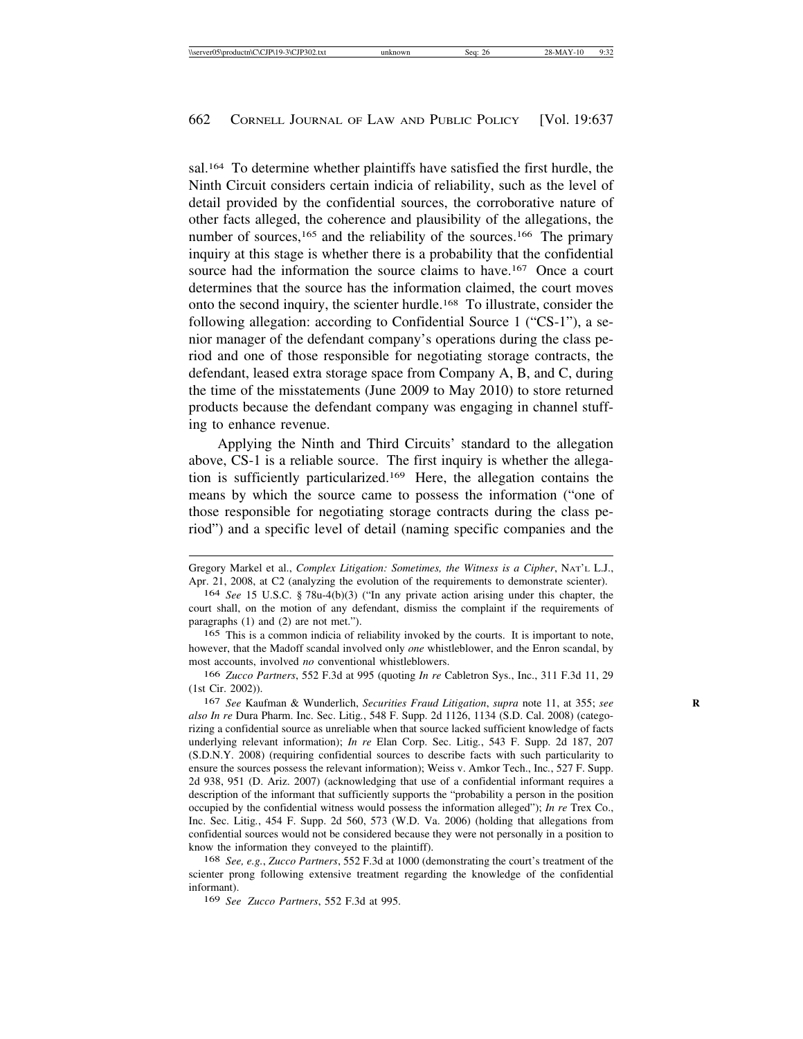sal.[164] To determine whether plaintiffs have satisfied the first hurdle, the Ninth Circuit considers certain indicia of reliability, such as the level of detail provided by the confidential sources, the corroborative nature of other facts alleged, the coherence and plausibility of the allegations, the number of sources,[165] and the reliability of the sources.[166] The primary inquiry at this stage is whether there is a probability that the confidential source had the information the source claims to have.[167] Once a court determines that the source has the information claimed, the court moves onto the second inquiry, the scienter hurdle.[168] To illustrate, consider the following allegation: according to Confidential Source 1 ("CS-1"), a senior manager of the defendant company's operations during the class period and one of those responsible for negotiating storage contracts, the defendant, leased extra storage space from Company A, B, and C, during the time of the misstatements (June 2009 to May 2010) to store returned products because the defendant company was engaging in channel stuffing to enhance revenue.

Applying the Ninth and Third Circuits' standard to the allegation above, CS-1 is a reliable source. The first inquiry is whether the allegation is sufficiently particularized.[169] Here, the allegation contains the means by which the source came to possess the information ("one of those responsible for negotiating storage contracts during the class period") and a specific level of detail (naming specific companies and the

---

Gregory Markel et al., *Complex Litigation: Sometimes, the Witness is a Cipher*, NAT'L L.J., Apr. 21, 2008, at C2 (analyzing the evolution of the requirements to demonstrate scienter).

[164] *See* 15 U.S.C. § 78u-4(b)(3) ("In any private action arising under this chapter, the court shall, on the motion of any defendant, dismiss the complaint if the requirements of paragraphs (1) and (2) are not met.").

[165] This is a common indicia of reliability invoked by the courts. It is important to note, however, that the Madoff scandal involved only *one* whistleblower, and the Enron scandal, by most accounts, involved *no* conventional whistleblowers.

[166] *Zucco Partners*, 552 F.3d at 995 (quoting *In re* Cabletron Sys., Inc., 311 F.3d 11, 29 (1st Cir. 2002)).

[167] *See* Kaufman & Wunderlich, *Securities Fraud Litigation*, *supra* note 11, at 355; *see also In re* Dura Pharm. Inc. Sec. Litig., 548 F. Supp. 2d 1126, 1134 (S.D. Cal. 2008) (categorizing a confidential source as unreliable when that source lacked sufficient knowledge of facts underlying relevant information); *In re* Elan Corp. Sec. Litig., 543 F. Supp. 2d 187, 207 (S.D.N.Y. 2008) (requiring confidential sources to describe facts with such particularity to ensure the sources possess the relevant information); Weiss v. Amkor Tech., Inc., 527 F. Supp. 2d 938, 951 (D. Ariz. 2007) (acknowledging that use of a confidential informant requires a description of the informant that sufficiently supports the "probability a person in the position occupied by the confidential witness would possess the information alleged"); *In re* Trex Co., Inc. Sec. Litig., 454 F. Supp. 2d 560, 573 (W.D. Va. 2006) (holding that allegations from confidential sources would not be considered because they were not personally in a position to know the information they conveyed to the plaintiff).

[168] *See, e.g.*, *Zucco Partners*, 552 F.3d at 1000 (demonstrating the court's treatment of the scienter prong following extensive treatment regarding the knowledge of the confidential informant).

[169] *See Zucco Partners*, 552 F.3d at 995.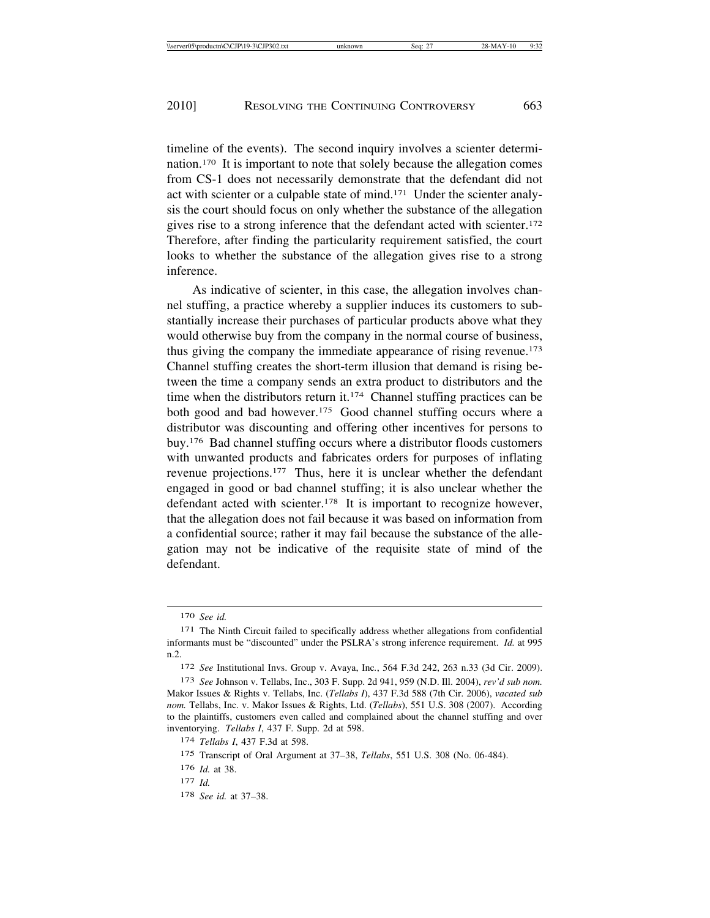timeline of the events). The second inquiry involves a scienter determination.[170] It is important to note that solely because the allegation comes from CS-1 does not necessarily demonstrate that the defendant did not act with scienter or a culpable state of mind.[171] Under the scienter analysis the court should focus on only whether the substance of the allegation gives rise to a strong inference that the defendant acted with scienter.[172] Therefore, after finding the particularity requirement satisfied, the court looks to whether the substance of the allegation gives rise to a strong inference.

As indicative of scienter, in this case, the allegation involves channel stuffing, a practice whereby a supplier induces its customers to substantially increase their purchases of particular products above what they would otherwise buy from the company in the normal course of business, thus giving the company the immediate appearance of rising revenue.[173] Channel stuffing creates the short-term illusion that demand is rising between the time a company sends an extra product to distributors and the time when the distributors return it.[174] Channel stuffing practices can be both good and bad however.[175] Good channel stuffing occurs where a distributor was discounting and offering other incentives for persons to buy.[176] Bad channel stuffing occurs where a distributor floods customers with unwanted products and fabricates orders for purposes of inflating revenue projections.[177] Thus, here it is unclear whether the defendant engaged in good or bad channel stuffing; it is also unclear whether the defendant acted with scienter.[178] It is important to recognize however, that the allegation does not fail because it was based on information from a confidential source; rather it may fail because the substance of the allegation may not be indicative of the requisite state of mind of the defendant.

---

[170] *See id.*

[171] The Ninth Circuit failed to specifically address whether allegations from confidential informants must be "discounted" under the PSLRA's strong inference requirement. *Id.* at 995 n.2.

[172] *See* Institutional Invs. Group v. Avaya, Inc., 564 F.3d 242, 263 n.33 (3d Cir. 2009).

[173] *See* Johnson v. Tellabs, Inc., 303 F. Supp. 2d 941, 959 (N.D. Ill. 2004), *rev'd sub nom.* Makor Issues & Rights v. Tellabs, Inc. (*Tellabs I*), 437 F.3d 588 (7th Cir. 2006), *vacated sub nom.* Tellabs, Inc. v. Makor Issues & Rights, Ltd. (*Tellabs*), 551 U.S. 308 (2007). According to the plaintiffs, customers even called and complained about the channel stuffing and over inventorying. *Tellabs I*, 437 F. Supp. 2d at 598.

[174] *Tellabs I*, 437 F.3d at 598.

[175] Transcript of Oral Argument at 37–38, *Tellabs*, 551 U.S. 308 (No. 06-484).

[176] *Id.* at 38.

[177] *Id.*

[178] *See id.* at 37–38.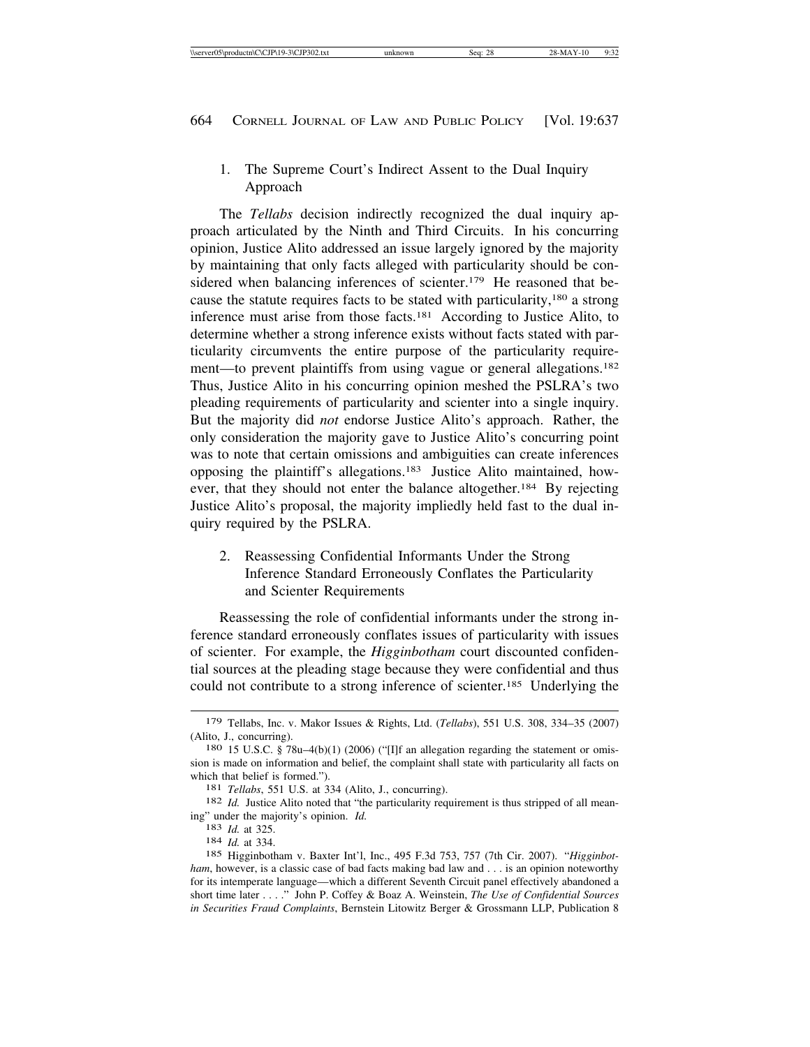### 1. The Supreme Court's Indirect Assent to the Dual Inquiry Approach

The *Tellabs* decision indirectly recognized the dual inquiry approach articulated by the Ninth and Third Circuits. In his concurring opinion, Justice Alito addressed an issue largely ignored by the majority by maintaining that only facts alleged with particularity should be considered when balancing inferences of scienter.[179] He reasoned that because the statute requires facts to be stated with particularity,[180] a strong inference must arise from those facts.[181] According to Justice Alito, to determine whether a strong inference exists without facts stated with particularity circumvents the entire purpose of the particularity requirement—to prevent plaintiffs from using vague or general allegations.[182] Thus, Justice Alito in his concurring opinion meshed the PSLRA's two pleading requirements of particularity and scienter into a single inquiry. But the majority did *not* endorse Justice Alito's approach. Rather, the only consideration the majority gave to Justice Alito's concurring point was to note that certain omissions and ambiguities can create inferences opposing the plaintiff's allegations.[183] Justice Alito maintained, however, that they should not enter the balance altogether.[184] By rejecting Justice Alito's proposal, the majority impliedly held fast to the dual inquiry required by the PSLRA.

### 2. Reassessing Confidential Informants Under the Strong Inference Standard Erroneously Conflates the Particularity and Scienter Requirements

Reassessing the role of confidential informants under the strong inference standard erroneously conflates issues of particularity with issues of scienter. For example, the *Higginbotham* court discounted confidential sources at the pleading stage because they were confidential and thus could not contribute to a strong inference of scienter.[185] Underlying the

---

179 Tellabs, Inc. v. Makor Issues & Rights, Ltd. (*Tellabs*), 551 U.S. 308, 334–35 (2007) (Alito, J., concurring).

180 15 U.S.C. § 78u–4(b)(1) (2006) ("[I]f an allegation regarding the statement or omission is made on information and belief, the complaint shall state with particularity all facts on which that belief is formed.").

181 *Tellabs*, 551 U.S. at 334 (Alito, J., concurring).

182 *Id.* Justice Alito noted that "the particularity requirement is thus stripped of all meaning" under the majority's opinion. *Id.*

183 *Id.* at 325.

184 *Id.* at 334.

185 Higginbotham v. Baxter Int'l, Inc., 495 F.3d 753, 757 (7th Cir. 2007). "*Higginbotham*, however, is a classic case of bad facts making bad law and . . . is an opinion noteworthy for its intemperate language—which a different Seventh Circuit panel effectively abandoned a short time later . . . ." John P. Coffey & Boaz A. Weinstein, *The Use of Confidential Sources in Securities Fraud Complaints*, Bernstein Litowitz Berger & Grossmann LLP, Publication 8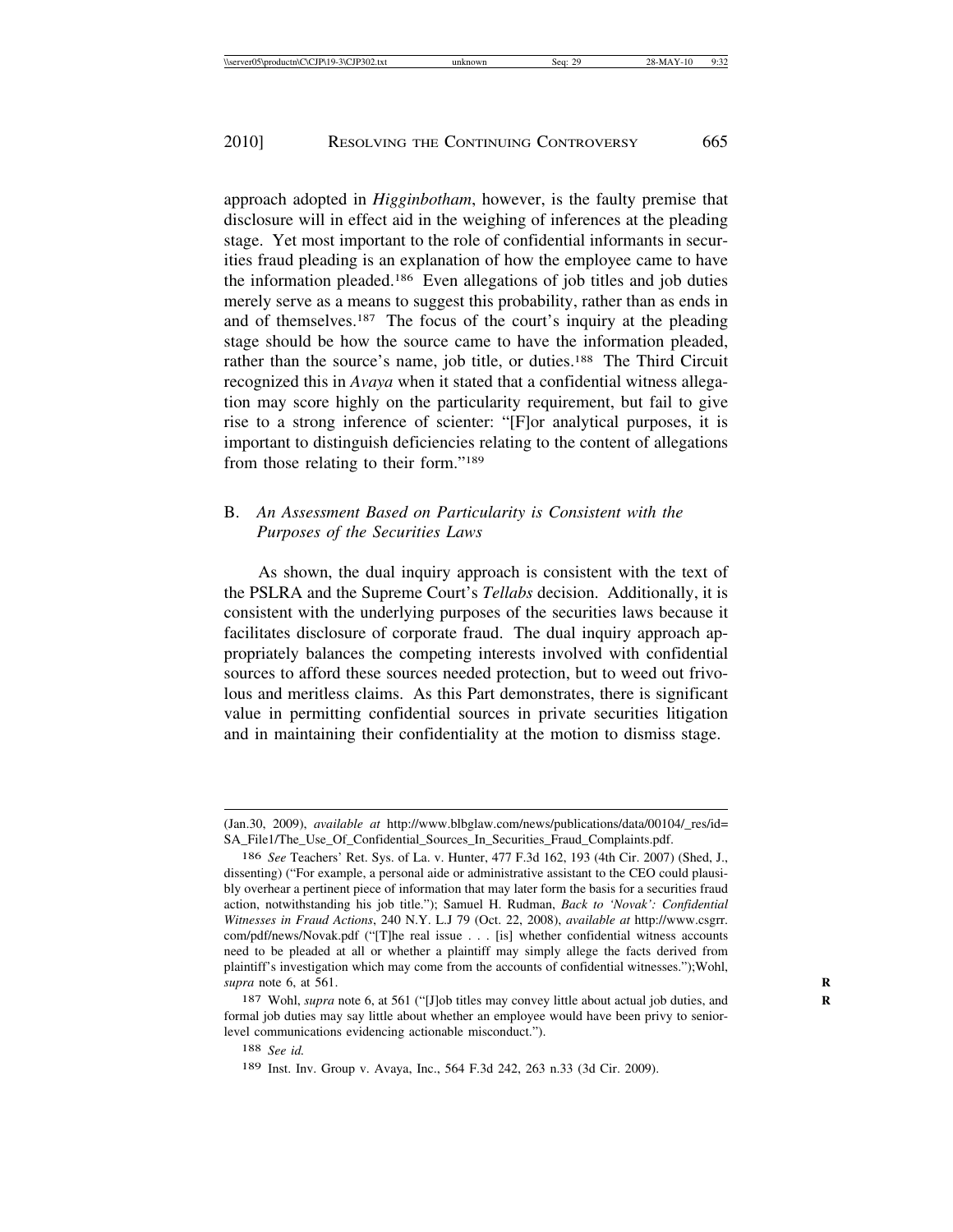approach adopted in *Higginbotham*, however, is the faulty premise that disclosure will in effect aid in the weighing of inferences at the pleading stage. Yet most important to the role of confidential informants in securities fraud pleading is an explanation of how the employee came to have the information pleaded.[186] Even allegations of job titles and job duties merely serve as a means to suggest this probability, rather than as ends in and of themselves.[187] The focus of the court's inquiry at the pleading stage should be how the source came to have the information pleaded, rather than the source's name, job title, or duties.[188] The Third Circuit recognized this in *Avaya* when it stated that a confidential witness allegation may score highly on the particularity requirement, but fail to give rise to a strong inference of scienter: "[F]or analytical purposes, it is important to distinguish deficiencies relating to the content of allegations from those relating to their form."[189]

## B. *An Assessment Based on Particularity is Consistent with the Purposes of the Securities Laws*

As shown, the dual inquiry approach is consistent with the text of the PSLRA and the Supreme Court's *Tellabs* decision. Additionally, it is consistent with the underlying purposes of the securities laws because it facilitates disclosure of corporate fraud. The dual inquiry approach appropriately balances the competing interests involved with confidential sources to afford these sources needed protection, but to weed out frivolous and meritless claims. As this Part demonstrates, there is significant value in permitting confidential sources in private securities litigation and in maintaining their confidentiality at the motion to dismiss stage.

---

(Jan.30, 2009), *available at* http://www.blbglaw.com/news/publications/data/00104/_res/id=SA_File1/The_Use_Of_Confidential_Sources_In_Securities_Fraud_Complaints.pdf.

186 *See* Teachers' Ret. Sys. of La. v. Hunter, 477 F.3d 162, 193 (4th Cir. 2007) (Shed, J., dissenting) ("For example, a personal aide or administrative assistant to the CEO could plausibly overhear a pertinent piece of information that may later form the basis for a securities fraud action, notwithstanding his job title."); Samuel H. Rudman, *Back to 'Novak': Confidential Witnesses in Fraud Actions*, 240 N.Y. L.J 79 (Oct. 22, 2008), *available at* http://www.csgrr.com/pdf/news/Novak.pdf ("[T]he real issue . . . [is] whether confidential witness accounts need to be pleaded at all or whether a plaintiff may simply allege the facts derived from plaintiff's investigation which may come from the accounts of confidential witnesses.");Wohl, *supra* note 6, at 561.

187 Wohl, *supra* note 6, at 561 ("[J]ob titles may convey little about actual job duties, and formal job duties may say little about whether an employee would have been privy to senior-level communications evidencing actionable misconduct.").

188 *See id.*

189 Inst. Inv. Group v. Avaya, Inc., 564 F.3d 242, 263 n.33 (3d Cir. 2009).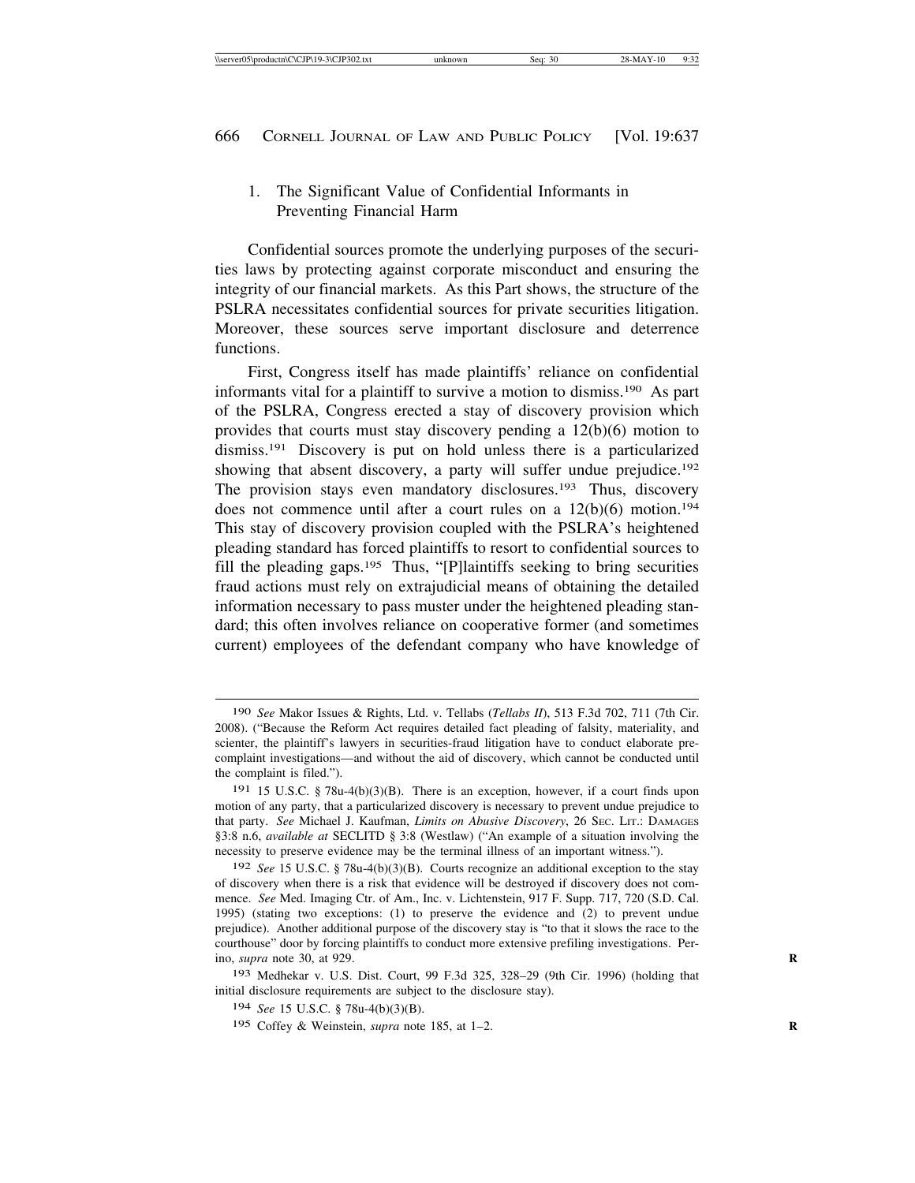### 1. The Significant Value of Confidential Informants in Preventing Financial Harm

Confidential sources promote the underlying purposes of the securities laws by protecting against corporate misconduct and ensuring the integrity of our financial markets. As this Part shows, the structure of the PSLRA necessitates confidential sources for private securities litigation. Moreover, these sources serve important disclosure and deterrence functions.

First, Congress itself has made plaintiffs' reliance on confidential informants vital for a plaintiff to survive a motion to dismiss.[190] As part of the PSLRA, Congress erected a stay of discovery provision which provides that courts must stay discovery pending a 12(b)(6) motion to dismiss.[191] Discovery is put on hold unless there is a particularized showing that absent discovery, a party will suffer undue prejudice.[192] The provision stays even mandatory disclosures.[193] Thus, discovery does not commence until after a court rules on a 12(b)(6) motion.[194] This stay of discovery provision coupled with the PSLRA's heightened pleading standard has forced plaintiffs to resort to confidential sources to fill the pleading gaps.[195] Thus, "[P]laintiffs seeking to bring securities fraud actions must rely on extrajudicial means of obtaining the detailed information necessary to pass muster under the heightened pleading standard; this often involves reliance on cooperative former (and sometimes current) employees of the defendant company who have knowledge of

---

[190] *See* Makor Issues & Rights, Ltd. v. Tellabs (*Tellabs II*), 513 F.3d 702, 711 (7th Cir. 2008). ("Because the Reform Act requires detailed fact pleading of falsity, materiality, and scienter, the plaintiff's lawyers in securities-fraud litigation have to conduct elaborate pre-complaint investigations—and without the aid of discovery, which cannot be conducted until the complaint is filed.").

[191] 15 U.S.C. § 78u-4(b)(3)(B). There is an exception, however, if a court finds upon motion of any party, that a particularized discovery is necessary to prevent undue prejudice to that party. *See* Michael J. Kaufman, *Limits on Abusive Discovery*, 26 SEC. LIT.: DAMAGES §3:8 n.6, *available at* SECLITD § 3:8 (Westlaw) ("An example of a situation involving the necessity to preserve evidence may be the terminal illness of an important witness.").

[192] *See* 15 U.S.C. § 78u-4(b)(3)(B). Courts recognize an additional exception to the stay of discovery when there is a risk that evidence will be destroyed if discovery does not commence. *See* Med. Imaging Ctr. of Am., Inc. v. Lichtenstein, 917 F. Supp. 717, 720 (S.D. Cal. 1995) (stating two exceptions: (1) to preserve the evidence and (2) to prevent undue prejudice). Another additional purpose of the discovery stay is "to that it slows the race to the courthouse" door by forcing plaintiffs to conduct more extensive prefiling investigations. Perino, *supra* note 30, at 929.

[193] Medhekar v. U.S. Dist. Court, 99 F.3d 325, 328–29 (9th Cir. 1996) (holding that initial disclosure requirements are subject to the disclosure stay).

[194] *See* 15 U.S.C. § 78u-4(b)(3)(B).

[195] Coffey & Weinstein, *supra* note 185, at 1–2.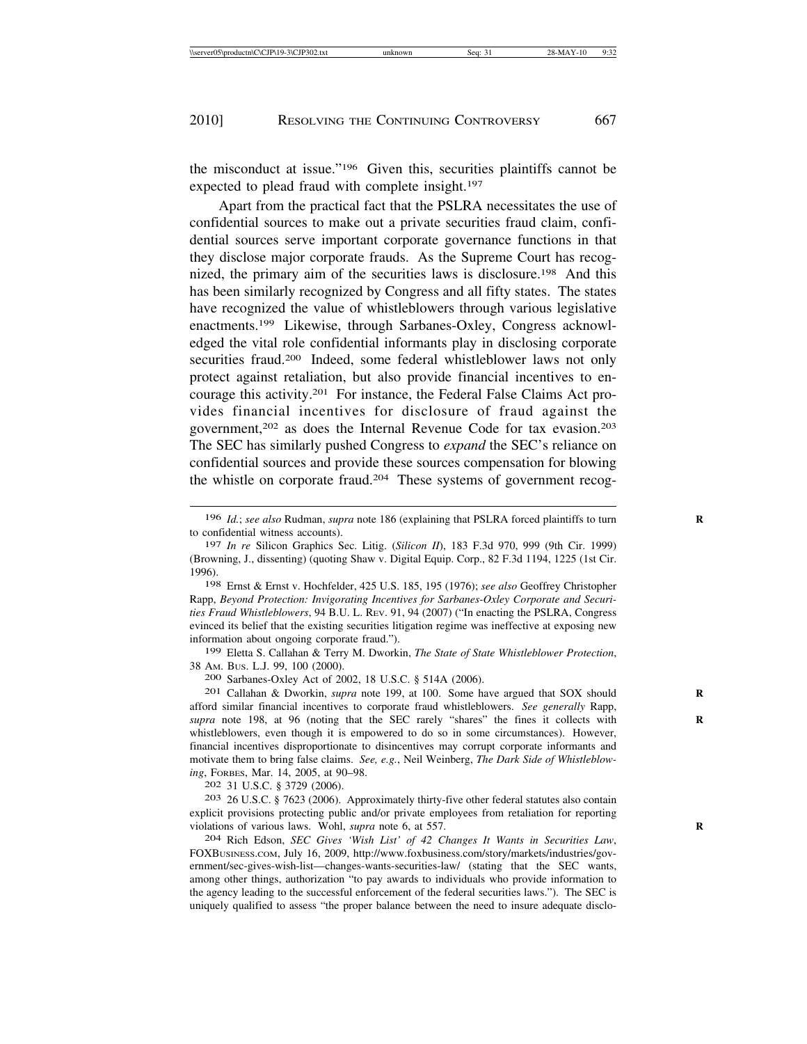the misconduct at issue."[196] Given this, securities plaintiffs cannot be expected to plead fraud with complete insight.[197]

Apart from the practical fact that the PSLRA necessitates the use of confidential sources to make out a private securities fraud claim, confidential sources serve important corporate governance functions in that they disclose major corporate frauds. As the Supreme Court has recognized, the primary aim of the securities laws is disclosure.[198] And this has been similarly recognized by Congress and all fifty states. The states have recognized the value of whistleblowers through various legislative enactments.[199] Likewise, through Sarbanes-Oxley, Congress acknowledged the vital role confidential informants play in disclosing corporate securities fraud.[200] Indeed, some federal whistleblower laws not only protect against retaliation, but also provide financial incentives to encourage this activity.[201] For instance, the Federal False Claims Act provides financial incentives for disclosure of fraud against the government,[202] as does the Internal Revenue Code for tax evasion.[203] The SEC has similarly pushed Congress to *expand* the SEC's reliance on confidential sources and provide these sources compensation for blowing the whistle on corporate fraud.[204] These systems of government recog-

---

[196] *Id.*; *see also* Rudman, *supra* note 186 (explaining that PSLRA forced plaintiffs to turn to confidential witness accounts).

[197] *In re* Silicon Graphics Sec. Litig. (*Silicon II*), 183 F.3d 970, 999 (9th Cir. 1999) (Browning, J., dissenting) (quoting Shaw v. Digital Equip. Corp., 82 F.3d 1194, 1225 (1st Cir. 1996).

[198] Ernst & Ernst v. Hochfelder, 425 U.S. 185, 195 (1976); *see also* Geoffrey Christopher Rapp, *Beyond Protection: Invigorating Incentives for Sarbanes-Oxley Corporate and Securities Fraud Whistleblowers*, 94 B.U. L. REV. 91, 94 (2007) ("In enacting the PSLRA, Congress evinced its belief that the existing securities litigation regime was ineffective at exposing new information about ongoing corporate fraud.").

[199] Eletta S. Callahan & Terry M. Dworkin, *The State of State Whistleblower Protection*, 38 AM. BUS. L.J. 99, 100 (2000).

[200] Sarbanes-Oxley Act of 2002, 18 U.S.C. § 514A (2006).

[201] Callahan & Dworkin, *supra* note 199, at 100. Some have argued that SOX should afford similar financial incentives to corporate fraud whistleblowers. *See generally* Rapp, *supra* note 198, at 96 (noting that the SEC rarely "shares" the fines it collects with whistleblowers, even though it is empowered to do so in some circumstances). However, financial incentives disproportionate to disincentives may corrupt corporate informants and motivate them to bring false claims. *See, e.g.*, Neil Weinberg, *The Dark Side of Whistleblowing*, FORBES, Mar. 14, 2005, at 90–98.

[202] 31 U.S.C. § 3729 (2006).

[203] 26 U.S.C. § 7623 (2006). Approximately thirty-five other federal statutes also contain explicit provisions protecting public and/or private employees from retaliation for reporting violations of various laws. Wohl, *supra* note 6, at 557.

[204] Rich Edson, *SEC Gives 'Wish List' of 42 Changes It Wants in Securities Law*, FOXBUSINESS.COM, July 16, 2009, http://www.foxbusiness.com/story/markets/industries/government/sec-gives-wish-list—changes-wants-securities-law/ (stating that the SEC wants, among other things, authorization "to pay awards to individuals who provide information to the agency leading to the successful enforcement of the federal securities laws."). The SEC is uniquely qualified to assess "the proper balance between the need to insure adequate disclo-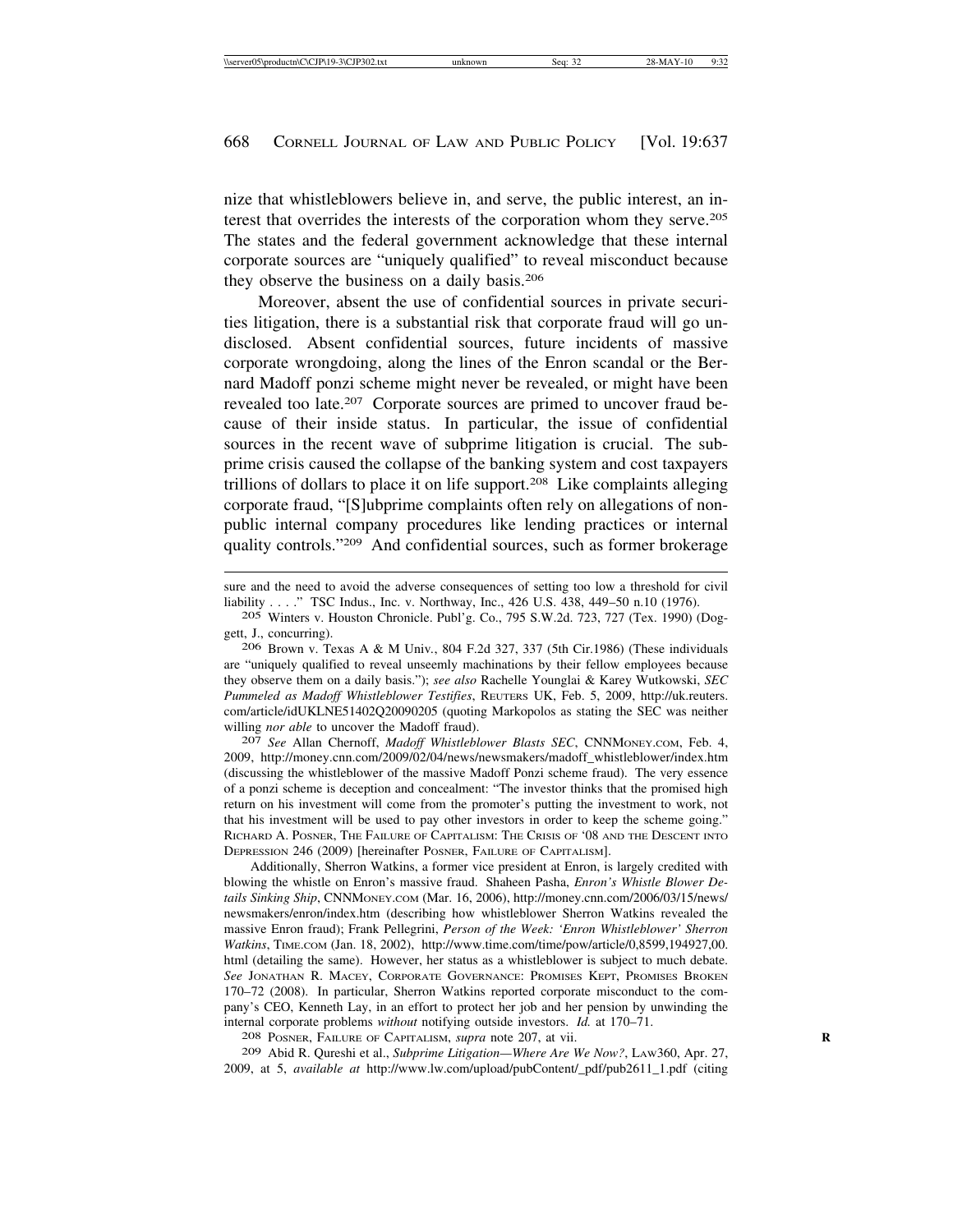nize that whistleblowers believe in, and serve, the public interest, an interest that overrides the interests of the corporation whom they serve.[205] The states and the federal government acknowledge that these internal corporate sources are "uniquely qualified" to reveal misconduct because they observe the business on a daily basis.[206]

Moreover, absent the use of confidential sources in private securities litigation, there is a substantial risk that corporate fraud will go undisclosed. Absent confidential sources, future incidents of massive corporate wrongdoing, along the lines of the Enron scandal or the Bernard Madoff ponzi scheme might never be revealed, or might have been revealed too late.[207] Corporate sources are primed to uncover fraud because of their inside status. In particular, the issue of confidential sources in the recent wave of subprime litigation is crucial. The subprime crisis caused the collapse of the banking system and cost taxpayers trillions of dollars to place it on life support.[208] Like complaints alleging corporate fraud, "[S]ubprime complaints often rely on allegations of nonpublic internal company procedures like lending practices or internal quality controls."[209] And confidential sources, such as former brokerage

---

sure and the need to avoid the adverse consequences of setting too low a threshold for civil liability . . . ." TSC Indus., Inc. v. Northway, Inc., 426 U.S. 438, 449–50 n.10 (1976).

[205] Winters v. Houston Chronicle. Publ'g. Co., 795 S.W.2d. 723, 727 (Tex. 1990) (Doggett, J., concurring).

[206] Brown v. Texas A & M Univ., 804 F.2d 327, 337 (5th Cir.1986) (These individuals are "uniquely qualified to reveal unseemly machinations by their fellow employees because they observe them on a daily basis."); *see also* Rachelle Younglai & Karey Wutkowski, *SEC Pummeled as Madoff Whistleblower Testifies*, REUTERS UK, Feb. 5, 2009, http://uk.reuters.com/article/idUKLNE51402Q20090205 (quoting Markopolos as stating the SEC was neither willing *nor able* to uncover the Madoff fraud).

[207] *See* Allan Chernoff, *Madoff Whistleblower Blasts SEC*, CNNMONEY.COM, Feb. 4, 2009, http://money.cnn.com/2009/02/04/news/newsmakers/madoff_whistleblower/index.htm (discussing the whistleblower of the massive Madoff Ponzi scheme fraud). The very essence of a ponzi scheme is deception and concealment: "The investor thinks that the promised high return on his investment will come from the promoter's putting the investment to work, not that his investment will be used to pay other investors in order to keep the scheme going." RICHARD A. POSNER, THE FAILURE OF CAPITALISM: THE CRISIS OF '08 AND THE DESCENT INTO DEPRESSION 246 (2009) [hereinafter POSNER, FAILURE OF CAPITALISM].

Additionally, Sherron Watkins, a former vice president at Enron, is largely credited with blowing the whistle on Enron's massive fraud. Shaheen Pasha, *Enron's Whistle Blower Details Sinking Ship*, CNNMONEY.COM (Mar. 16, 2006), http://money.cnn.com/2006/03/15/news/newsmakers/enron/index.htm (describing how whistleblower Sherron Watkins revealed the massive Enron fraud); Frank Pellegrini, *Person of the Week: 'Enron Whistleblower' Sherron Watkins*, TIME.COM (Jan. 18, 2002), http://www.time.com/time/pow/article/0,8599,194927,00.html (detailing the same). However, her status as a whistleblower is subject to much debate. *See* JONATHAN R. MACEY, CORPORATE GOVERNANCE: PROMISES KEPT, PROMISES BROKEN 170–72 (2008). In particular, Sherron Watkins reported corporate misconduct to the company's CEO, Kenneth Lay, in an effort to protect her job and her pension by unwinding the internal corporate problems *without* notifying outside investors. *Id.* at 170–71.

[208] POSNER, FAILURE OF CAPITALISM, *supra* note 207, at vii.

[209] Abid R. Qureshi et al., *Subprime Litigation—Where Are We Now?*, LAW360, Apr. 27, 2009, at 5, *available at* http://www.lw.com/upload/pubContent/_pdf/pub2611_1.pdf (citing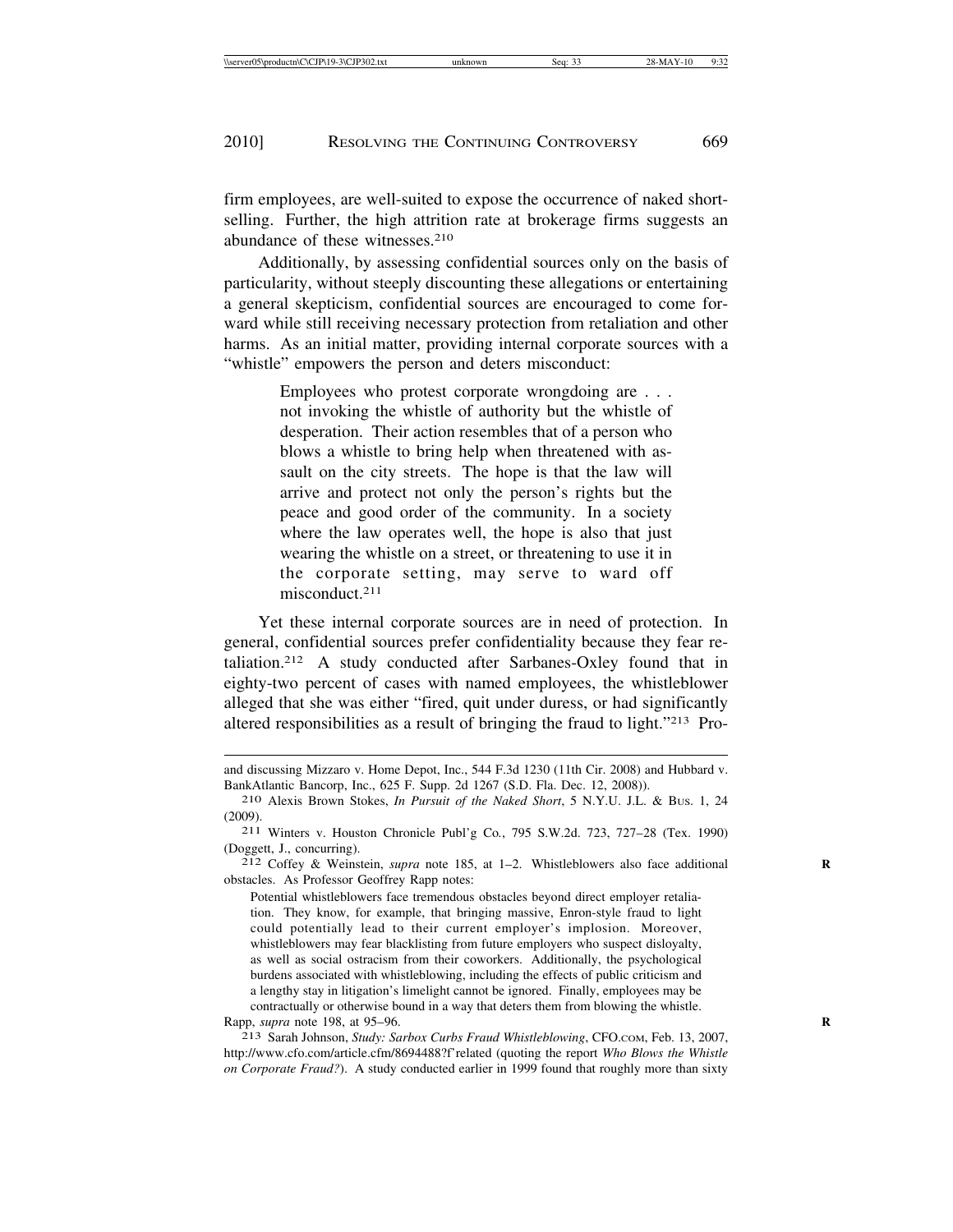firm employees, are well-suited to expose the occurrence of naked short-selling. Further, the high attrition rate at brokerage firms suggests an abundance of these witnesses.[210]

Additionally, by assessing confidential sources only on the basis of particularity, without steeply discounting these allegations or entertaining a general skepticism, confidential sources are encouraged to come forward while still receiving necessary protection from retaliation and other harms. As an initial matter, providing internal corporate sources with a "whistle" empowers the person and deters misconduct:

> Employees who protest corporate wrongdoing are . . . not invoking the whistle of authority but the whistle of desperation. Their action resembles that of a person who blows a whistle to bring help when threatened with assault on the city streets. The hope is that the law will arrive and protect not only the person's rights but the peace and good order of the community. In a society where the law operates well, the hope is also that just wearing the whistle on a street, or threatening to use it in the corporate setting, may serve to ward off misconduct.[211]

Yet these internal corporate sources are in need of protection. In general, confidential sources prefer confidentiality because they fear retaliation.[212] A study conducted after Sarbanes-Oxley found that in eighty-two percent of cases with named employees, the whistleblower alleged that she was either "fired, quit under duress, or had significantly altered responsibilities as a result of bringing the fraud to light."[213] Pro-

---

and discussing Mizzaro v. Home Depot, Inc., 544 F.3d 1230 (11th Cir. 2008) and Hubbard v. BankAtlantic Bancorp, Inc., 625 F. Supp. 2d 1267 (S.D. Fla. Dec. 12, 2008)).

210 Alexis Brown Stokes, *In Pursuit of the Naked Short*, 5 N.Y.U. J.L. & Bus. 1, 24 (2009).

211 Winters v. Houston Chronicle Publ'g Co., 795 S.W.2d. 723, 727–28 (Tex. 1990) (Doggett, J., concurring).

212 Coffey & Weinstein, *supra* note 185, at 1–2. Whistleblowers also face additional obstacles. As Professor Geoffrey Rapp notes:

> Potential whistleblowers face tremendous obstacles beyond direct employer retaliation. They know, for example, that bringing massive, Enron-style fraud to light could potentially lead to their current employer's implosion. Moreover, whistleblowers may fear blacklisting from future employers who suspect disloyalty, as well as social ostracism from their coworkers. Additionally, the psychological burdens associated with whistleblowing, including the effects of public criticism and a lengthy stay in litigation's limelight cannot be ignored. Finally, employees may be contractually or otherwise bound in a way that deters them from blowing the whistle.

Rapp, *supra* note 198, at 95–96.

213 Sarah Johnson, *Study: Sarbox Curbs Fraud Whistleblowing*, CFO.COM, Feb. 13, 2007, http://www.cfo.com/article.cfm/8694488?f'related (quoting the report *Who Blows the Whistle on Corporate Fraud?*). A study conducted earlier in 1999 found that roughly more than sixty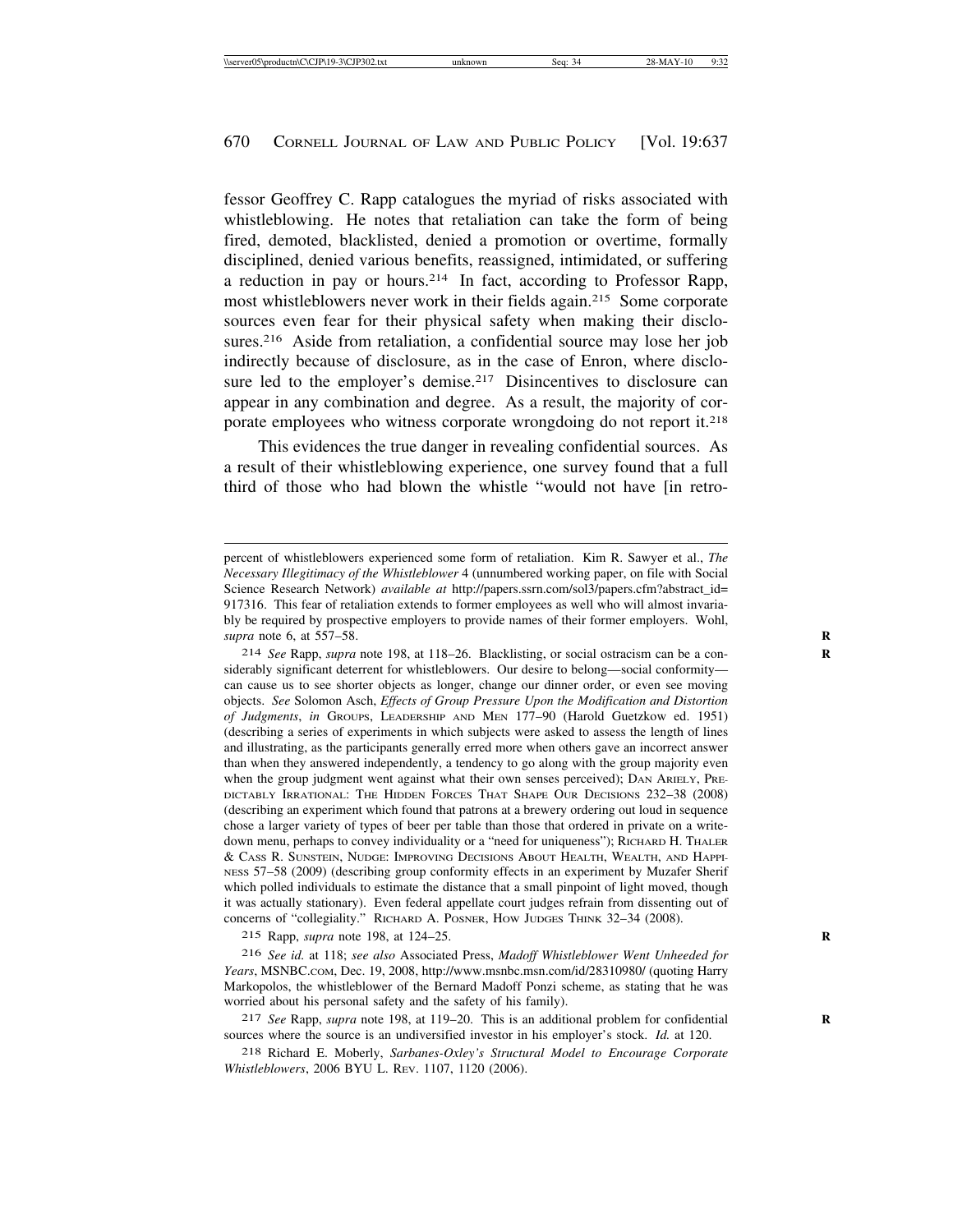fessor Geoffrey C. Rapp catalogues the myriad of risks associated with whistleblowing. He notes that retaliation can take the form of being fired, demoted, blacklisted, denied a promotion or overtime, formally disciplined, denied various benefits, reassigned, intimidated, or suffering a reduction in pay or hours.[214] In fact, according to Professor Rapp, most whistleblowers never work in their fields again.[215] Some corporate sources even fear for their physical safety when making their disclosures.[216] Aside from retaliation, a confidential source may lose her job indirectly because of disclosure, as in the case of Enron, where disclosure led to the employer's demise.[217] Disincentives to disclosure can appear in any combination and degree. As a result, the majority of corporate employees who witness corporate wrongdoing do not report it.[218]

This evidences the true danger in revealing confidential sources. As a result of their whistleblowing experience, one survey found that a full third of those who had blown the whistle "would not have [in retro-

---

percent of whistleblowers experienced some form of retaliation. Kim R. Sawyer et al., *The Necessary Illegitimacy of the Whistleblower* 4 (unnumbered working paper, on file with Social Science Research Network) *available at* http://papers.ssrn.com/sol3/papers.cfm?abstract_id=917316. This fear of retaliation extends to former employees as well who will almost invariably be required by prospective employers to provide names of their former employers. Wohl, *supra* note 6, at 557–58.

214 *See* Rapp, *supra* note 198, at 118–26. Blacklisting, or social ostracism can be a considerably significant deterrent for whistleblowers. Our desire to belong—social conformity—can cause us to see shorter objects as longer, change our dinner order, or even see moving objects. *See* Solomon Asch, *Effects of Group Pressure Upon the Modification and Distortion of Judgments*, *in* GROUPS, LEADERSHIP AND MEN 177–90 (Harold Guetzkow ed. 1951) (describing a series of experiments in which subjects were asked to assess the length of lines and illustrating, as the participants generally erred more when others gave an incorrect answer than when they answered independently, a tendency to go along with the group majority even when the group judgment went against what their own senses perceived); DAN ARIELY, PREDICTABLY IRRATIONAL: THE HIDDEN FORCES THAT SHAPE OUR DECISIONS 232–38 (2008) (describing an experiment which found that patrons at a brewery ordering out loud in sequence chose a larger variety of types of beer per table than those that ordered in private on a write-down menu, perhaps to convey individuality or a "need for uniqueness"); RICHARD H. THALER & CASS R. SUNSTEIN, NUDGE: IMPROVING DECISIONS ABOUT HEALTH, WEALTH, AND HAPPINESS 57–58 (2009) (describing group conformity effects in an experiment by Muzafer Sherif which polled individuals to estimate the distance that a small pinpoint of light moved, though it was actually stationary). Even federal appellate court judges refrain from dissenting out of concerns of "collegiality." RICHARD A. POSNER, HOW JUDGES THINK 32–34 (2008).

215 Rapp, *supra* note 198, at 124–25.

216 *See id.* at 118; *see also* Associated Press, *Madoff Whistleblower Went Unheeded for Years*, MSNBC.COM, Dec. 19, 2008, http://www.msnbc.msn.com/id/28310980/ (quoting Harry Markopolos, the whistleblower of the Bernard Madoff Ponzi scheme, as stating that he was worried about his personal safety and the safety of his family).

217 *See* Rapp, *supra* note 198, at 119–20. This is an additional problem for confidential sources where the source is an undiversified investor in his employer's stock. *Id.* at 120.

218 Richard E. Moberly, *Sarbanes-Oxley's Structural Model to Encourage Corporate Whistleblowers*, 2006 BYU L. REV. 1107, 1120 (2006).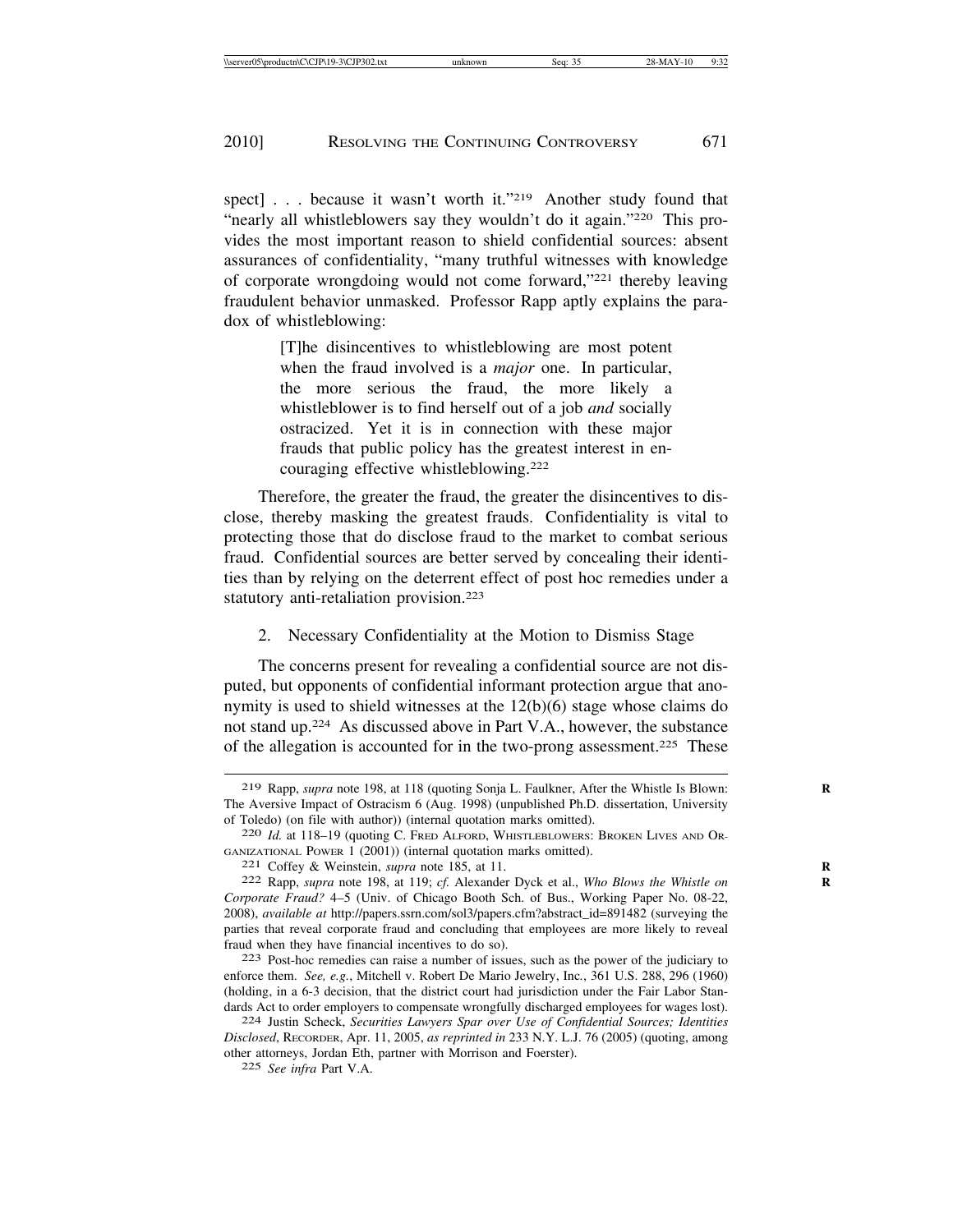spect] . . . because it wasn't worth it."[219] Another study found that "nearly all whistleblowers say they wouldn't do it again."[220] This provides the most important reason to shield confidential sources: absent assurances of confidentiality, "many truthful witnesses with knowledge of corporate wrongdoing would not come forward,"[221] thereby leaving fraudulent behavior unmasked. Professor Rapp aptly explains the paradox of whistleblowing:

> [T]he disincentives to whistleblowing are most potent when the fraud involved is a *major* one. In particular, the more serious the fraud, the more likely a whistleblower is to find herself out of a job *and* socially ostracized. Yet it is in connection with these major frauds that public policy has the greatest interest in encouraging effective whistleblowing.[222]

Therefore, the greater the fraud, the greater the disincentives to disclose, thereby masking the greatest frauds. Confidentiality is vital to protecting those that do disclose fraud to the market to combat serious fraud. Confidential sources are better served by concealing their identities than by relying on the deterrent effect of post hoc remedies under a statutory anti-retaliation provision.[223]

### 2. Necessary Confidentiality at the Motion to Dismiss Stage

The concerns present for revealing a confidential source are not disputed, but opponents of confidential informant protection argue that anonymity is used to shield witnesses at the 12(b)(6) stage whose claims do not stand up.[224] As discussed above in Part V.A., however, the substance of the allegation is accounted for in the two-prong assessment.[225] These

---

[219] Rapp, *supra* note 198, at 118 (quoting Sonja L. Faulkner, After the Whistle Is Blown: The Aversive Impact of Ostracism 6 (Aug. 1998) (unpublished Ph.D. dissertation, University of Toledo) (on file with author)) (internal quotation marks omitted).

[220] *Id.* at 118–19 (quoting C. Fred Alford, Whistleblowers: Broken Lives and Organizational Power 1 (2001)) (internal quotation marks omitted).

[221] Coffey & Weinstein, *supra* note 185, at 11.

[222] Rapp, *supra* note 198, at 119; *cf.* Alexander Dyck et al., *Who Blows the Whistle on Corporate Fraud?* 4–5 (Univ. of Chicago Booth Sch. of Bus., Working Paper No. 08-22, 2008), *available at* http://papers.ssrn.com/sol3/papers.cfm?abstract_id=891482 (surveying the parties that reveal corporate fraud and concluding that employees are more likely to reveal fraud when they have financial incentives to do so).

[223] Post-hoc remedies can raise a number of issues, such as the power of the judiciary to enforce them. *See, e.g.*, Mitchell v. Robert De Mario Jewelry, Inc., 361 U.S. 288, 296 (1960) (holding, in a 6-3 decision, that the district court had jurisdiction under the Fair Labor Standards Act to order employers to compensate wrongfully discharged employees for wages lost).

[224] Justin Scheck, *Securities Lawyers Spar over Use of Confidential Sources; Identities Disclosed*, Recorder, Apr. 11, 2005, *as reprinted in* 233 N.Y. L.J. 76 (2005) (quoting, among other attorneys, Jordan Eth, partner with Morrison and Foerster).

[225] *See infra* Part V.A.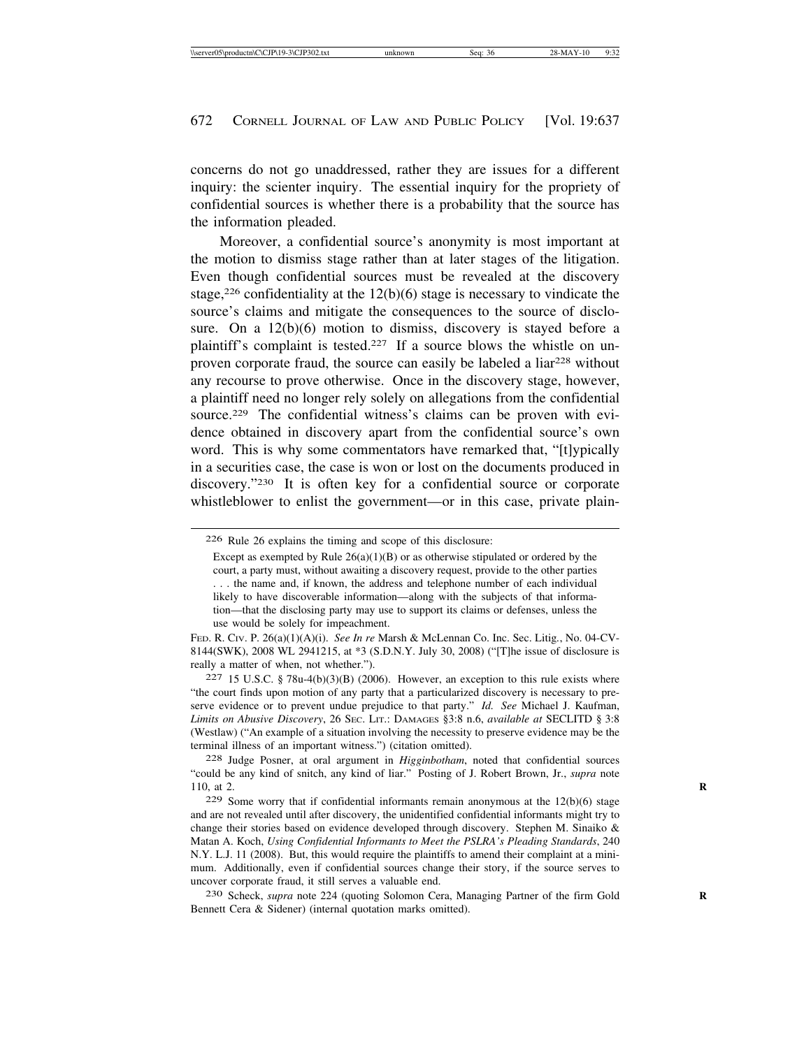concerns do not go unaddressed, rather they are issues for a different inquiry: the scienter inquiry. The essential inquiry for the propriety of confidential sources is whether there is a probability that the source has the information pleaded.

Moreover, a confidential source's anonymity is most important at the motion to dismiss stage rather than at later stages of the litigation. Even though confidential sources must be revealed at the discovery stage,[226] confidentiality at the 12(b)(6) stage is necessary to vindicate the source's claims and mitigate the consequences to the source of disclosure. On a 12(b)(6) motion to dismiss, discovery is stayed before a plaintiff's complaint is tested.[227] If a source blows the whistle on unproven corporate fraud, the source can easily be labeled a liar[228] without any recourse to prove otherwise. Once in the discovery stage, however, a plaintiff need no longer rely solely on allegations from the confidential source.[229] The confidential witness's claims can be proven with evidence obtained in discovery apart from the confidential source's own word. This is why some commentators have remarked that, "[t]ypically in a securities case, the case is won or lost on the documents produced in discovery."[230] It is often key for a confidential source or corporate whistleblower to enlist the government—or in this case, private plain-

---

[226] Rule 26 explains the timing and scope of this disclosure:

> Except as exempted by Rule 26(a)(1)(B) or as otherwise stipulated or ordered by the court, a party must, without awaiting a discovery request, provide to the other parties . . . the name and, if known, the address and telephone number of each individual likely to have discoverable information—along with the subjects of that information—that the disclosing party may use to support its claims or defenses, unless the use would be solely for impeachment.

FED. R. CIV. P. 26(a)(1)(A)(i). *See In re* Marsh & McLennan Co. Inc. Sec. Litig., No. 04-CV-8144(SWK), 2008 WL 2941215, at *3 (S.D.N.Y. July 30, 2008) ("[T]he issue of disclosure is really a matter of when, not whether.").

[227] 15 U.S.C. § 78u-4(b)(3)(B) (2006). However, an exception to this rule exists where "the court finds upon motion of any party that a particularized discovery is necessary to preserve evidence or to prevent undue prejudice to that party." *Id. See* Michael J. Kaufman, *Limits on Abusive Discovery*, 26 SEC. LIT.: DAMAGES §3:8 n.6, *available at* SECLITD § 3:8 (Westlaw) ("An example of a situation involving the necessity to preserve evidence may be the terminal illness of an important witness.") (citation omitted).

[228] Judge Posner, at oral argument in *Higginbotham*, noted that confidential sources "could be any kind of snitch, any kind of liar." Posting of J. Robert Brown, Jr., *supra* note 110, at 2.

[229] Some worry that if confidential informants remain anonymous at the 12(b)(6) stage and are not revealed until after discovery, the unidentified confidential informants might try to change their stories based on evidence developed through discovery. Stephen M. Sinaiko & Matan A. Koch, *Using Confidential Informants to Meet the PSLRA's Pleading Standards*, 240 N.Y. L.J. 11 (2008). But, this would require the plaintiffs to amend their complaint at a minimum. Additionally, even if confidential sources change their story, if the source serves to uncover corporate fraud, it still serves a valuable end.

[230] Scheck, *supra* note 224 (quoting Solomon Cera, Managing Partner of the firm Gold Bennett Cera & Sidener) (internal quotation marks omitted).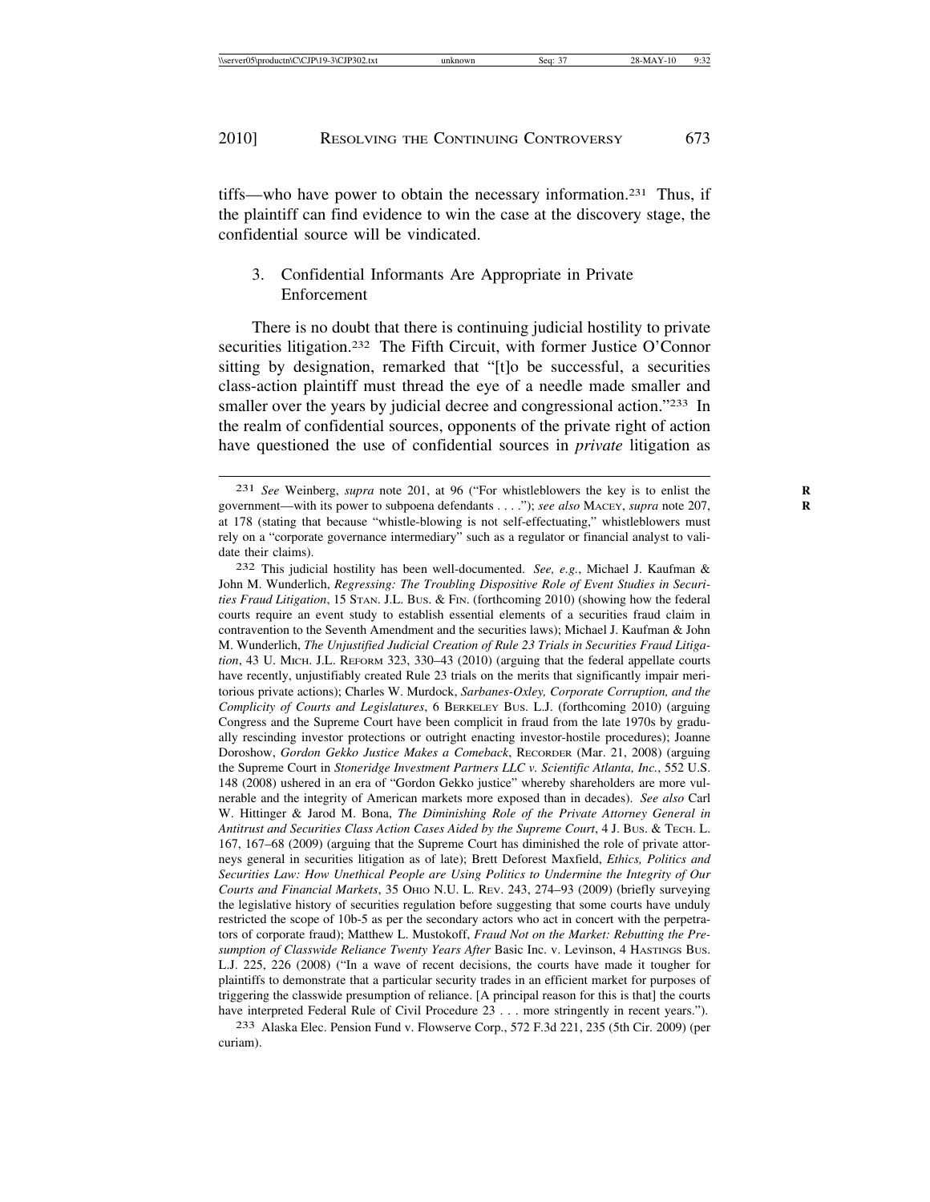tiffs—who have power to obtain the necessary information.[231] Thus, if the plaintiff can find evidence to win the case at the discovery stage, the confidential source will be vindicated.

### 3. Confidential Informants Are Appropriate in Private Enforcement

There is no doubt that there is continuing judicial hostility to private securities litigation.[232] The Fifth Circuit, with former Justice O'Connor sitting by designation, remarked that "[t]o be successful, a securities class-action plaintiff must thread the eye of a needle made smaller and smaller over the years by judicial decree and congressional action."[233] In the realm of confidential sources, opponents of the private right of action have questioned the use of confidential sources in *private* litigation as

---

[231] *See* Weinberg, *supra* note 201, at 96 ("For whistleblowers the key is to enlist the government—with its power to subpoena defendants . . . ."); *see also* MACEY, *supra* note 207, at 178 (stating that because "whistle-blowing is not self-effectuating," whistleblowers must rely on a "corporate governance intermediary" such as a regulator or financial analyst to validate their claims).

[232] This judicial hostility has been well-documented. *See, e.g.*, Michael J. Kaufman & John M. Wunderlich, *Regressing: The Troubling Dispositive Role of Event Studies in Securities Fraud Litigation*, 15 STAN. J.L. BUS. & FIN. (forthcoming 2010) (showing how the federal courts require an event study to establish essential elements of a securities fraud claim in contravention to the Seventh Amendment and the securities laws); Michael J. Kaufman & John M. Wunderlich, *The Unjustified Judicial Creation of Rule 23 Trials in Securities Fraud Litigation*, 43 U. MICH. J.L. REFORM 323, 330–43 (2010) (arguing that the federal appellate courts have recently, unjustifiably created Rule 23 trials on the merits that significantly impair meritorious private actions); Charles W. Murdock, *Sarbanes-Oxley, Corporate Corruption, and the Complicity of Courts and Legislatures*, 6 BERKELEY BUS. L.J. (forthcoming 2010) (arguing Congress and the Supreme Court have been complicit in fraud from the late 1970s by gradually rescinding investor protections or outright enacting investor-hostile procedures); Joanne Doroshow, *Gordon Gekko Justice Makes a Comeback*, RECORDER (Mar. 21, 2008) (arguing the Supreme Court in *Stoneridge Investment Partners LLC v. Scientific Atlanta, Inc.*, 552 U.S. 148 (2008) ushered in an era of "Gordon Gekko justice" whereby shareholders are more vulnerable and the integrity of American markets more exposed than in decades). *See also* Carl W. Hittinger & Jarod M. Bona, *The Diminishing Role of the Private Attorney General in Antitrust and Securities Class Action Cases Aided by the Supreme Court*, 4 J. BUS. & TECH. L. 167, 167–68 (2009) (arguing that the Supreme Court has diminished the role of private attorneys general in securities litigation as of late); Brett Deforest Maxfield, *Ethics, Politics and Securities Law: How Unethical People are Using Politics to Undermine the Integrity of Our Courts and Financial Markets*, 35 OHIO N.U. L. REV. 243, 274–93 (2009) (briefly surveying the legislative history of securities regulation before suggesting that some courts have unduly restricted the scope of 10b-5 as per the secondary actors who act in concert with the perpetrators of corporate fraud); Matthew L. Mustokoff, *Fraud Not on the Market: Rebutting the Presumption of Classwide Reliance Twenty Years After* Basic Inc. v. Levinson, 4 HASTINGS BUS. L.J. 225, 226 (2008) ("In a wave of recent decisions, the courts have made it tougher for plaintiffs to demonstrate that a particular security trades in an efficient market for purposes of triggering the classwide presumption of reliance. [A principal reason for this is that] the courts have interpreted Federal Rule of Civil Procedure 23 . . . more stringently in recent years.").

[233] Alaska Elec. Pension Fund v. Flowserve Corp., 572 F.3d 221, 235 (5th Cir. 2009) (per curiam).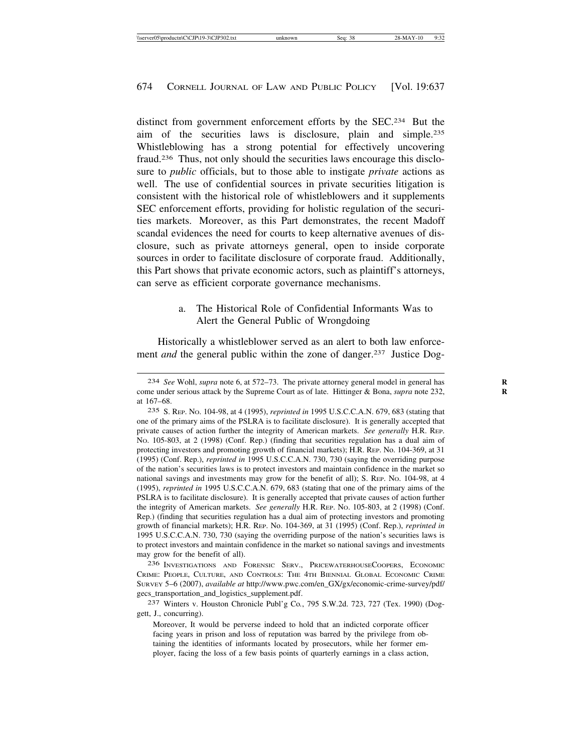distinct from government enforcement efforts by the SEC.[234] But the aim of the securities laws is disclosure, plain and simple.[235] Whistleblowing has a strong potential for effectively uncovering fraud.[236] Thus, not only should the securities laws encourage this disclosure to *public* officials, but to those able to instigate *private* actions as well. The use of confidential sources in private securities litigation is consistent with the historical role of whistleblowers and it supplements SEC enforcement efforts, providing for holistic regulation of the securities markets. Moreover, as this Part demonstrates, the recent Madoff scandal evidences the need for courts to keep alternative avenues of disclosure, such as private attorneys general, open to inside corporate sources in order to facilitate disclosure of corporate fraud. Additionally, this Part shows that private economic actors, such as plaintiff's attorneys, can serve as efficient corporate governance mechanisms.

a. The Historical Role of Confidential Informants Was to Alert the General Public of Wrongdoing

Historically a whistleblower served as an alert to both law enforcement *and* the general public within the zone of danger.[237] Justice Dog-

---

234 *See* Wohl, *supra* note 6, at 572–73. The private attorney general model in general has come under serious attack by the Supreme Court as of late. Hittinger & Bona, *supra* note 232, at 167–68.

235 S. Rep. No. 104-98, at 4 (1995), *reprinted in* 1995 U.S.C.C.A.N. 679, 683 (stating that one of the primary aims of the PSLRA is to facilitate disclosure). It is generally accepted that private causes of action further the integrity of American markets. *See generally* H.R. Rep. No. 105-803, at 2 (1998) (Conf. Rep.) (finding that securities regulation has a dual aim of protecting investors and promoting growth of financial markets); H.R. Rep. No. 104-369, at 31 (1995) (Conf. Rep.), *reprinted in* 1995 U.S.C.C.A.N. 730, 730 (saying the overriding purpose of the nation's securities laws is to protect investors and maintain confidence in the market so national savings and investments may grow for the benefit of all); S. Rep. No. 104-98, at 4 (1995), *reprinted in* 1995 U.S.C.C.A.N. 679, 683 (stating that one of the primary aims of the PSLRA is to facilitate disclosure). It is generally accepted that private causes of action further the integrity of American markets. *See generally* H.R. Rep. No. 105-803, at 2 (1998) (Conf. Rep.) (finding that securities regulation has a dual aim of protecting investors and promoting growth of financial markets); H.R. Rep. No. 104-369, at 31 (1995) (Conf. Rep.), *reprinted in* 1995 U.S.C.C.A.N. 730, 730 (saying the overriding purpose of the nation's securities laws is to protect investors and maintain confidence in the market so national savings and investments may grow for the benefit of all).

236 Investigations and Forensic Serv., PricewaterhouseCoopers, Economic Crime: People, Culture, and Controls: The 4th Biennial Global Economic Crime Survey 5–6 (2007), *available at* http://www.pwc.com/en_GX/gx/economic-crime-survey/pdf/gecs_transportation_and_logistics_supplement.pdf.

237 Winters v. Houston Chronicle Publ'g Co., 795 S.W.2d. 723, 727 (Tex. 1990) (Doggett, J., concurring).

> Moreover, It would be perverse indeed to hold that an indicted corporate officer facing years in prison and loss of reputation was barred by the privilege from obtaining the identities of informants located by prosecutors, while her former employer, facing the loss of a few basis points of quarterly earnings in a class action,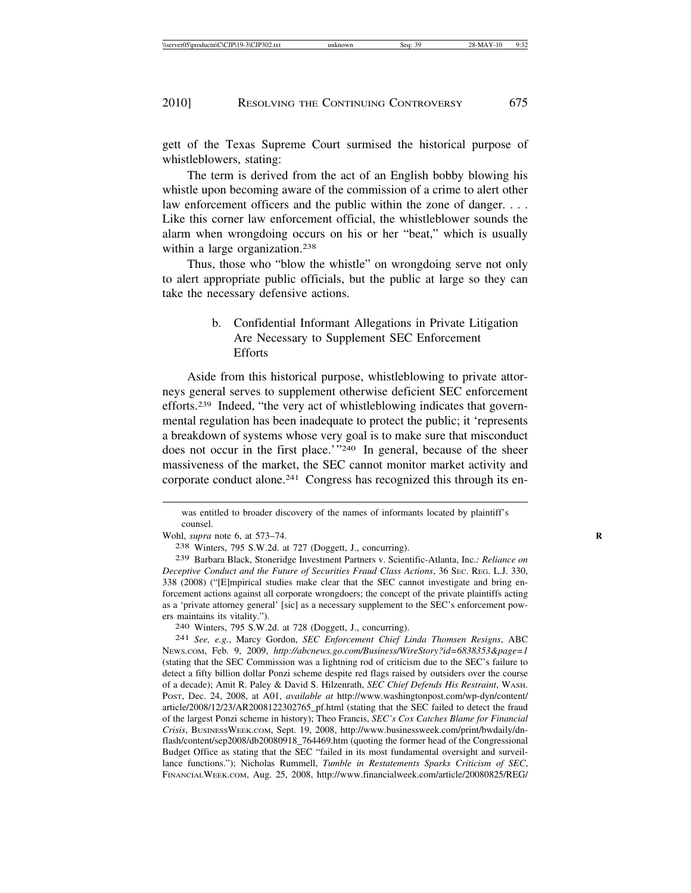gett of the Texas Supreme Court surmised the historical purpose of whistleblowers, stating:

> The term is derived from the act of an English bobby blowing his whistle upon becoming aware of the commission of a crime to alert other law enforcement officers and the public within the zone of danger. . . . Like this corner law enforcement official, the whistleblower sounds the alarm when wrongdoing occurs on his or her "beat," which is usually within a large organization.[238]

Thus, those who "blow the whistle" on wrongdoing serve not only to alert appropriate public officials, but the public at large so they can take the necessary defensive actions.

#### b. Confidential Informant Allegations in Private Litigation Are Necessary to Supplement SEC Enforcement Efforts

Aside from this historical purpose, whistleblowing to private attorneys general serves to supplement otherwise deficient SEC enforcement efforts.[239] Indeed, "the very act of whistleblowing indicates that governmental regulation has been inadequate to protect the public; it 'represents a breakdown of systems whose very goal is to make sure that misconduct does not occur in the first place.'"[240] In general, because of the sheer massiveness of the market, the SEC cannot monitor market activity and corporate conduct alone.[241] Congress has recognized this through its en-

---

was entitled to broader discovery of the names of informants located by plaintiff's counsel.

Wohl, *supra* note 6, at 573–74.

[238] Winters, 795 S.W.2d. at 727 (Doggett, J., concurring).

[239] Barbara Black, *Stoneridge Investment Partners v. Scientific-Atlanta, Inc.: Reliance on Deceptive Conduct and the Future of Securities Fraud Class Actions*, 36 SEC. REG. L.J. 330, 338 (2008) ("[E]mpirical studies make clear that the SEC cannot investigate and bring enforcement actions against all corporate wrongdoers; the concept of the private plaintiffs acting as a 'private attorney general' [sic] as a necessary supplement to the SEC's enforcement powers maintains its vitality.").

[240] Winters, 795 S.W.2d. at 728 (Doggett, J., concurring).

[241] *See, e.g.*, Marcy Gordon, *SEC Enforcement Chief Linda Thomsen Resigns*, ABC NEWS.COM, Feb. 9, 2009, *http://abcnews.go.com/Business/WireStory?id=6838353&page=1* (stating that the SEC Commission was a lightning rod of criticism due to the SEC's failure to detect a fifty billion dollar Ponzi scheme despite red flags raised by outsiders over the course of a decade); Amit R. Paley & David S. Hilzenrath, *SEC Chief Defends His Restraint*, WASH. POST, Dec. 24, 2008, at A01, *available at* http://www.washingtonpost.com/wp-dyn/content/article/2008/12/23/AR2008122302765_pf.html (stating that the SEC failed to detect the fraud of the largest Ponzi scheme in history); Theo Francis, *SEC's Cox Catches Blame for Financial Crisis*, BUSINESSWEEK.COM, Sept. 19, 2008, http://www.businessweek.com/print/bwdaily/dnflash/content/sep2008/db20080918_764469.htm (quoting the former head of the Congressional Budget Office as stating that the SEC "failed in its most fundamental oversight and surveillance functions."); Nicholas Rummell, *Tumble in Restatements Sparks Criticism of SEC*, FINANCIALWEEK.COM, Aug. 25, 2008, http://www.financialweek.com/article/20080825/REG/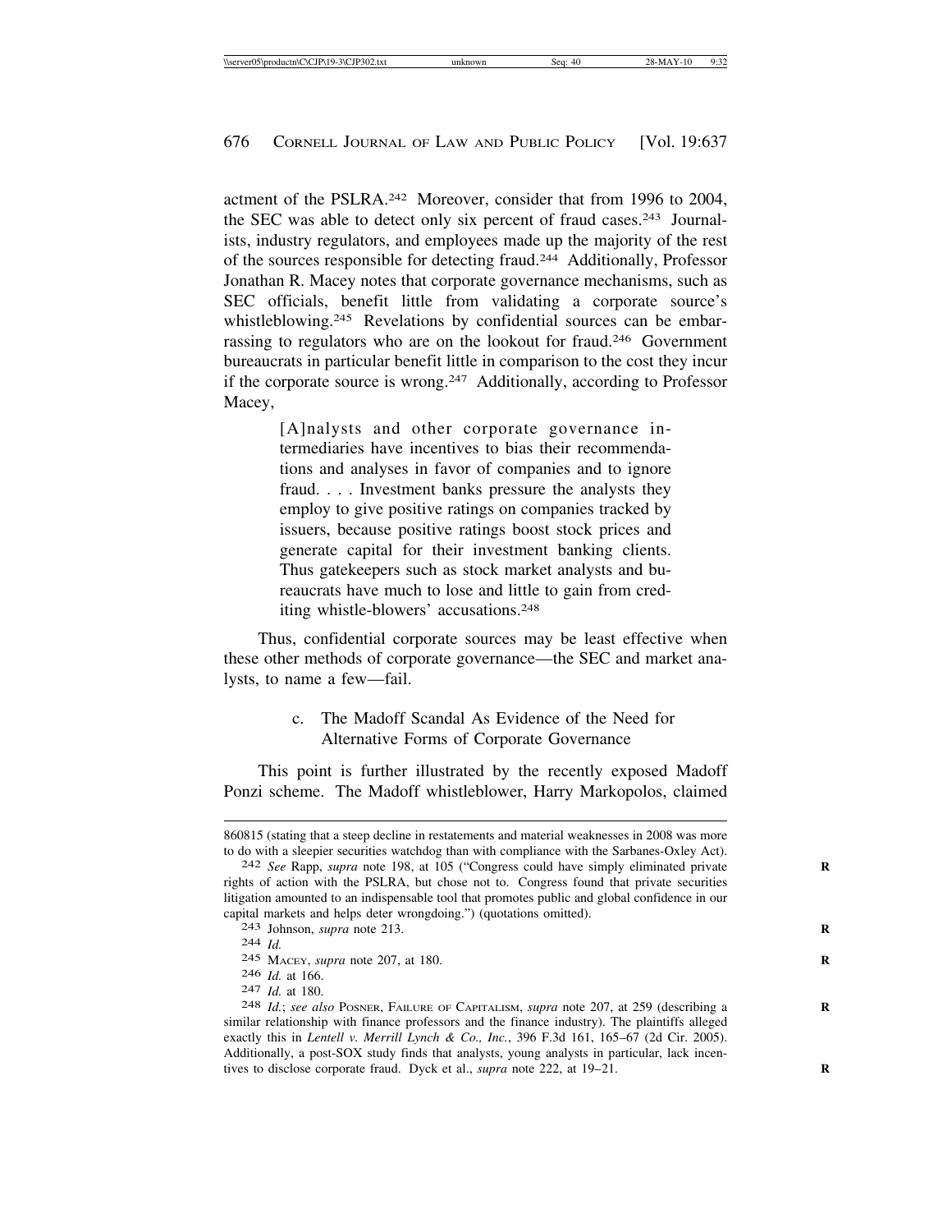actment of the PSLRA.[242] Moreover, consider that from 1996 to 2004, the SEC was able to detect only six percent of fraud cases.[243] Journalists, industry regulators, and employees made up the majority of the rest of the sources responsible for detecting fraud.[244] Additionally, Professor Jonathan R. Macey notes that corporate governance mechanisms, such as SEC officials, benefit little from validating a corporate source's whistleblowing.[245] Revelations by confidential sources can be embarrassing to regulators who are on the lookout for fraud.[246] Government bureaucrats in particular benefit little in comparison to the cost they incur if the corporate source is wrong.[247] Additionally, according to Professor Macey,

> [A]nalysts and other corporate governance intermediaries have incentives to bias their recommendations and analyses in favor of companies and to ignore fraud. . . . Investment banks pressure the analysts they employ to give positive ratings on companies tracked by issuers, because positive ratings boost stock prices and generate capital for their investment banking clients. Thus gatekeepers such as stock market analysts and bureaucrats have much to lose and little to gain from crediting whistle-blowers' accusations.[248]

Thus, confidential corporate sources may be least effective when these other methods of corporate governance—the SEC and market analysts, to name a few—fail.

### c. The Madoff Scandal As Evidence of the Need for Alternative Forms of Corporate Governance

This point is further illustrated by the recently exposed Madoff Ponzi scheme. The Madoff whistleblower, Harry Markopolos, claimed

---

860815 (stating that a steep decline in restatements and material weaknesses in 2008 was more to do with a sleepier securities watchdog than with compliance with the Sarbanes-Oxley Act).

[242] *See* Rapp, *supra* note 198, at 105 ("Congress could have simply eliminated private rights of action with the PSLRA, but chose not to. Congress found that private securities litigation amounted to an indispensable tool that promotes public and global confidence in our capital markets and helps deter wrongdoing.") (quotations omitted).

[243] Johnson, *supra* note 213.

[244] *Id.*

[245] Macey, *supra* note 207, at 180.

[246] *Id.* at 166.

[247] *Id.* at 180.

[248] *Id.*; *see also* Posner, Failure of Capitalism, *supra* note 207, at 259 (describing a similar relationship with finance professors and the finance industry). The plaintiffs alleged exactly this in *Lentell v. Merrill Lynch & Co., Inc.*, 396 F.3d 161, 165–67 (2d Cir. 2005). Additionally, a post-SOX study finds that analysts, young analysts in particular, lack incentives to disclose corporate fraud. Dyck et al., *supra* note 222, at 19–21.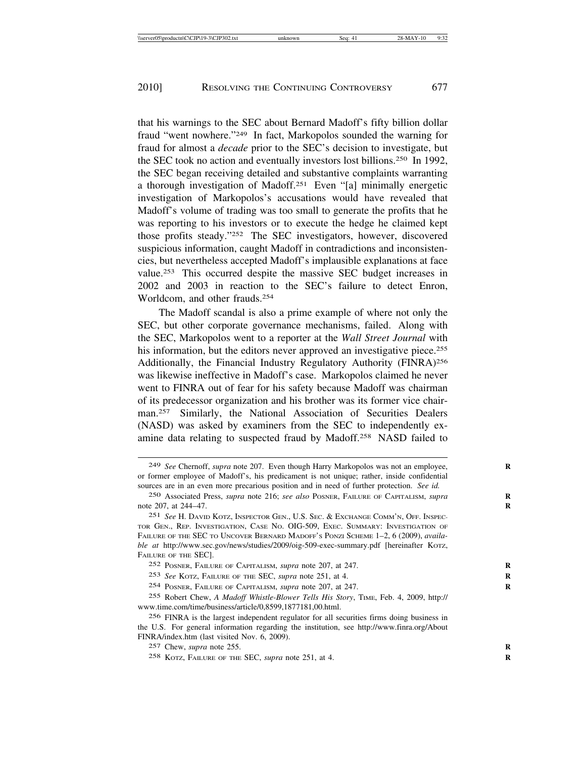that his warnings to the SEC about Bernard Madoff's fifty billion dollar fraud "went nowhere."[249] In fact, Markopolos sounded the warning for fraud for almost a *decade* prior to the SEC's decision to investigate, but the SEC took no action and eventually investors lost billions.[250] In 1992, the SEC began receiving detailed and substantive complaints warranting a thorough investigation of Madoff.[251] Even "[a] minimally energetic investigation of Markopolos's accusations would have revealed that Madoff's volume of trading was too small to generate the profits that he was reporting to his investors or to execute the hedge he claimed kept those profits steady."[252] The SEC investigators, however, discovered suspicious information, caught Madoff in contradictions and inconsistencies, but nevertheless accepted Madoff's implausible explanations at face value.[253] This occurred despite the massive SEC budget increases in 2002 and 2003 in reaction to the SEC's failure to detect Enron, Worldcom, and other frauds.[254]

The Madoff scandal is also a prime example of where not only the SEC, but other corporate governance mechanisms, failed. Along with the SEC, Markopolos went to a reporter at the *Wall Street Journal* with his information, but the editors never approved an investigative piece.[255] Additionally, the Financial Industry Regulatory Authority (FINRA)[256] was likewise ineffective in Madoff's case. Markopolos claimed he never went to FINRA out of fear for his safety because Madoff was chairman of its predecessor organization and his brother was its former vice chairman.[257] Similarly, the National Association of Securities Dealers (NASD) was asked by examiners from the SEC to independently examine data relating to suspected fraud by Madoff.[258] NASD failed to

---

[249] *See* Chernoff, *supra* note 207. Even though Harry Markopolos was not an employee, or former employee of Madoff's, his predicament is not unique; rather, inside confidential sources are in an even more precarious position and in need of further protection. *See id.*

[250] Associated Press, *supra* note 216; *see also* POSNER, FAILURE OF CAPITALISM, *supra* note 207, at 244–47.

[251] *See* H. DAVID KOTZ, INSPECTOR GEN., U.S. SEC. & EXCHANGE COMM'N, OFF. INSPECTOR GEN., REP. INVESTIGATION, CASE NO. OIG-509, EXEC. SUMMARY: INVESTIGATION OF FAILURE OF THE SEC TO UNCOVER BERNARD MADOFF'S PONZI SCHEME 1–2, 6 (2009), *available at* http://www.sec.gov/news/studies/2009/oig-509-exec-summary.pdf [hereinafter KOTZ, FAILURE OF THE SEC].

[252] POSNER, FAILURE OF CAPITALISM, *supra* note 207, at 247.

[253] *See* KOTZ, FAILURE OF THE SEC, *supra* note 251, at 4.

[254] POSNER, FAILURE OF CAPITALISM, *supra* note 207, at 247.

[255] Robert Chew, *A Madoff Whistle-Blower Tells His Story*, TIME, Feb. 4, 2009, http://www.time.com/time/business/article/0,8599,1877181,00.html.

[256] FINRA is the largest independent regulator for all securities firms doing business in the U.S. For general information regarding the institution, see http://www.finra.org/AboutFINRA/index.htm (last visited Nov. 6, 2009).

[257] Chew, *supra* note 255.

[258] KOTZ, FAILURE OF THE SEC, *supra* note 251, at 4.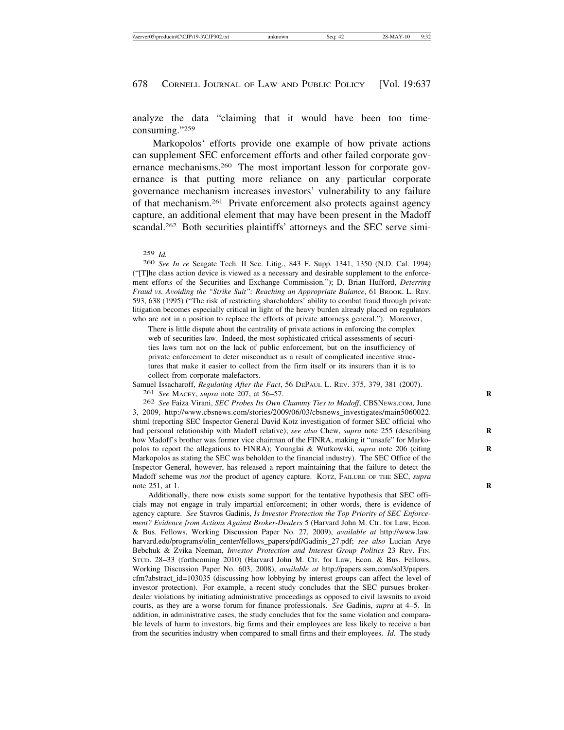analyze the data "claiming that it would have been too time-consuming."[259]

Markopolos' efforts provide one example of how private actions can supplement SEC enforcement efforts and other failed corporate governance mechanisms.[260] The most important lesson for corporate governance is that putting more reliance on any particular corporate governance mechanism increases investors' vulnerability to any failure of that mechanism.[261] Private enforcement also protects against agency capture, an additional element that may have been present in the Madoff scandal.[262] Both securities plaintiffs' attorneys and the SEC serve simi-

---

[259] *Id.*

[260] *See In re* Seagate Tech. II Sec. Litig., 843 F. Supp. 1341, 1350 (N.D. Cal. 1994) ("[T]he class action device is viewed as a necessary and desirable supplement to the enforcement efforts of the Securities and Exchange Commission."); D. Brian Hufford, *Deterring Fraud vs. Avoiding the "Strike Suit": Reaching an Appropriate Balance*, 61 BROOK. L. REV. 593, 638 (1995) ("The risk of restricting shareholders' ability to combat fraud through private litigation becomes especially critical in light of the heavy burden already placed on regulators who are not in a position to replace the efforts of private attorneys general."). Moreover,

> There is little dispute about the centrality of private actions in enforcing the complex web of securities law. Indeed, the most sophisticated critical assessments of securities laws turn not on the lack of public enforcement, but on the insufficiency of private enforcement to deter misconduct as a result of complicated incentive structures that make it easier to collect from the firm itself or its insurers than it is to collect from corporate malefactors.

Samuel Issacharoff, *Regulating After the Fact*, 56 DEPAUL L. REV. 375, 379, 381 (2007).

[261] *See* MACEY, *supra* note 207, at 56–57.

[262] *See* Faiza Virani, *SEC Probes Its Own Chummy Ties to Madoff*, CBSNEWS.COM, June 3, 2009, http://www.cbsnews.com/stories/2009/06/03/cbsnews_investigates/main5060022.shtml (reporting SEC Inspector General David Kotz investigation of former SEC official who had personal relationship with Madoff relative); *see also* Chew, *supra* note 255 (describing how Madoff's brother was former vice chairman of the FINRA, making it "unsafe" for Markopolos to report the allegations to FINRA); Younglai & Wutkowski, *supra* note 206 (citing Markopolos as stating the SEC was beholden to the financial industry). The SEC Office of the Inspector General, however, has released a report maintaining that the failure to detect the Madoff scheme was *not* the product of agency capture. KOTZ, FAILURE OF THE SEC, *supra* note 251, at 1.

Additionally, there now exists some support for the tentative hypothesis that SEC officials may not engage in truly impartial enforcement; in other words, there is evidence of agency capture. *See* Stavros Gadinis, *Is Investor Protection the Top Priority of SEC Enforcement? Evidence from Actions Against Broker-Dealers* 5 (Harvard John M. Ctr. for Law, Econ. & Bus. Fellows, Working Discussion Paper No. 27, 2009), *available at* http://www.law.harvard.edu/programs/olin_center/fellows_papers/pdf/Gadinis_27.pdf; *see also* Lucian Arye Bebchuk & Zvika Neeman, *Investor Protection and Interest Group Politics* 23 REV. FIN. STUD. 28–33 (forthcoming 2010) (Harvard John M. Ctr. for Law, Econ. & Bus. Fellows, Working Discussion Paper No. 603, 2008), *available at* http://papers.ssrn.com/sol3/papers.cfm?abstract_id=103035 (discussing how lobbying by interest groups can affect the level of investor protection). For example, a recent study concludes that the SEC pursues broker-dealer violations by initiating administrative proceedings as opposed to civil lawsuits to avoid courts, as they are a worse forum for finance professionals. *See* Gadinis, *supra* at 4–5. In addition, in administrative cases, the study concludes that for the same violation and comparable levels of harm to investors, big firms and their employees are less likely to receive a ban from the securities industry when compared to small firms and their employees. *Id.* The study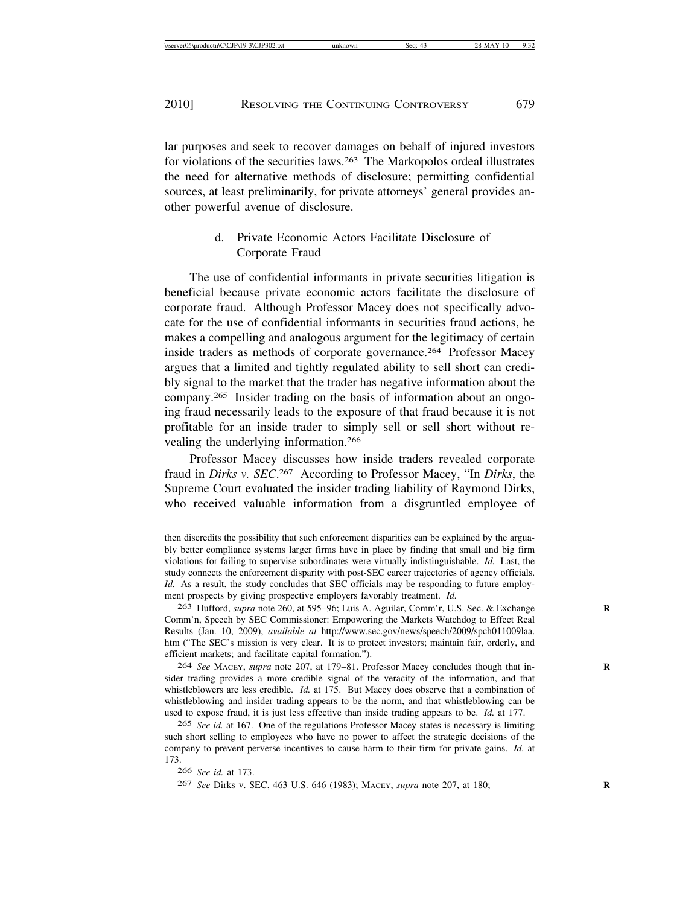lar purposes and seek to recover damages on behalf of injured investors for violations of the securities laws.[263] The Markopolos ordeal illustrates the need for alternative methods of disclosure; permitting confidential sources, at least preliminarily, for private attorneys' general provides another powerful avenue of disclosure.

#### d. Private Economic Actors Facilitate Disclosure of Corporate Fraud

The use of confidential informants in private securities litigation is beneficial because private economic actors facilitate the disclosure of corporate fraud. Although Professor Macey does not specifically advocate for the use of confidential informants in securities fraud actions, he makes a compelling and analogous argument for the legitimacy of certain inside traders as methods of corporate governance.[264] Professor Macey argues that a limited and tightly regulated ability to sell short can credibly signal to the market that the trader has negative information about the company.[265] Insider trading on the basis of information about an ongoing fraud necessarily leads to the exposure of that fraud because it is not profitable for an inside trader to simply sell or sell short without revealing the underlying information.[266]

Professor Macey discusses how inside traders revealed corporate fraud in *Dirks v. SEC*.[267] According to Professor Macey, "In *Dirks*, the Supreme Court evaluated the insider trading liability of Raymond Dirks, who received valuable information from a disgruntled employee of

---

then discredits the possibility that such enforcement disparities can be explained by the arguably better compliance systems larger firms have in place by finding that small and big firm violations for failing to supervise subordinates were virtually indistinguishable. *Id.* Last, the study connects the enforcement disparity with post-SEC career trajectories of agency officials. *Id.* As a result, the study concludes that SEC officials may be responding to future employment prospects by giving prospective employers favorably treatment. *Id.*

[263] Hufford, *supra* note 260, at 595–96; Luis A. Aguilar, Comm'r, U.S. Sec. & Exchange Comm'n, Speech by SEC Commissioner: Empowering the Markets Watchdog to Effect Real Results (Jan. 10, 2009), *available at* http://www.sec.gov/news/speech/2009/spch011009laa.htm ("The SEC's mission is very clear. It is to protect investors; maintain fair, orderly, and efficient markets; and facilitate capital formation.").

[264] *See* MACEY, *supra* note 207, at 179–81. Professor Macey concludes though that insider trading provides a more credible signal of the veracity of the information, and that whistleblowers are less credible. *Id.* at 175. But Macey does observe that a combination of whistleblowing and insider trading appears to be the norm, and that whistleblowing can be used to expose fraud, it is just less effective than inside trading appears to be. *Id.* at 177.

[265] *See id.* at 167. One of the regulations Professor Macey states is necessary is limiting such short selling to employees who have no power to affect the strategic decisions of the company to prevent perverse incentives to cause harm to their firm for private gains. *Id.* at 173.

[266] *See id.* at 173.

[267] *See* Dirks v. SEC, 463 U.S. 646 (1983); MACEY, *supra* note 207, at 180;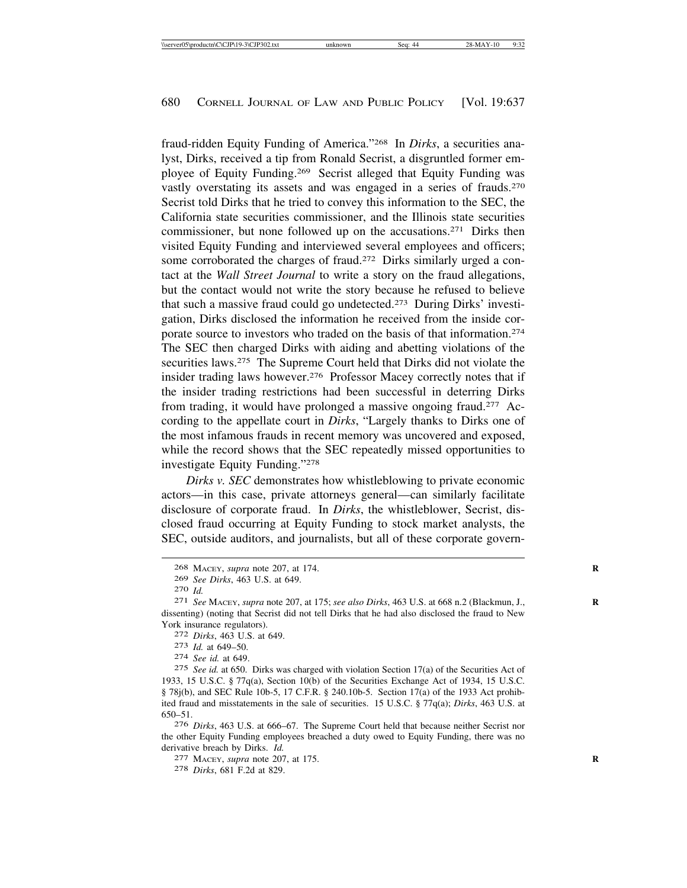fraud-ridden Equity Funding of America."[268] In *Dirks*, a securities analyst, Dirks, received a tip from Ronald Secrist, a disgruntled former employee of Equity Funding.[269] Secrist alleged that Equity Funding was vastly overstating its assets and was engaged in a series of frauds.[270] Secrist told Dirks that he tried to convey this information to the SEC, the California state securities commissioner, and the Illinois state securities commissioner, but none followed up on the accusations.[271] Dirks then visited Equity Funding and interviewed several employees and officers; some corroborated the charges of fraud.[272] Dirks similarly urged a contact at the *Wall Street Journal* to write a story on the fraud allegations, but the contact would not write the story because he refused to believe that such a massive fraud could go undetected.[273] During Dirks' investigation, Dirks disclosed the information he received from the inside corporate source to investors who traded on the basis of that information.[274] The SEC then charged Dirks with aiding and abetting violations of the securities laws.[275] The Supreme Court held that Dirks did not violate the insider trading laws however.[276] Professor Macey correctly notes that if the insider trading restrictions had been successful in deterring Dirks from trading, it would have prolonged a massive ongoing fraud.[277] According to the appellate court in *Dirks*, "Largely thanks to Dirks one of the most infamous frauds in recent memory was uncovered and exposed, while the record shows that the SEC repeatedly missed opportunities to investigate Equity Funding."[278]

*Dirks v. SEC* demonstrates how whistleblowing to private economic actors—in this case, private attorneys general—can similarly facilitate disclosure of corporate fraud. In *Dirks*, the whistleblower, Secrist, disclosed fraud occurring at Equity Funding to stock market analysts, the SEC, outside auditors, and journalists, but all of these corporate govern-

---

[268] MACEY, *supra* note 207, at 174.

[269] *See Dirks*, 463 U.S. at 649.

[270] *Id.*

[271] *See* MACEY, *supra* note 207, at 175; *see also Dirks*, 463 U.S. at 668 n.2 (Blackmun, J., dissenting) (noting that Secrist did not tell Dirks that he had also disclosed the fraud to New York insurance regulators).

[272] *Dirks*, 463 U.S. at 649.

[273] *Id.* at 649–50.

[274] *See id.* at 649.

[275] *See id.* at 650. Dirks was charged with violation Section 17(a) of the Securities Act of 1933, 15 U.S.C. § 77q(a), Section 10(b) of the Securities Exchange Act of 1934, 15 U.S.C. § 78j(b), and SEC Rule 10b-5, 17 C.F.R. § 240.10b-5. Section 17(a) of the 1933 Act prohibited fraud and misstatements in the sale of securities. 15 U.S.C. § 77q(a); *Dirks*, 463 U.S. at 650–51.

[276] *Dirks*, 463 U.S. at 666–67. The Supreme Court held that because neither Secrist nor the other Equity Funding employees breached a duty owed to Equity Funding, there was no derivative breach by Dirks. *Id.*

[277] MACEY, *supra* note 207, at 175.

[278] *Dirks*, 681 F.2d at 829.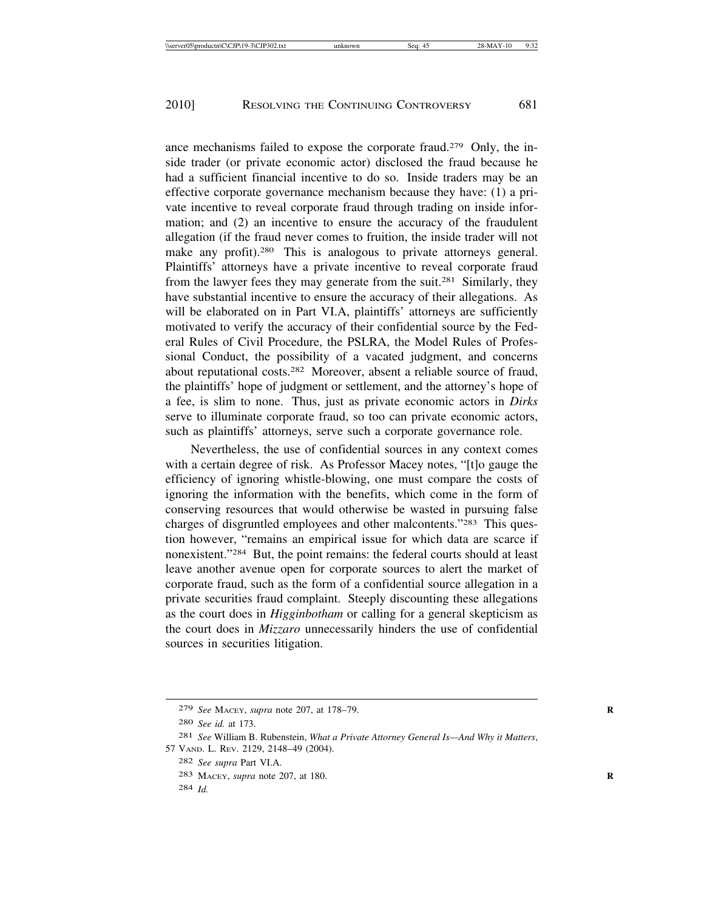ance mechanisms failed to expose the corporate fraud.[279] Only, the inside trader (or private economic actor) disclosed the fraud because he had a sufficient financial incentive to do so. Inside traders may be an effective corporate governance mechanism because they have: (1) a private incentive to reveal corporate fraud through trading on inside information; and (2) an incentive to ensure the accuracy of the fraudulent allegation (if the fraud never comes to fruition, the inside trader will not make any profit).[280] This is analogous to private attorneys general. Plaintiffs' attorneys have a private incentive to reveal corporate fraud from the lawyer fees they may generate from the suit.[281] Similarly, they have substantial incentive to ensure the accuracy of their allegations. As will be elaborated on in Part VI.A, plaintiffs' attorneys are sufficiently motivated to verify the accuracy of their confidential source by the Federal Rules of Civil Procedure, the PSLRA, the Model Rules of Professional Conduct, the possibility of a vacated judgment, and concerns about reputational costs.[282] Moreover, absent a reliable source of fraud, the plaintiffs' hope of judgment or settlement, and the attorney's hope of a fee, is slim to none. Thus, just as private economic actors in *Dirks* serve to illuminate corporate fraud, so too can private economic actors, such as plaintiffs' attorneys, serve such a corporate governance role.

Nevertheless, the use of confidential sources in any context comes with a certain degree of risk. As Professor Macey notes, "[t]o gauge the efficiency of ignoring whistle-blowing, one must compare the costs of ignoring the information with the benefits, which come in the form of conserving resources that would otherwise be wasted in pursuing false charges of disgruntled employees and other malcontents."[283] This question however, "remains an empirical issue for which data are scarce if nonexistent."[284] But, the point remains: the federal courts should at least leave another avenue open for corporate sources to alert the market of corporate fraud, such as the form of a confidential source allegation in a private securities fraud complaint. Steeply discounting these allegations as the court does in *Higginbotham* or calling for a general skepticism as the court does in *Mizzaro* unnecessarily hinders the use of confidential sources in securities litigation.

---

[279] *See* MACEY, *supra* note 207, at 178–79.

[280] *See id.* at 173.

[281] *See* William B. Rubenstein, *What a Private Attorney General Is—And Why it Matters*, 57 VAND. L. REV. 2129, 2148–49 (2004).

[282] *See supra* Part VI.A.

[283] MACEY, *supra* note 207, at 180.

[284] *Id.*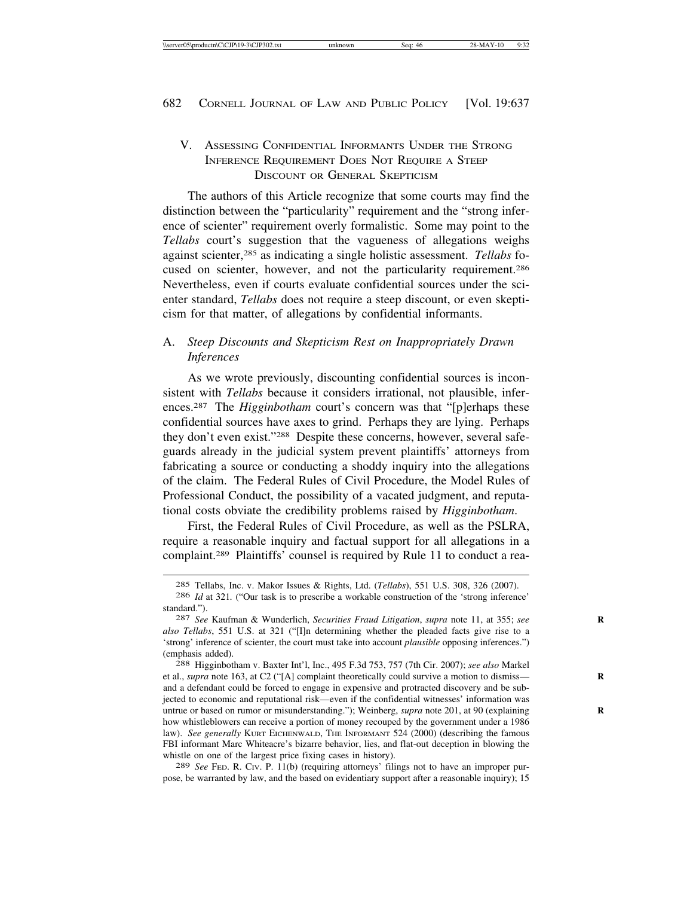## V. Assessing Confidential Informants Under the Strong Inference Requirement Does Not Require a Steep Discount or General Skepticism

The authors of this Article recognize that some courts may find the distinction between the "particularity" requirement and the "strong inference of scienter" requirement overly formalistic. Some may point to the *Tellabs* court's suggestion that the vagueness of allegations weighs against scienter,[285] as indicating a single holistic assessment. *Tellabs* focused on scienter, however, and not the particularity requirement.[286] Nevertheless, even if courts evaluate confidential sources under the scienter standard, *Tellabs* does not require a steep discount, or even skepticism for that matter, of allegations by confidential informants.

### A. *Steep Discounts and Skepticism Rest on Inappropriately Drawn Inferences*

As we wrote previously, discounting confidential sources is inconsistent with *Tellabs* because it considers irrational, not plausible, inferences.[287] The *Higginbotham* court's concern was that "[p]erhaps these confidential sources have axes to grind. Perhaps they are lying. Perhaps they don't even exist."[288] Despite these concerns, however, several safeguards already in the judicial system prevent plaintiffs' attorneys from fabricating a source or conducting a shoddy inquiry into the allegations of the claim. The Federal Rules of Civil Procedure, the Model Rules of Professional Conduct, the possibility of a vacated judgment, and reputational costs obviate the credibility problems raised by *Higginbotham*.

First, the Federal Rules of Civil Procedure, as well as the PSLRA, require a reasonable inquiry and factual support for all allegations in a complaint.[289] Plaintiffs' counsel is required by Rule 11 to conduct a rea-

---

[285] Tellabs, Inc. v. Makor Issues & Rights, Ltd. (*Tellabs*), 551 U.S. 308, 326 (2007).

[286] *Id* at 321. ("Our task is to prescribe a workable construction of the 'strong inference' standard.").

[287] *See* Kaufman & Wunderlich, *Securities Fraud Litigation*, *supra* note 11, at 355; *see also Tellabs*, 551 U.S. at 321 ("[I]n determining whether the pleaded facts give rise to a 'strong' inference of scienter, the court must take into account *plausible* opposing inferences.") (emphasis added).

[288] Higginbotham v. Baxter Int'l, Inc., 495 F.3d 753, 757 (7th Cir. 2007); *see also* Markel et al., *supra* note 163, at C2 ("[A] complaint theoretically could survive a motion to dismiss—and a defendant could be forced to engage in expensive and protracted discovery and be subjected to economic and reputational risk—even if the confidential witnesses' information was untrue or based on rumor or misunderstanding."); Weinberg, *supra* note 201, at 90 (explaining how whistleblowers can receive a portion of money recouped by the government under a 1986 law). *See generally* Kurt Eichenwald, The Informant 524 (2000) (describing the famous FBI informant Marc Whiteacre's bizarre behavior, lies, and flat-out deception in blowing the whistle on one of the largest price fixing cases in history).

[289] *See* Fed. R. Civ. P. 11(b) (requiring attorneys' filings not to have an improper purpose, be warranted by law, and the based on evidentiary support after a reasonable inquiry); 15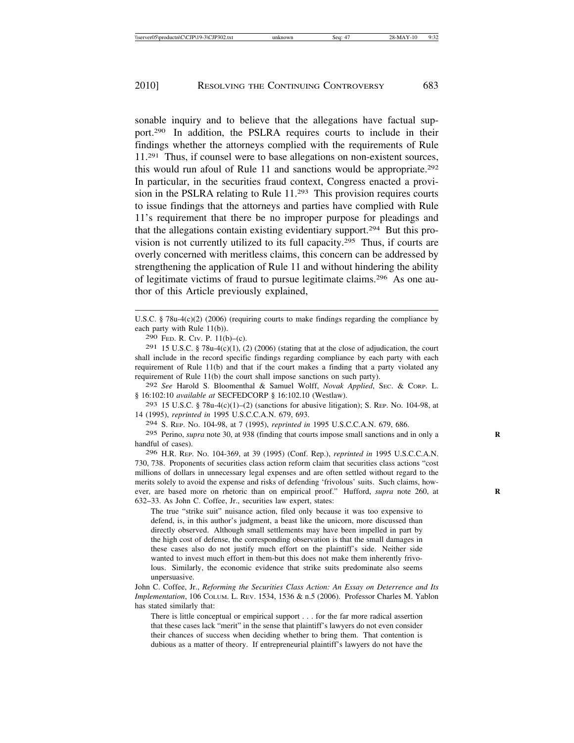sonable inquiry and to believe that the allegations have factual support.[290] In addition, the PSLRA requires courts to include in their findings whether the attorneys complied with the requirements of Rule 11.[291] Thus, if counsel were to base allegations on non-existent sources, this would run afoul of Rule 11 and sanctions would be appropriate.[292] In particular, in the securities fraud context, Congress enacted a provision in the PSLRA relating to Rule 11.[293] This provision requires courts to issue findings that the attorneys and parties have complied with Rule 11's requirement that there be no improper purpose for pleadings and that the allegations contain existing evidentiary support.[294] But this provision is not currently utilized to its full capacity.[295] Thus, if courts are overly concerned with meritless claims, this concern can be addressed by strengthening the application of Rule 11 and without hindering the ability of legitimate victims of fraud to pursue legitimate claims.[296] As one author of this Article previously explained,

---

U.S.C. § 78u-4(c)(2) (2006) (requiring courts to make findings regarding the compliance by each party with Rule 11(b)).

290 Fed. R. Civ. P. 11(b)–(c).

291 15 U.S.C. § 78u-4(c)(1), (2) (2006) (stating that at the close of adjudication, the court shall include in the record specific findings regarding compliance by each party with each requirement of Rule 11(b) and that if the court makes a finding that a party violated any requirement of Rule 11(b) the court shall impose sanctions on such party).

292 *See* Harold S. Bloomenthal & Samuel Wolff, *Novak Applied*, Sec. & Corp. L. § 16:102:10 *available at* SECFEDCORP § 16:102.10 (Westlaw).

293 15 U.S.C. § 78u-4(c)(1)–(2) (sanctions for abusive litigation); S. Rep. No. 104-98, at 14 (1995), *reprinted in* 1995 U.S.C.C.A.N. 679, 693.

294 S. Rep. No. 104-98, at 7 (1995), *reprinted in* 1995 U.S.C.C.A.N. 679, 686.

295 Perino, *supra* note 30, at 938 (finding that courts impose small sanctions and in only a handful of cases).

296 H.R. Rep. No. 104-369, at 39 (1995) (Conf. Rep.), *reprinted in* 1995 U.S.C.C.A.N. 730, 738. Proponents of securities class action reform claim that securities class actions "cost millions of dollars in unnecessary legal expenses and are often settled without regard to the merits solely to avoid the expense and risks of defending 'frivolous' suits. Such claims, however, are based more on rhetoric than on empirical proof." Hufford, *supra* note 260, at 632–33. As John C. Coffee, Jr., securities law expert, states:

> The true "strike suit" nuisance action, filed only because it was too expensive to defend, is, in this author's judgment, a beast like the unicorn, more discussed than directly observed. Although small settlements may have been impelled in part by the high cost of defense, the corresponding observation is that the small damages in these cases also do not justify much effort on the plaintiff's side. Neither side wanted to invest much effort in them-but this does not make them inherently frivolous. Similarly, the economic evidence that strike suits predominate also seems unpersuasive.

John C. Coffee, Jr., *Reforming the Securities Class Action: An Essay on Deterrence and Its Implementation*, 106 Colum. L. Rev. 1534, 1536 & n.5 (2006). Professor Charles M. Yablon has stated similarly that:

> There is little conceptual or empirical support . . . for the far more radical assertion that these cases lack "merit" in the sense that plaintiff's lawyers do not even consider their chances of success when deciding whether to bring them. That contention is dubious as a matter of theory. If entrepreneurial plaintiff's lawyers do not have the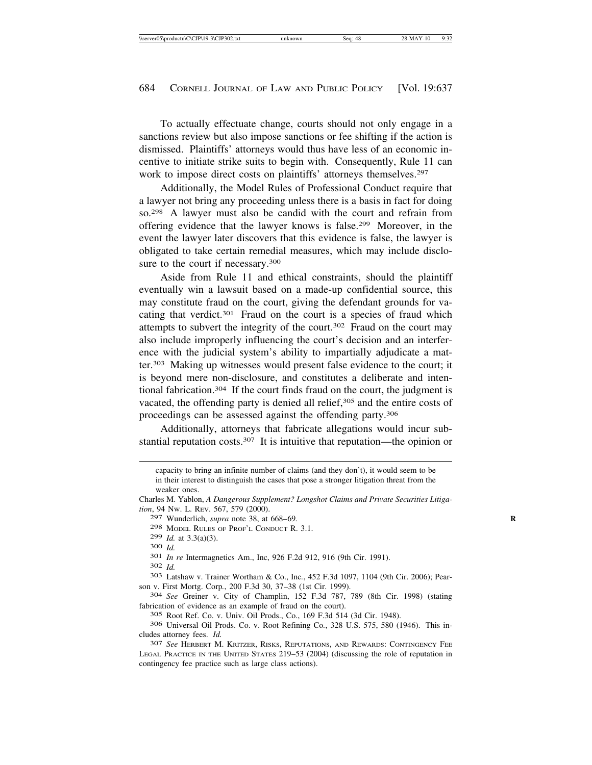To actually effectuate change, courts should not only engage in a sanctions review but also impose sanctions or fee shifting if the action is dismissed. Plaintiffs' attorneys would thus have less of an economic incentive to initiate strike suits to begin with. Consequently, Rule 11 can work to impose direct costs on plaintiffs' attorneys themselves.[297]

Additionally, the Model Rules of Professional Conduct require that a lawyer not bring any proceeding unless there is a basis in fact for doing so.[298] A lawyer must also be candid with the court and refrain from offering evidence that the lawyer knows is false.[299] Moreover, in the event the lawyer later discovers that this evidence is false, the lawyer is obligated to take certain remedial measures, which may include disclosure to the court if necessary.[300]

Aside from Rule 11 and ethical constraints, should the plaintiff eventually win a lawsuit based on a made-up confidential source, this may constitute fraud on the court, giving the defendant grounds for vacating that verdict.[301] Fraud on the court is a species of fraud which attempts to subvert the integrity of the court.[302] Fraud on the court may also include improperly influencing the court's decision and an interference with the judicial system's ability to impartially adjudicate a matter.[303] Making up witnesses would present false evidence to the court; it is beyond mere non-disclosure, and constitutes a deliberate and intentional fabrication.[304] If the court finds fraud on the court, the judgment is vacated, the offending party is denied all relief,[305] and the entire costs of proceedings can be assessed against the offending party.[306]

Additionally, attorneys that fabricate allegations would incur substantial reputation costs.[307] It is intuitive that reputation—the opinion or

---

capacity to bring an infinite number of claims (and they don't), it would seem to be in their interest to distinguish the cases that pose a stronger litigation threat from the weaker ones.

Charles M. Yablon, *A Dangerous Supplement? Longshot Claims and Private Securities Litigation*, 94 Nw. L. Rev. 567, 579 (2000).

297 Wunderlich, *supra* note 38, at 668–69.

298 Model Rules of Prof'l Conduct R. 3.1.

299 *Id.* at 3.3(a)(3).

300 *Id.*

301 *In re* Intermagnetics Am., Inc, 926 F.2d 912, 916 (9th Cir. 1991).

302 *Id.*

303 Latshaw v. Trainer Wortham & Co., Inc., 452 F.3d 1097, 1104 (9th Cir. 2006); Pearson v. First Mortg. Corp., 200 F.3d 30, 37–38 (1st Cir. 1999).

304 *See* Greiner v. City of Champlin, 152 F.3d 787, 789 (8th Cir. 1998) (stating fabrication of evidence as an example of fraud on the court).

305 Root Ref. Co. v. Univ. Oil Prods., Co., 169 F.3d 514 (3d Cir. 1948).

306 Universal Oil Prods. Co. v. Root Refining Co., 328 U.S. 575, 580 (1946). This includes attorney fees. *Id.*

307 *See* Herbert M. Kritzer, Risks, Reputations, and Rewards: Contingency Fee Legal Practice in the United States 219–53 (2004) (discussing the role of reputation in contingency fee practice such as large class actions).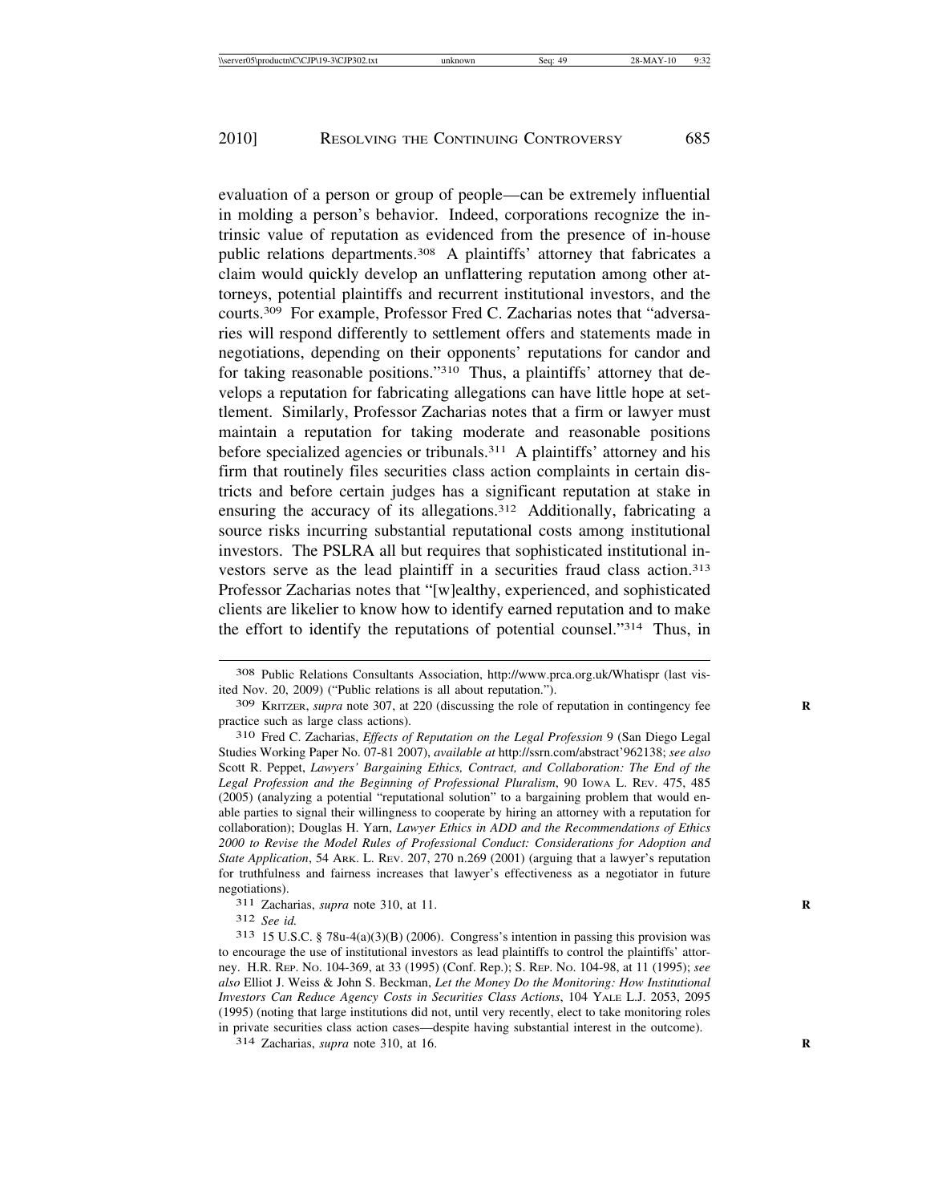evaluation of a person or group of people—can be extremely influential in molding a person's behavior. Indeed, corporations recognize the intrinsic value of reputation as evidenced from the presence of in-house public relations departments.[308] A plaintiffs' attorney that fabricates a claim would quickly develop an unflattering reputation among other attorneys, potential plaintiffs and recurrent institutional investors, and the courts.[309] For example, Professor Fred C. Zacharias notes that "adversaries will respond differently to settlement offers and statements made in negotiations, depending on their opponents' reputations for candor and for taking reasonable positions."[310] Thus, a plaintiffs' attorney that develops a reputation for fabricating allegations can have little hope at settlement. Similarly, Professor Zacharias notes that a firm or lawyer must maintain a reputation for taking moderate and reasonable positions before specialized agencies or tribunals.[311] A plaintiffs' attorney and his firm that routinely files securities class action complaints in certain districts and before certain judges has a significant reputation at stake in ensuring the accuracy of its allegations.[312] Additionally, fabricating a source risks incurring substantial reputational costs among institutional investors. The PSLRA all but requires that sophisticated institutional investors serve as the lead plaintiff in a securities fraud class action.[313] Professor Zacharias notes that "[w]ealthy, experienced, and sophisticated clients are likelier to know how to identify earned reputation and to make the effort to identify the reputations of potential counsel."[314] Thus, in

---

308 Public Relations Consultants Association, http://www.prca.org.uk/Whatispr (last visited Nov. 20, 2009) ("Public relations is all about reputation.").

309 KRITZER, *supra* note 307, at 220 (discussing the role of reputation in contingency fee practice such as large class actions).

310 Fred C. Zacharias, *Effects of Reputation on the Legal Profession* 9 (San Diego Legal Studies Working Paper No. 07-81 2007), *available at* http://ssrn.com/abstract'962138; *see also* Scott R. Peppet, *Lawyers' Bargaining Ethics, Contract, and Collaboration: The End of the Legal Profession and the Beginning of Professional Pluralism*, 90 IOWA L. REV. 475, 485 (2005) (analyzing a potential "reputational solution" to a bargaining problem that would enable parties to signal their willingness to cooperate by hiring an attorney with a reputation for collaboration); Douglas H. Yarn, *Lawyer Ethics in ADD and the Recommendations of Ethics 2000 to Revise the Model Rules of Professional Conduct: Considerations for Adoption and State Application*, 54 ARK. L. REV. 207, 270 n.269 (2001) (arguing that a lawyer's reputation for truthfulness and fairness increases that lawyer's effectiveness as a negotiator in future negotiations).

311 Zacharias, *supra* note 310, at 11.

312 *See id.*

313 15 U.S.C. § 78u-4(a)(3)(B) (2006). Congress's intention in passing this provision was to encourage the use of institutional investors as lead plaintiffs to control the plaintiffs' attorney. H.R. REP. NO. 104-369, at 33 (1995) (Conf. Rep.); S. REP. NO. 104-98, at 11 (1995); *see also* Elliot J. Weiss & John S. Beckman, *Let the Money Do the Monitoring: How Institutional Investors Can Reduce Agency Costs in Securities Class Actions*, 104 YALE L.J. 2053, 2095 (1995) (noting that large institutions did not, until very recently, elect to take monitoring roles in private securities class action cases—despite having substantial interest in the outcome).

314 Zacharias, *supra* note 310, at 16.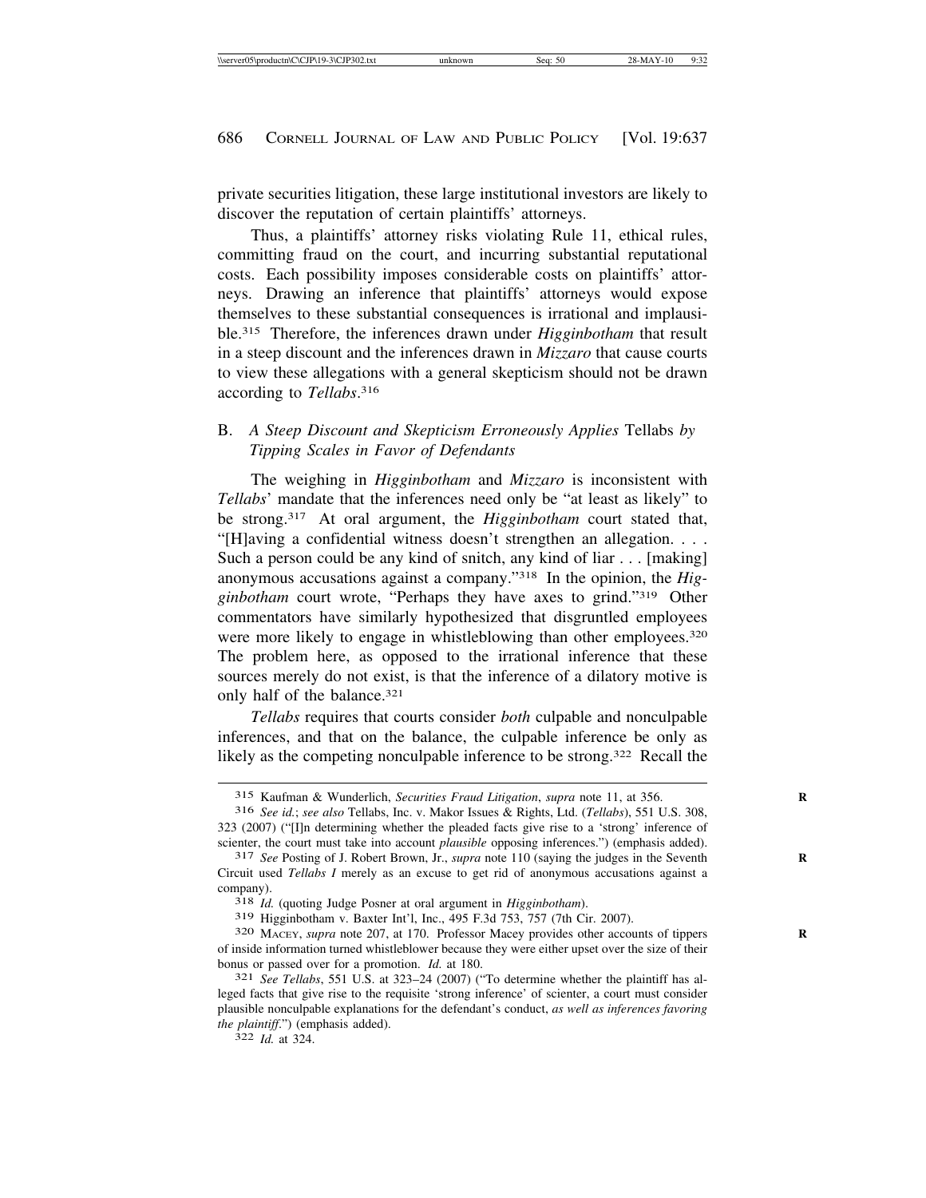private securities litigation, these large institutional investors are likely to discover the reputation of certain plaintiffs' attorneys.

Thus, a plaintiffs' attorney risks violating Rule 11, ethical rules, committing fraud on the court, and incurring substantial reputational costs. Each possibility imposes considerable costs on plaintiffs' attorneys. Drawing an inference that plaintiffs' attorneys would expose themselves to these substantial consequences is irrational and implausible.[315] Therefore, the inferences drawn under *Higginbotham* that result in a steep discount and the inferences drawn in *Mizzaro* that cause courts to view these allegations with a general skepticism should not be drawn according to *Tellabs*.[316]

## B. *A Steep Discount and Skepticism Erroneously Applies* Tellabs *by Tipping Scales in Favor of Defendants*

The weighing in *Higginbotham* and *Mizzaro* is inconsistent with *Tellabs*' mandate that the inferences need only be "at least as likely" to be strong.[317] At oral argument, the *Higginbotham* court stated that, "[H]aving a confidential witness doesn't strengthen an allegation. . . . Such a person could be any kind of snitch, any kind of liar . . . [making] anonymous accusations against a company."[318] In the opinion, the *Higginbotham* court wrote, "Perhaps they have axes to grind."[319] Other commentators have similarly hypothesized that disgruntled employees were more likely to engage in whistleblowing than other employees.[320] The problem here, as opposed to the irrational inference that these sources merely do not exist, is that the inference of a dilatory motive is only half of the balance.[321]

*Tellabs* requires that courts consider *both* culpable and nonculpable inferences, and that on the balance, the culpable inference be only as likely as the competing nonculpable inference to be strong.[322] Recall the

---

315 Kaufman & Wunderlich, *Securities Fraud Litigation*, *supra* note 11, at 356.

316 *See id.*; *see also* Tellabs, Inc. v. Makor Issues & Rights, Ltd. (*Tellabs*), 551 U.S. 308, 323 (2007) ("[I]n determining whether the pleaded facts give rise to a 'strong' inference of scienter, the court must take into account *plausible* opposing inferences.") (emphasis added).

317 *See* Posting of J. Robert Brown, Jr., *supra* note 110 (saying the judges in the Seventh Circuit used *Tellabs I* merely as an excuse to get rid of anonymous accusations against a company).

318 *Id.* (quoting Judge Posner at oral argument in *Higginbotham*).

319 Higginbotham v. Baxter Int'l, Inc., 495 F.3d 753, 757 (7th Cir. 2007).

320 Macey, *supra* note 207, at 170. Professor Macey provides other accounts of tippers of inside information turned whistleblower because they were either upset over the size of their bonus or passed over for a promotion. *Id.* at 180.

321 *See Tellabs*, 551 U.S. at 323–24 (2007) ("To determine whether the plaintiff has alleged facts that give rise to the requisite 'strong inference' of scienter, a court must consider plausible nonculpable explanations for the defendant's conduct, *as well as inferences favoring the plaintiff*.") (emphasis added).

322 *Id.* at 324.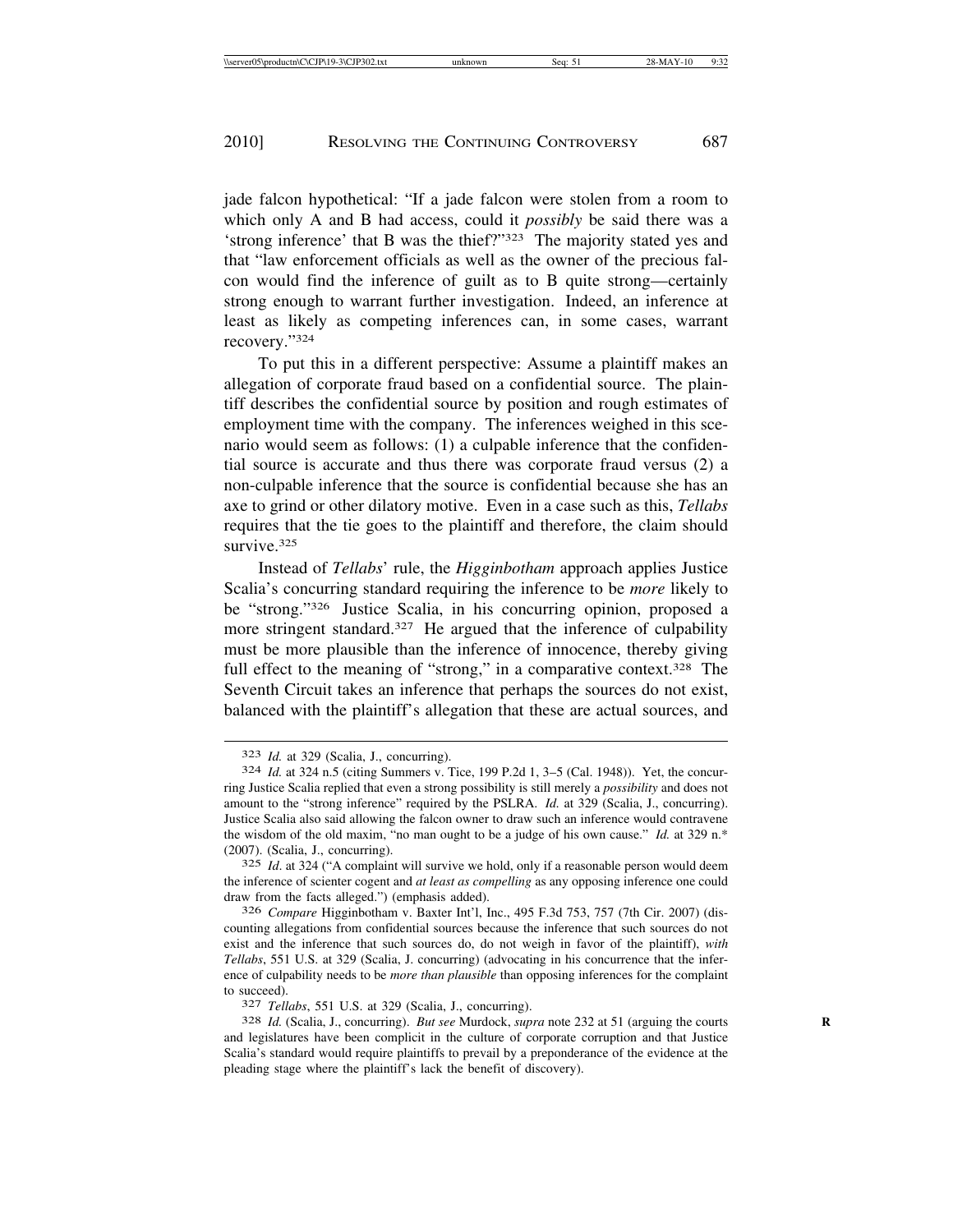jade falcon hypothetical: "If a jade falcon were stolen from a room to which only A and B had access, could it *possibly* be said there was a 'strong inference' that B was the thief?"[323] The majority stated yes and that "law enforcement officials as well as the owner of the precious falcon would find the inference of guilt as to B quite strong—certainly strong enough to warrant further investigation. Indeed, an inference at least as likely as competing inferences can, in some cases, warrant recovery."[324]

To put this in a different perspective: Assume a plaintiff makes an allegation of corporate fraud based on a confidential source. The plaintiff describes the confidential source by position and rough estimates of employment time with the company. The inferences weighed in this scenario would seem as follows: (1) a culpable inference that the confidential source is accurate and thus there was corporate fraud versus (2) a non-culpable inference that the source is confidential because she has an axe to grind or other dilatory motive. Even in a case such as this, *Tellabs* requires that the tie goes to the plaintiff and therefore, the claim should survive.[325]

Instead of *Tellabs*' rule, the *Higginbotham* approach applies Justice Scalia's concurring standard requiring the inference to be *more* likely to be "strong."[326] Justice Scalia, in his concurring opinion, proposed a more stringent standard.[327] He argued that the inference of culpability must be more plausible than the inference of innocence, thereby giving full effect to the meaning of "strong," in a comparative context.[328] The Seventh Circuit takes an inference that perhaps the sources do not exist, balanced with the plaintiff's allegation that these are actual sources, and

---

323 *Id.* at 329 (Scalia, J., concurring).

324 *Id.* at 324 n.5 (citing Summers v. Tice, 199 P.2d 1, 3–5 (Cal. 1948)). Yet, the concurring Justice Scalia replied that even a strong possibility is still merely a *possibility* and does not amount to the "strong inference" required by the PSLRA. *Id.* at 329 (Scalia, J., concurring). Justice Scalia also said allowing the falcon owner to draw such an inference would contravene the wisdom of the old maxim, "no man ought to be a judge of his own cause." *Id.* at 329 n.* (2007). (Scalia, J., concurring).

325 *Id*. at 324 ("A complaint will survive we hold, only if a reasonable person would deem the inference of scienter cogent and *at least as compelling* as any opposing inference one could draw from the facts alleged.") (emphasis added).

326 *Compare* Higginbotham v. Baxter Int'l, Inc., 495 F.3d 753, 757 (7th Cir. 2007) (discounting allegations from confidential sources because the inference that such sources do not exist and the inference that such sources do, do not weigh in favor of the plaintiff), *with* *Tellabs*, 551 U.S. at 329 (Scalia, J. concurring) (advocating in his concurrence that the inference of culpability needs to be *more than plausible* than opposing inferences for the complaint to succeed).

327 *Tellabs*, 551 U.S. at 329 (Scalia, J., concurring).

328 *Id.* (Scalia, J., concurring). *But see* Murdock, *supra* note 232 at 51 (arguing the courts and legislatures have been complicit in the culture of corporate corruption and that Justice Scalia's standard would require plaintiffs to prevail by a preponderance of the evidence at the pleading stage where the plaintiff's lack the benefit of discovery).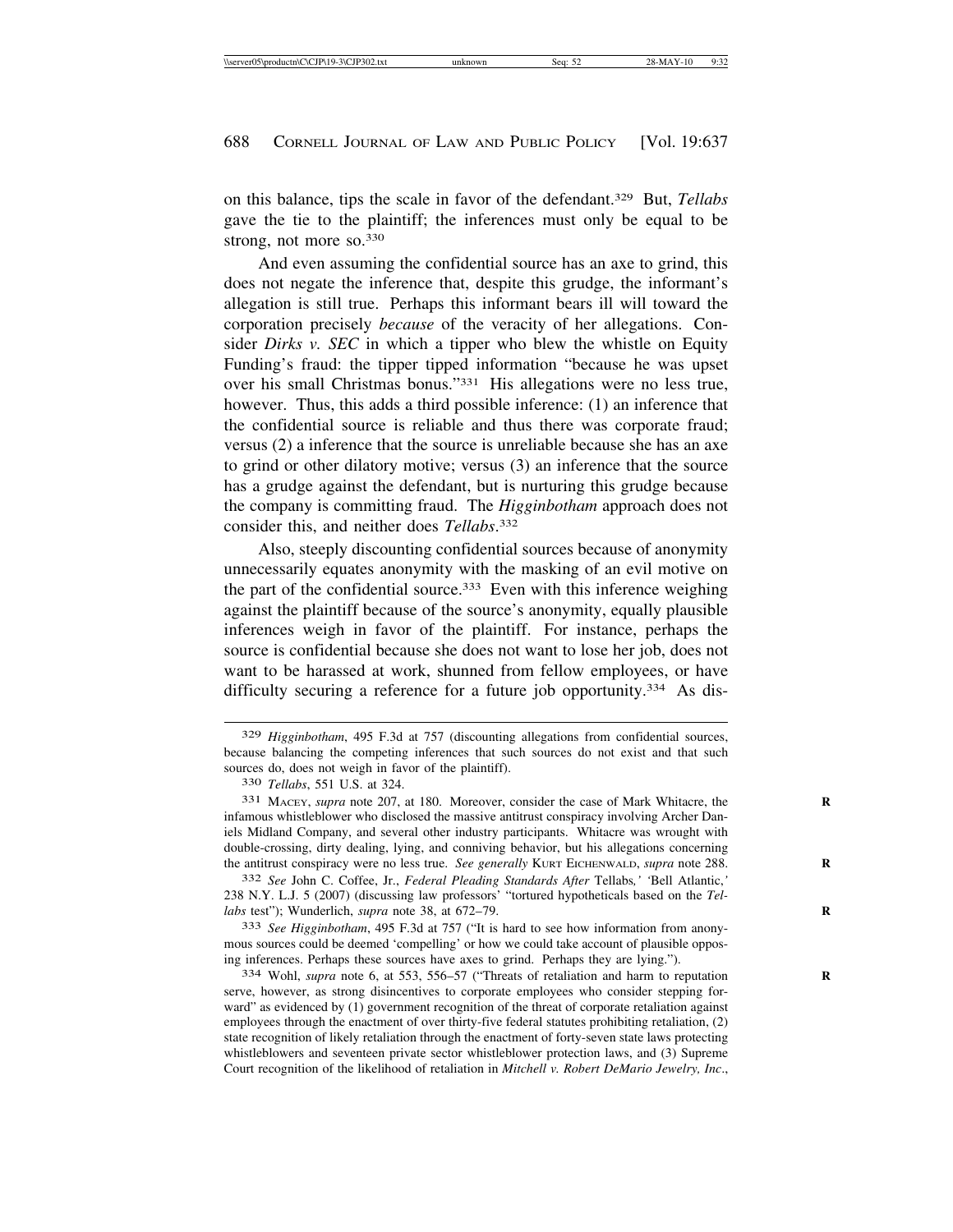on this balance, tips the scale in favor of the defendant.[329] But, *Tellabs* gave the tie to the plaintiff; the inferences must only be equal to be strong, not more so.[330]

And even assuming the confidential source has an axe to grind, this does not negate the inference that, despite this grudge, the informant's allegation is still true. Perhaps this informant bears ill will toward the corporation precisely *because* of the veracity of her allegations. Consider *Dirks v. SEC* in which a tipper who blew the whistle on Equity Funding's fraud: the tipper tipped information "because he was upset over his small Christmas bonus."[331] His allegations were no less true, however. Thus, this adds a third possible inference: (1) an inference that the confidential source is reliable and thus there was corporate fraud; versus (2) a inference that the source is unreliable because she has an axe to grind or other dilatory motive; versus (3) an inference that the source has a grudge against the defendant, but is nurturing this grudge because the company is committing fraud. The *Higginbotham* approach does not consider this, and neither does *Tellabs*.[332]

Also, steeply discounting confidential sources because of anonymity unnecessarily equates anonymity with the masking of an evil motive on the part of the confidential source.[333] Even with this inference weighing against the plaintiff because of the source's anonymity, equally plausible inferences weigh in favor of the plaintiff. For instance, perhaps the source is confidential because she does not want to lose her job, does not want to be harassed at work, shunned from fellow employees, or have difficulty securing a reference for a future job opportunity.[334] As dis-

---

329 *Higginbotham*, 495 F.3d at 757 (discounting allegations from confidential sources, because balancing the competing inferences that such sources do not exist and that such sources do, does not weigh in favor of the plaintiff).

330 *Tellabs*, 551 U.S. at 324.

331 MACEY, *supra* note 207, at 180. Moreover, consider the case of Mark Whitacre, the infamous whistleblower who disclosed the massive antitrust conspiracy involving Archer Daniels Midland Company, and several other industry participants. Whitacre was wrought with double-crossing, dirty dealing, lying, and conniving behavior, but his allegations concerning the antitrust conspiracy were no less true. *See generally* KURT EICHENWALD, *supra* note 288.

332 *See* John C. Coffee, Jr., *Federal Pleading Standards After* Tellabs*,' '*Bell Atlantic*,'* 238 N.Y. L.J. 5 (2007) (discussing law professors' "tortured hypotheticals based on the *Tellabs* test"); Wunderlich, *supra* note 38, at 672–79.

333 *See Higginbotham*, 495 F.3d at 757 ("It is hard to see how information from anonymous sources could be deemed 'compelling' or how we could take account of plausible opposing inferences. Perhaps these sources have axes to grind. Perhaps they are lying.").

334 Wohl, *supra* note 6, at 553, 556–57 ("Threats of retaliation and harm to reputation serve, however, as strong disincentives to corporate employees who consider stepping forward" as evidenced by (1) government recognition of the threat of corporate retaliation against employees through the enactment of over thirty-five federal statutes prohibiting retaliation, (2) state recognition of likely retaliation through the enactment of forty-seven state laws protecting whistleblowers and seventeen private sector whistleblower protection laws, and (3) Supreme Court recognition of the likelihood of retaliation in *Mitchell v. Robert DeMario Jewelry, Inc.*,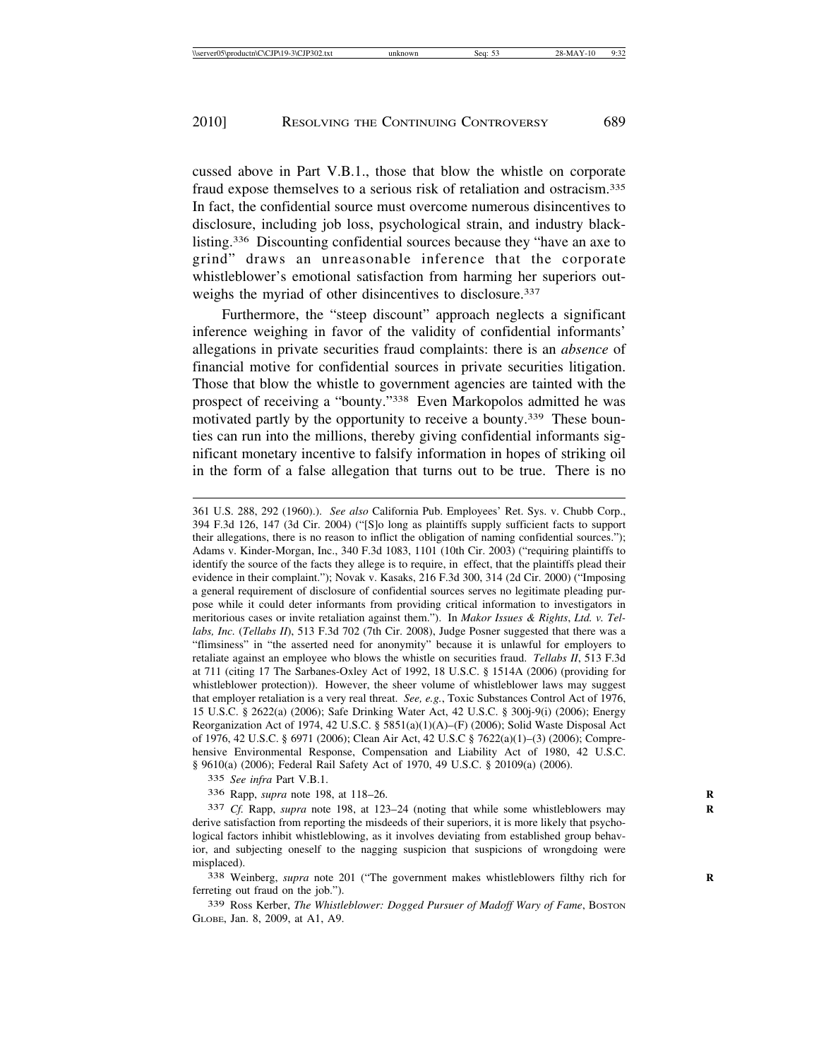cussed above in Part V.B.1., those that blow the whistle on corporate fraud expose themselves to a serious risk of retaliation and ostracism.[335] In fact, the confidential source must overcome numerous disincentives to disclosure, including job loss, psychological strain, and industry blacklisting.[336] Discounting confidential sources because they "have an axe to grind" draws an unreasonable inference that the corporate whistleblower's emotional satisfaction from harming her superiors outweighs the myriad of other disincentives to disclosure.[337]

Furthermore, the "steep discount" approach neglects a significant inference weighing in favor of the validity of confidential informants' allegations in private securities fraud complaints: there is an *absence* of financial motive for confidential sources in private securities litigation. Those that blow the whistle to government agencies are tainted with the prospect of receiving a "bounty."[338] Even Markopolos admitted he was motivated partly by the opportunity to receive a bounty.[339] These bounties can run into the millions, thereby giving confidential informants significant monetary incentive to falsify information in hopes of striking oil in the form of a false allegation that turns out to be true. There is no

---

361 U.S. 288, 292 (1960).). *See also* California Pub. Employees' Ret. Sys. v. Chubb Corp., 394 F.3d 126, 147 (3d Cir. 2004) ("[S]o long as plaintiffs supply sufficient facts to support their allegations, there is no reason to inflict the obligation of naming confidential sources."); Adams v. Kinder-Morgan, Inc., 340 F.3d 1083, 1101 (10th Cir. 2003) ("requiring plaintiffs to identify the source of the facts they allege is to require, in effect, that the plaintiffs plead their evidence in their complaint."); Novak v. Kasaks, 216 F.3d 300, 314 (2d Cir. 2000) ("Imposing a general requirement of disclosure of confidential sources serves no legitimate pleading purpose while it could deter informants from providing critical information to investigators in meritorious cases or invite retaliation against them."). In *Makor Issues & Rights, Ltd. v. Tellabs, Inc.* (*Tellabs II*), 513 F.3d 702 (7th Cir. 2008), Judge Posner suggested that there was a "flimsiness" in "the asserted need for anonymity" because it is unlawful for employers to retaliate against an employee who blows the whistle on securities fraud. *Tellabs II*, 513 F.3d at 711 (citing 17 The Sarbanes-Oxley Act of 1992, 18 U.S.C. § 1514A (2006) (providing for whistleblower protection)). However, the sheer volume of whistleblower laws may suggest that employer retaliation is a very real threat. *See, e.g.*, Toxic Substances Control Act of 1976, 15 U.S.C. § 2622(a) (2006); Safe Drinking Water Act, 42 U.S.C. § 300j-9(i) (2006); Energy Reorganization Act of 1974, 42 U.S.C. § 5851(a)(1)(A)–(F) (2006); Solid Waste Disposal Act of 1976, 42 U.S.C. § 6971 (2006); Clean Air Act, 42 U.S.C § 7622(a)(1)–(3) (2006); Comprehensive Environmental Response, Compensation and Liability Act of 1980, 42 U.S.C. § 9610(a) (2006); Federal Rail Safety Act of 1970, 49 U.S.C. § 20109(a) (2006).

335 *See infra* Part V.B.1.

336 Rapp, *supra* note 198, at 118–26.

337 *Cf.* Rapp, *supra* note 198, at 123–24 (noting that while some whistleblowers may derive satisfaction from reporting the misdeeds of their superiors, it is more likely that psychological factors inhibit whistleblowing, as it involves deviating from established group behavior, and subjecting oneself to the nagging suspicion that suspicions of wrongdoing were misplaced).

338 Weinberg, *supra* note 201 ("The government makes whistleblowers filthy rich for ferreting out fraud on the job.").

339 Ross Kerber, *The Whistleblower: Dogged Pursuer of Madoff Wary of Fame*, BOSTON GLOBE, Jan. 8, 2009, at A1, A9.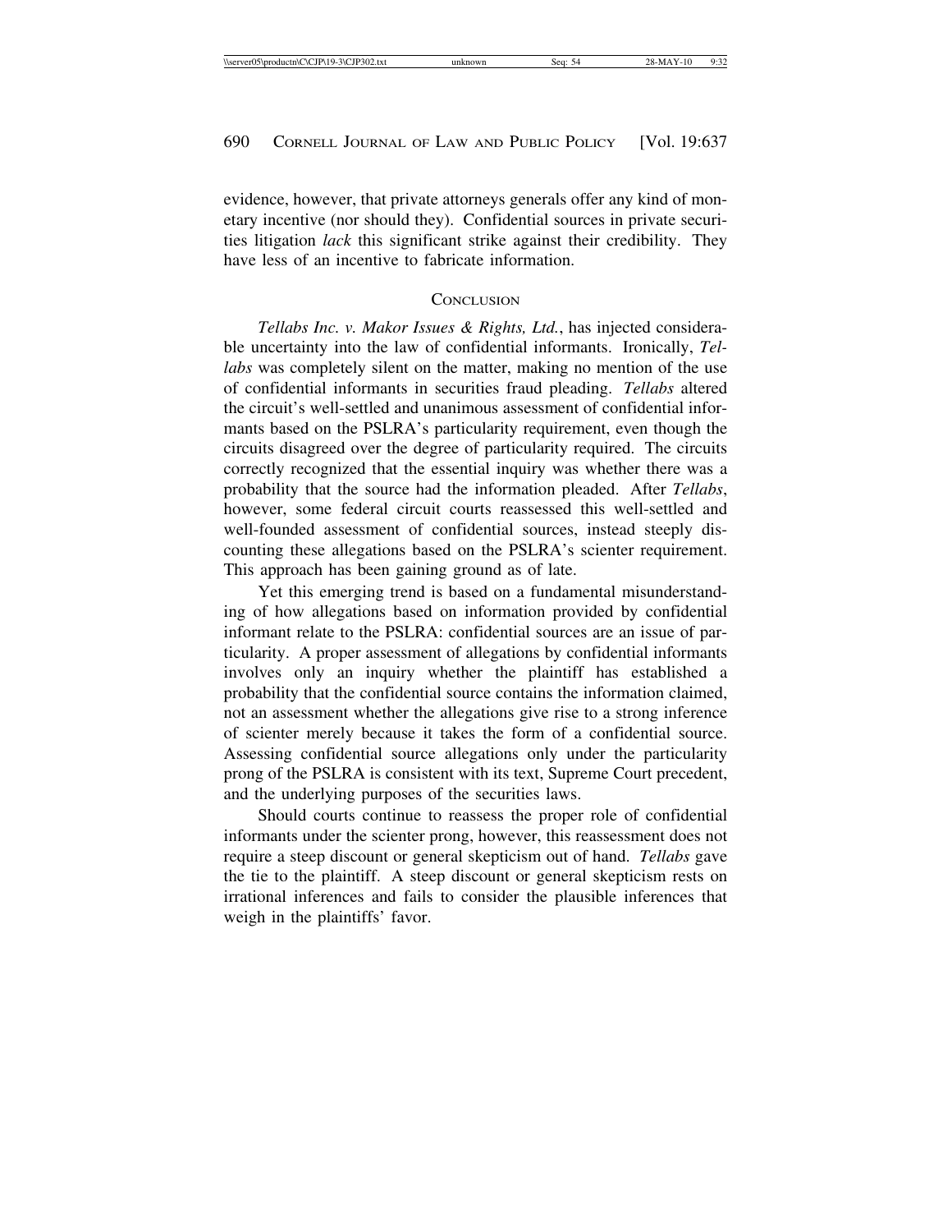evidence, however, that private attorneys generals offer any kind of monetary incentive (nor should they). Confidential sources in private securities litigation *lack* this significant strike against their credibility. They have less of an incentive to fabricate information.

## Conclusion

*Tellabs Inc. v. Makor Issues & Rights, Ltd.*, has injected considerable uncertainty into the law of confidential informants. Ironically, *Tellabs* was completely silent on the matter, making no mention of the use of confidential informants in securities fraud pleading. *Tellabs* altered the circuit's well-settled and unanimous assessment of confidential informants based on the PSLRA's particularity requirement, even though the circuits disagreed over the degree of particularity required. The circuits correctly recognized that the essential inquiry was whether there was a probability that the source had the information pleaded. After *Tellabs*, however, some federal circuit courts reassessed this well-settled and well-founded assessment of confidential sources, instead steeply discounting these allegations based on the PSLRA's scienter requirement. This approach has been gaining ground as of late.

Yet this emerging trend is based on a fundamental misunderstanding of how allegations based on information provided by confidential informant relate to the PSLRA: confidential sources are an issue of particularity. A proper assessment of allegations by confidential informants involves only an inquiry whether the plaintiff has established a probability that the confidential source contains the information claimed, not an assessment whether the allegations give rise to a strong inference of scienter merely because it takes the form of a confidential source. Assessing confidential source allegations only under the particularity prong of the PSLRA is consistent with its text, Supreme Court precedent, and the underlying purposes of the securities laws.

Should courts continue to reassess the proper role of confidential informants under the scienter prong, however, this reassessment does not require a steep discount or general skepticism out of hand. *Tellabs* gave the tie to the plaintiff. A steep discount or general skepticism rests on irrational inferences and fails to consider the plausible inferences that weigh in the plaintiffs' favor.